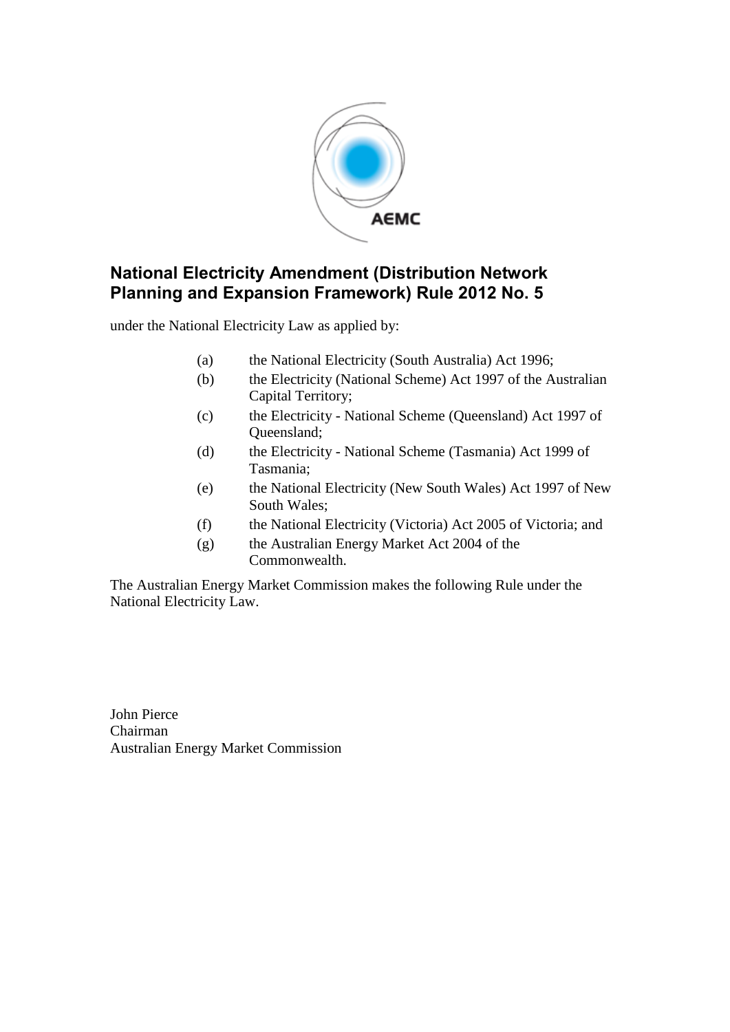# National Electricity Amendment (Distribution Network Planning and Expansion Framework) Rule 2012 No. 5

under the National Electricity Law as applied by:

(a) the National Electricity (South Australia) Act 1996;

(b) the Electricity (National Scheme) Act 1997 of the Australian Capital Territory;

(c) the Electricity - National Scheme (Queensland) Act 1997 of Queensland;

(d) the Electricity - National Scheme (Tasmania) Act 1999 of Tasmania;

(e) the National Electricity (New South Wales) Act 1997 of New South Wales;

(f) the National Electricity (Victoria) Act 2005 of Victoria; and

(g) the Australian Energy Market Act 2004 of the Commonwealth.

The Australian Energy Market Commission makes the following Rule under the National Electricity Law.

John Pierce
Chairman
Australian Energy Market Commission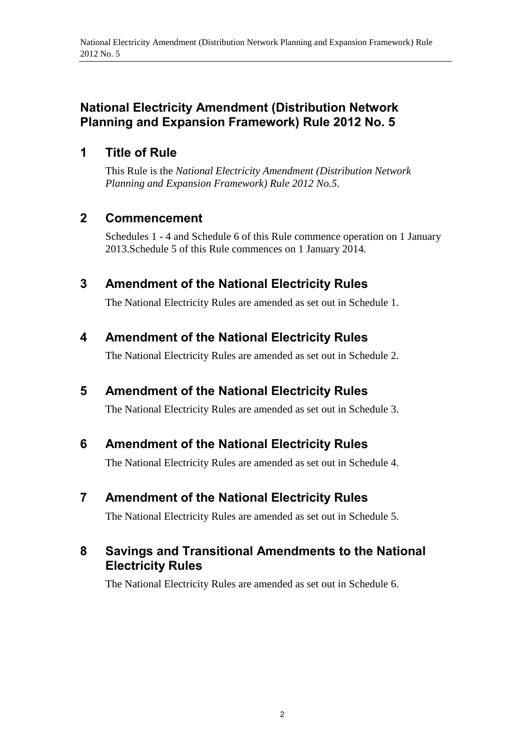# National Electricity Amendment (Distribution Network Planning and Expansion Framework) Rule 2012 No. 5

## 1 Title of Rule

This Rule is the *National Electricity Amendment (Distribution Network Planning and Expansion Framework) Rule 2012 No.5*.

## 2 Commencement

Schedules 1 - 4 and Schedule 6 of this Rule commence operation on 1 January 2013.Schedule 5 of this Rule commences on 1 January 2014.

## 3 Amendment of the National Electricity Rules

The National Electricity Rules are amended as set out in Schedule 1.

## 4 Amendment of the National Electricity Rules

The National Electricity Rules are amended as set out in Schedule 2.

## 5 Amendment of the National Electricity Rules

The National Electricity Rules are amended as set out in Schedule 3.

## 6 Amendment of the National Electricity Rules

The National Electricity Rules are amended as set out in Schedule 4.

## 7 Amendment of the National Electricity Rules

The National Electricity Rules are amended as set out in Schedule 5.

## 8 Savings and Transitional Amendments to the National Electricity Rules

The National Electricity Rules are amended as set out in Schedule 6.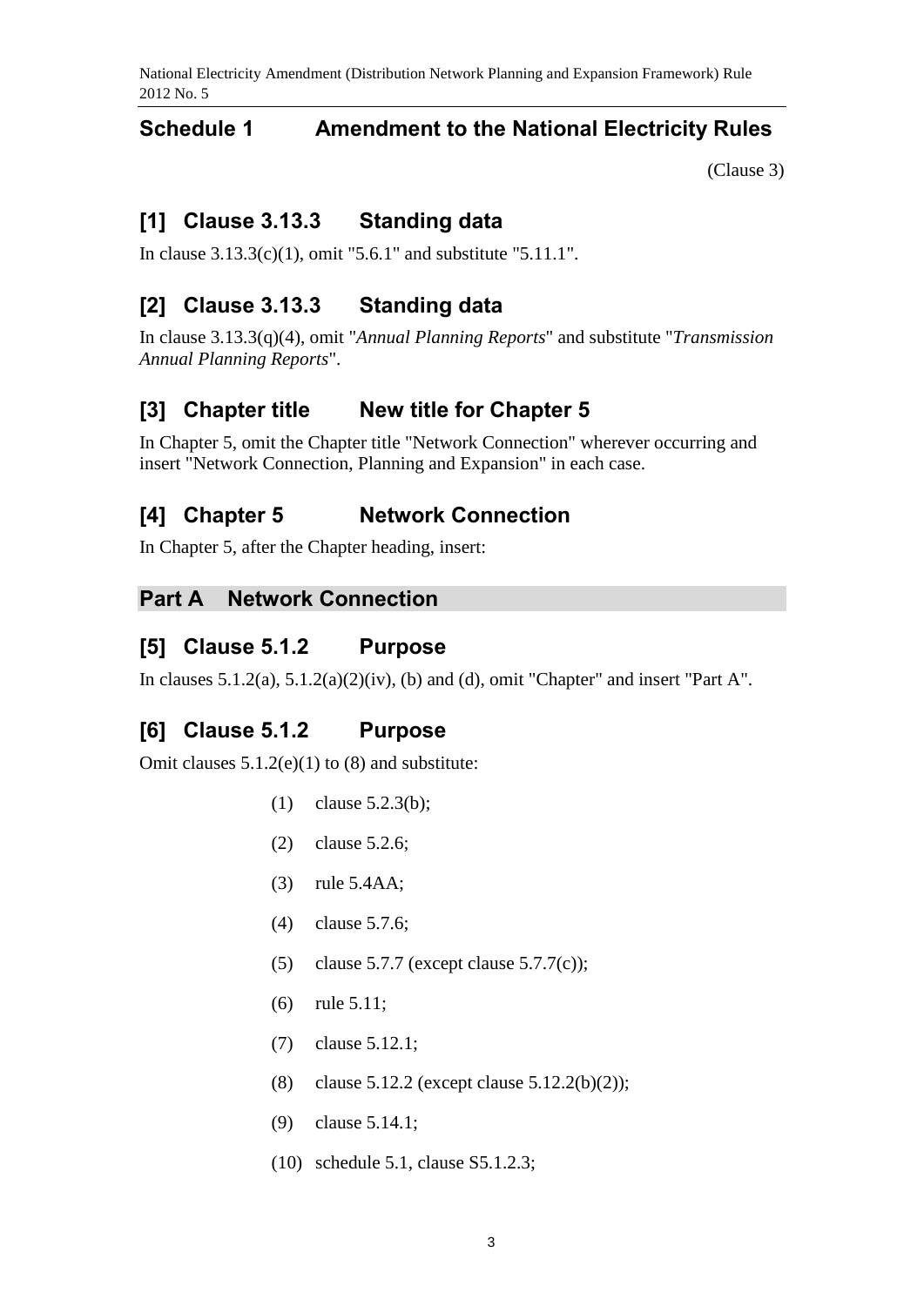## Schedule 1 Amendment to the National Electricity Rules

(Clause 3)

### [1] Clause 3.13.3 Standing data

In clause 3.13.3(c)(1), omit "5.6.1" and substitute "5.11.1".

### [2] Clause 3.13.3 Standing data

In clause 3.13.3(q)(4), omit "*Annual Planning Reports*" and substitute "*Transmission Annual Planning Reports*".

### [3] Chapter title New title for Chapter 5

In Chapter 5, omit the Chapter title "Network Connection" wherever occurring and insert "Network Connection, Planning and Expansion" in each case.

### [4] Chapter 5 Network Connection

In Chapter 5, after the Chapter heading, insert:

## Part A Network Connection

### [5] Clause 5.1.2 Purpose

In clauses 5.1.2(a), 5.1.2(a)(2)(iv), (b) and (d), omit "Chapter" and insert "Part A".

### [6] Clause 5.1.2 Purpose

Omit clauses 5.1.2(e)(1) to (8) and substitute:

(1) clause 5.2.3(b);

(2) clause 5.2.6;

(3) rule 5.4AA;

(4) clause 5.7.6;

(5) clause 5.7.7 (except clause 5.7.7(c));

(6) rule 5.11;

(7) clause 5.12.1;

(8) clause 5.12.2 (except clause 5.12.2(b)(2));

(9) clause 5.14.1;

(10) schedule 5.1, clause S5.1.2.3;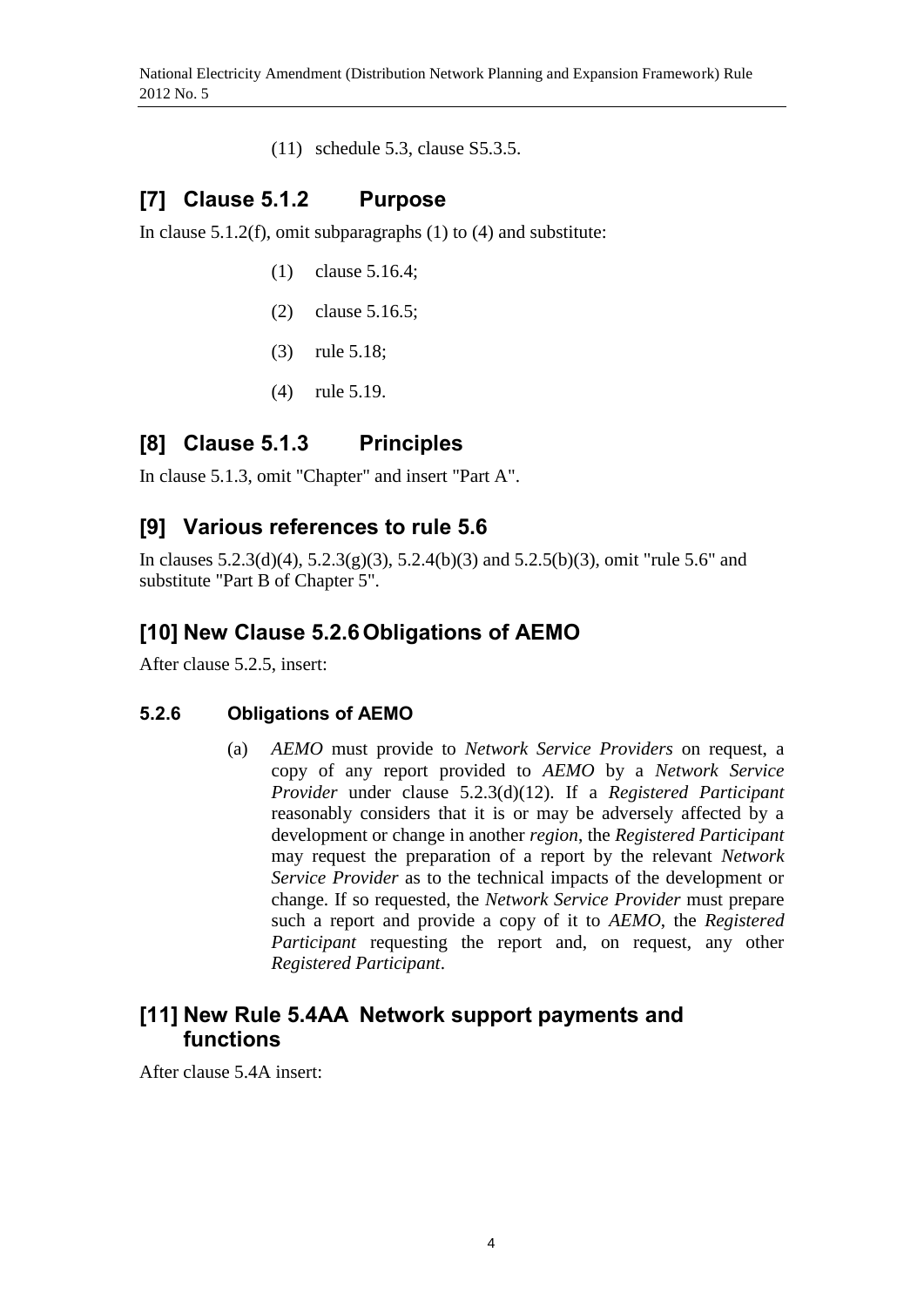(11) schedule 5.3, clause S5.3.5.

## [7] Clause 5.1.2 Purpose

In clause 5.1.2(f), omit subparagraphs (1) to (4) and substitute:

(1) clause 5.16.4;

(2) clause 5.16.5;

(3) rule 5.18;

(4) rule 5.19.

## [8] Clause 5.1.3 Principles

In clause 5.1.3, omit "Chapter" and insert "Part A".

## [9] Various references to rule 5.6

In clauses 5.2.3(d)(4), 5.2.3(g)(3), 5.2.4(b)(3) and 5.2.5(b)(3), omit "rule 5.6" and substitute "Part B of Chapter 5".

## [10] New Clause 5.2.6 Obligations of AEMO

After clause 5.2.5, insert:

### 5.2.6 Obligations of AEMO

(a) *AEMO* must provide to *Network Service Providers* on request, a copy of any report provided to *AEMO* by a *Network Service Provider* under clause 5.2.3(d)(12). If a *Registered Participant* reasonably considers that it is or may be adversely affected by a development or change in another *region*, the *Registered Participant* may request the preparation of a report by the relevant *Network Service Provider* as to the technical impacts of the development or change. If so requested, the *Network Service Provider* must prepare such a report and provide a copy of it to *AEMO*, the *Registered Participant* requesting the report and, on request, any other *Registered Participant*.

## [11] New Rule 5.4AA Network support payments and functions

After clause 5.4A insert: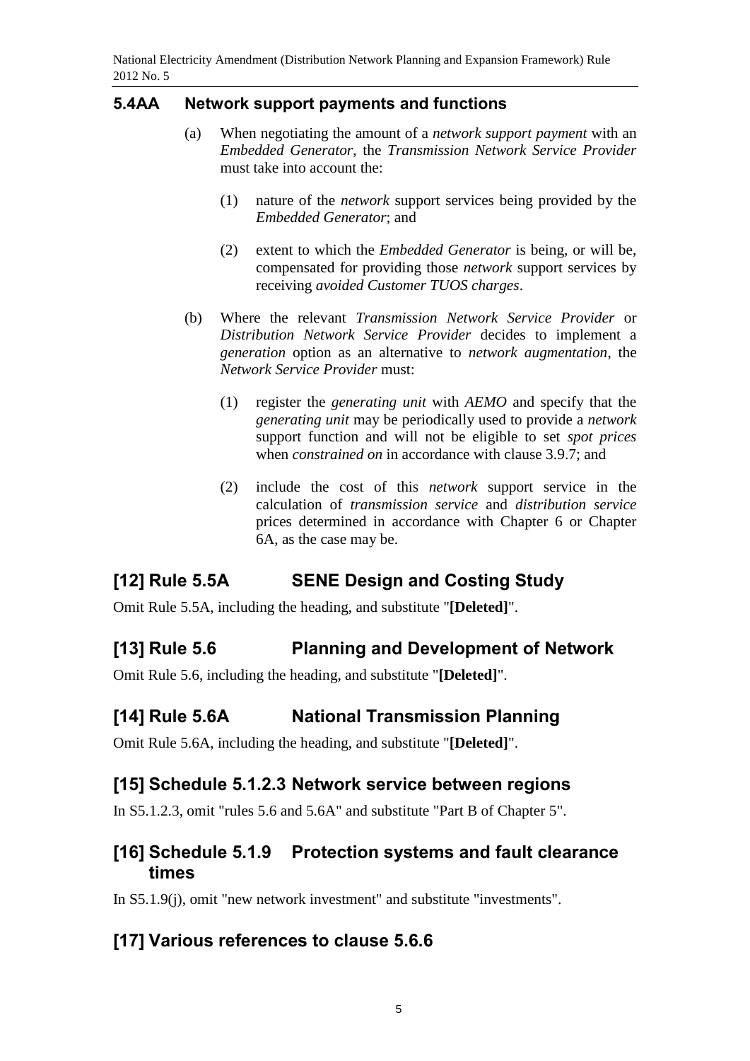## 5.4AA Network support payments and functions

(a) When negotiating the amount of a *network support payment* with an *Embedded Generator*, the *Transmission Network Service Provider* must take into account the:

(1) nature of the *network* support services being provided by the *Embedded Generator*; and

(2) extent to which the *Embedded Generator* is being, or will be, compensated for providing those *network* support services by receiving *avoided Customer TUOS charges*.

(b) Where the relevant *Transmission Network Service Provider* or *Distribution Network Service Provider* decides to implement a *generation* option as an alternative to *network augmentation*, the *Network Service Provider* must:

(1) register the *generating unit* with *AEMO* and specify that the *generating unit* may be periodically used to provide a *network* support function and will not be eligible to set *spot prices* when *constrained on* in accordance with clause 3.9.7; and

(2) include the cost of this *network* support service in the calculation of *transmission service* and *distribution service* prices determined in accordance with Chapter 6 or Chapter 6A, as the case may be.

## [12] Rule 5.5A SENE Design and Costing Study

Omit Rule 5.5A, including the heading, and substitute "**[Deleted]**".

## [13] Rule 5.6 Planning and Development of Network

Omit Rule 5.6, including the heading, and substitute "**[Deleted]**".

## [14] Rule 5.6A National Transmission Planning

Omit Rule 5.6A, including the heading, and substitute "**[Deleted]**".

## [15] Schedule 5.1.2.3 Network service between regions

In S5.1.2.3, omit "rules 5.6 and 5.6A" and substitute "Part B of Chapter 5".

## [16] Schedule 5.1.9 Protection systems and fault clearance times

In S5.1.9(j), omit "new network investment" and substitute "investments".

## [17] Various references to clause 5.6.6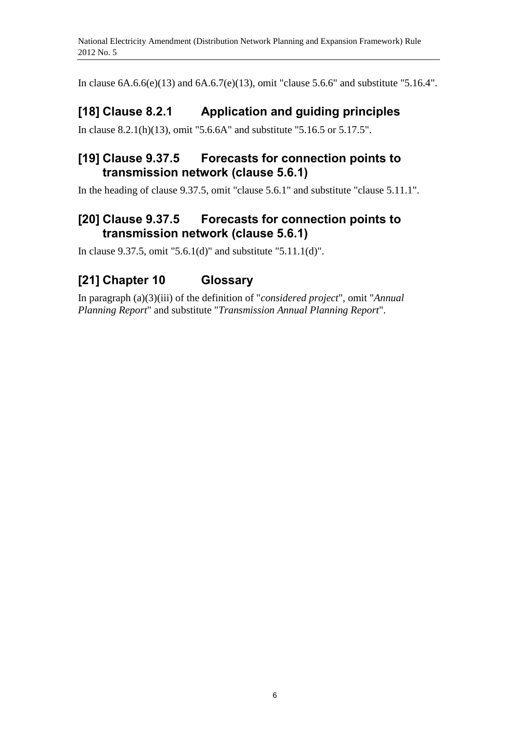In clause 6A.6.6(e)(13) and 6A.6.7(e)(13), omit "clause 5.6.6" and substitute "5.16.4".

## [18] Clause 8.2.1 Application and guiding principles

In clause 8.2.1(h)(13), omit "5.6.6A" and substitute "5.16.5 or 5.17.5".

## [19] Clause 9.37.5 Forecasts for connection points to transmission network (clause 5.6.1)

In the heading of clause 9.37.5, omit "clause 5.6.1" and substitute "clause 5.11.1".

## [20] Clause 9.37.5 Forecasts for connection points to transmission network (clause 5.6.1)

In clause 9.37.5, omit "5.6.1(d)" and substitute "5.11.1(d)".

## [21] Chapter 10 Glossary

In paragraph (a)(3)(iii) of the definition of "*considered project*", omit "*Annual Planning Report*" and substitute "*Transmission Annual Planning Report*".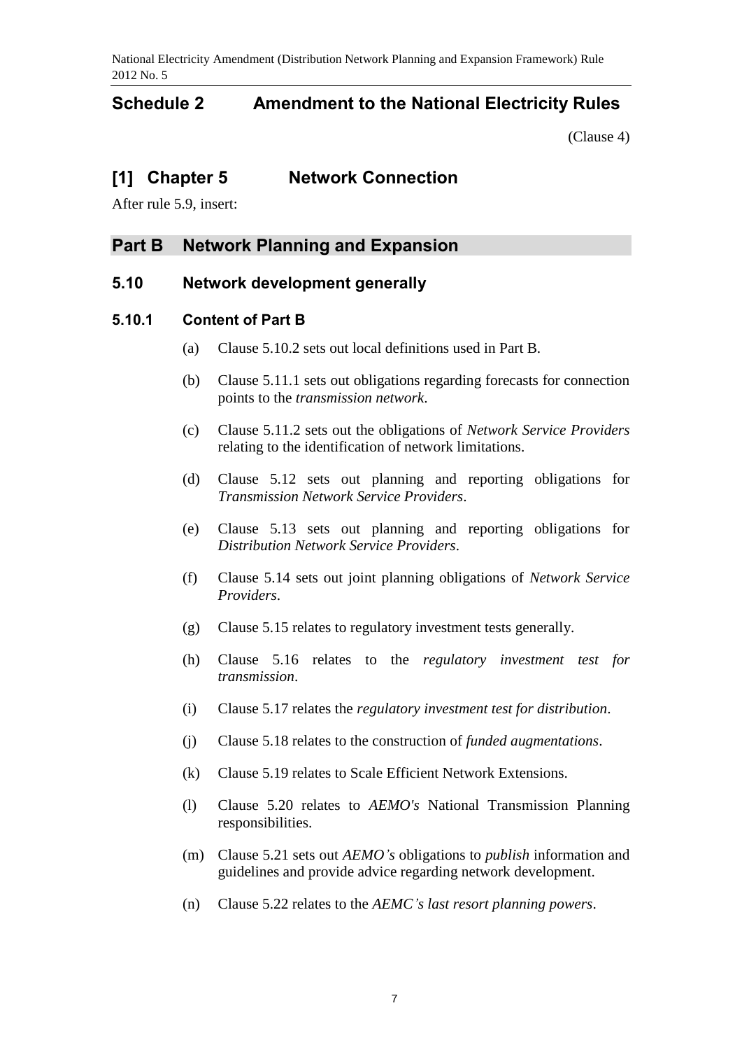# Schedule 2 Amendment to the National Electricity Rules

(Clause 4)

## [1] Chapter 5 Network Connection

After rule 5.9, insert:

## Part B Network Planning and Expansion

### 5.10 Network development generally

#### 5.10.1 Content of Part B

(a) Clause 5.10.2 sets out local definitions used in Part B.

(b) Clause 5.11.1 sets out obligations regarding forecasts for connection points to the *transmission network*.

(c) Clause 5.11.2 sets out the obligations of *Network Service Providers* relating to the identification of network limitations.

(d) Clause 5.12 sets out planning and reporting obligations for *Transmission Network Service Providers*.

(e) Clause 5.13 sets out planning and reporting obligations for *Distribution Network Service Providers*.

(f) Clause 5.14 sets out joint planning obligations of *Network Service Providers*.

(g) Clause 5.15 relates to regulatory investment tests generally.

(h) Clause 5.16 relates to the *regulatory investment test for transmission*.

(i) Clause 5.17 relates the *regulatory investment test for distribution*.

(j) Clause 5.18 relates to the construction of *funded augmentations*.

(k) Clause 5.19 relates to Scale Efficient Network Extensions.

(l) Clause 5.20 relates to *AEMO's* National Transmission Planning responsibilities.

(m) Clause 5.21 sets out *AEMO's* obligations to *publish* information and guidelines and provide advice regarding network development.

(n) Clause 5.22 relates to the *AEMC's last resort planning powers*.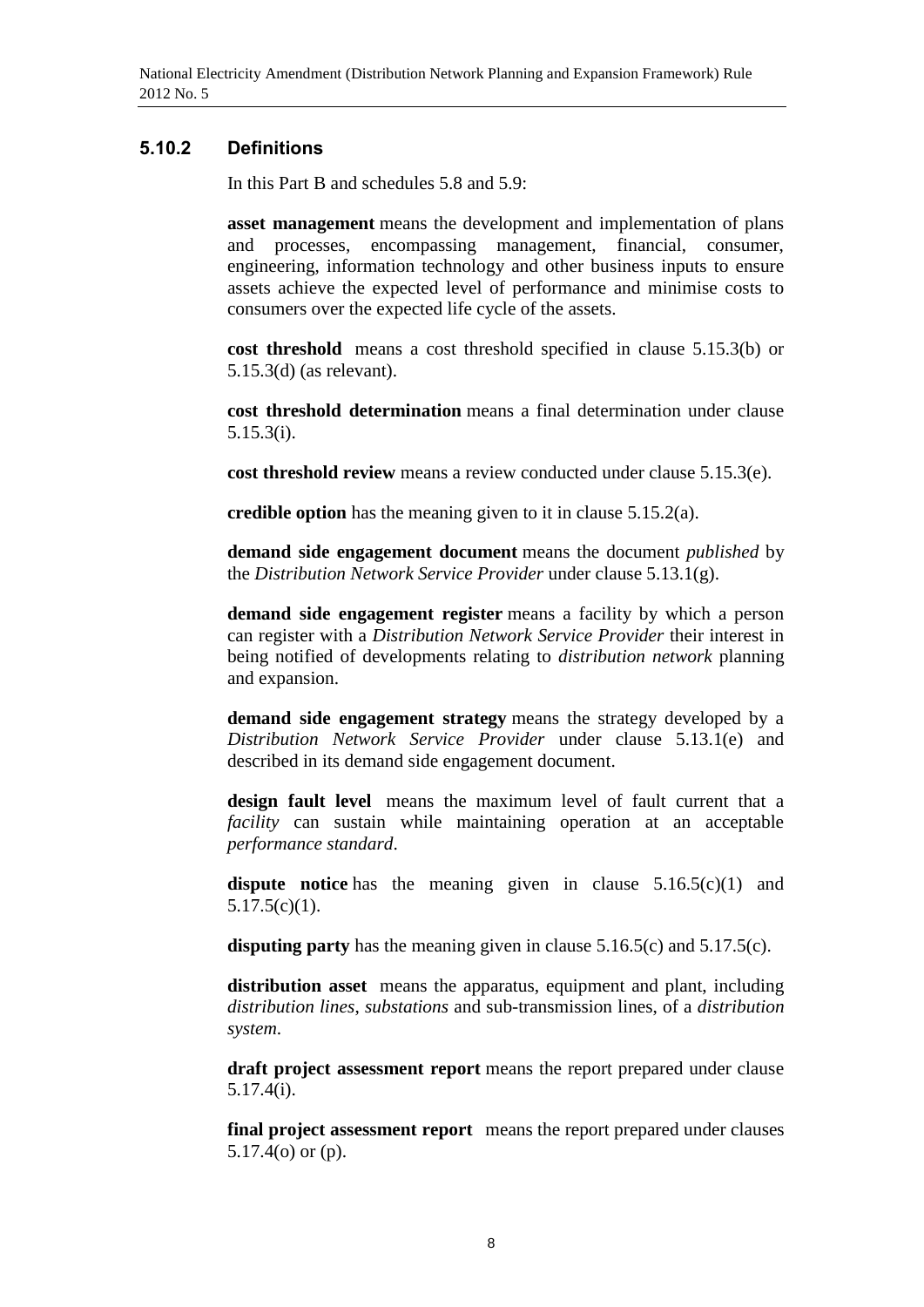### 5.10.2 Definitions

In this Part B and schedules 5.8 and 5.9:

**asset management** means the development and implementation of plans and processes, encompassing management, financial, consumer, engineering, information technology and other business inputs to ensure assets achieve the expected level of performance and minimise costs to consumers over the expected life cycle of the assets.

**cost threshold** means a cost threshold specified in clause 5.15.3(b) or 5.15.3(d) (as relevant).

**cost threshold determination** means a final determination under clause 5.15.3(i).

**cost threshold review** means a review conducted under clause 5.15.3(e).

**credible option** has the meaning given to it in clause 5.15.2(a).

**demand side engagement document** means the document *published* by the *Distribution Network Service Provider* under clause 5.13.1(g).

**demand side engagement register** means a facility by which a person can register with a *Distribution Network Service Provider* their interest in being notified of developments relating to *distribution network* planning and expansion.

**demand side engagement strategy** means the strategy developed by a *Distribution Network Service Provider* under clause 5.13.1(e) and described in its demand side engagement document.

**design fault level** means the maximum level of fault current that a *facility* can sustain while maintaining operation at an acceptable *performance standard*.

**dispute notice** has the meaning given in clause 5.16.5(c)(1) and 5.17.5(c)(1).

**disputing party** has the meaning given in clause 5.16.5(c) and 5.17.5(c).

**distribution asset** means the apparatus, equipment and plant, including *distribution lines*, *substations* and sub-transmission lines, of a *distribution system*.

**draft project assessment report** means the report prepared under clause 5.17.4(i).

**final project assessment report** means the report prepared under clauses 5.17.4(o) or (p).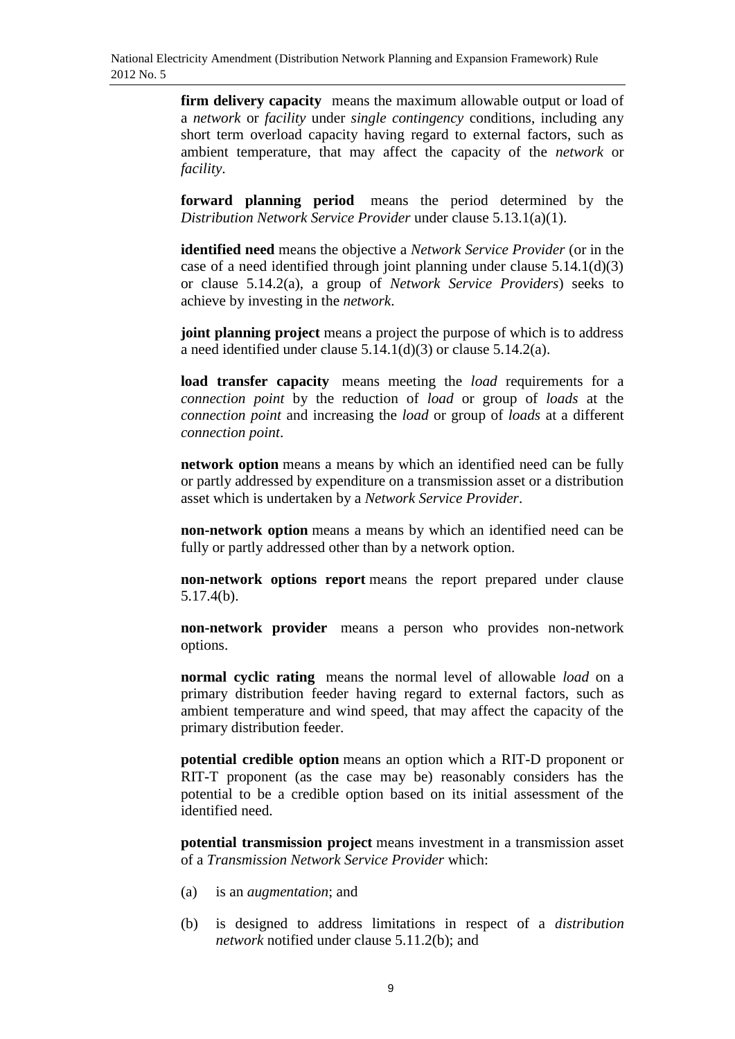**firm delivery capacity** means the maximum allowable output or load of a *network* or *facility* under *single contingency* conditions, including any short term overload capacity having regard to external factors, such as ambient temperature, that may affect the capacity of the *network* or *facility*.

**forward planning period** means the period determined by the *Distribution Network Service Provider* under clause 5.13.1(a)(1).

**identified need** means the objective a *Network Service Provider* (or in the case of a need identified through joint planning under clause 5.14.1(d)(3) or clause 5.14.2(a), a group of *Network Service Providers*) seeks to achieve by investing in the *network*.

**joint planning project** means a project the purpose of which is to address a need identified under clause 5.14.1(d)(3) or clause 5.14.2(a).

**load transfer capacity** means meeting the *load* requirements for a *connection point* by the reduction of *load* or group of *loads* at the *connection point* and increasing the *load* or group of *loads* at a different *connection point*.

**network option** means a means by which an identified need can be fully or partly addressed by expenditure on a transmission asset or a distribution asset which is undertaken by a *Network Service Provider*.

**non-network option** means a means by which an identified need can be fully or partly addressed other than by a network option.

**non-network options report** means the report prepared under clause 5.17.4(b).

**non-network provider** means a person who provides non-network options.

**normal cyclic rating** means the normal level of allowable *load* on a primary distribution feeder having regard to external factors, such as ambient temperature and wind speed, that may affect the capacity of the primary distribution feeder.

**potential credible option** means an option which a RIT-D proponent or RIT-T proponent (as the case may be) reasonably considers has the potential to be a credible option based on its initial assessment of the identified need.

**potential transmission project** means investment in a transmission asset of a *Transmission Network Service Provider* which:

(a) is an *augmentation*; and

(b) is designed to address limitations in respect of a *distribution network* notified under clause 5.11.2(b); and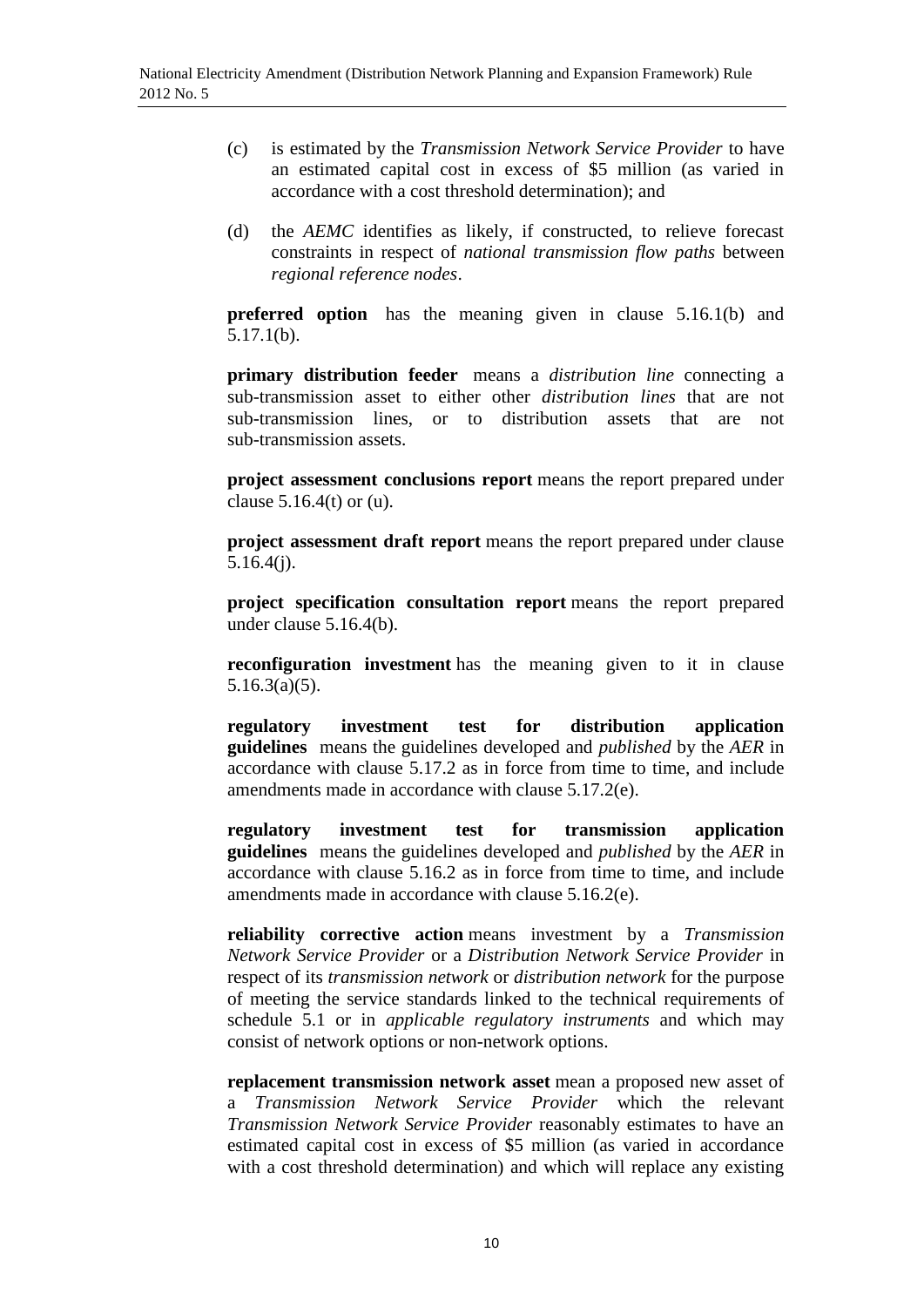(c) is estimated by the *Transmission Network Service Provider* to have an estimated capital cost in excess of $5 million (as varied in accordance with a cost threshold determination); and

(d) the *AEMC* identifies as likely, if constructed, to relieve forecast constraints in respect of *national transmission flow paths* between *regional reference nodes*.

**preferred option** has the meaning given in clause 5.16.1(b) and 5.17.1(b).

**primary distribution feeder** means a *distribution line* connecting a sub-transmission asset to either other *distribution lines* that are not sub-transmission lines, or to distribution assets that are not sub-transmission assets.

**project assessment conclusions report** means the report prepared under clause 5.16.4(t) or (u).

**project assessment draft report** means the report prepared under clause 5.16.4(j).

**project specification consultation report** means the report prepared under clause 5.16.4(b).

**reconfiguration investment** has the meaning given to it in clause 5.16.3(a)(5).

**regulatory investment test for distribution application guidelines** means the guidelines developed and *published* by the *AER* in accordance with clause 5.17.2 as in force from time to time, and include amendments made in accordance with clause 5.17.2(e).

**regulatory investment test for transmission application guidelines** means the guidelines developed and *published* by the *AER* in accordance with clause 5.16.2 as in force from time to time, and include amendments made in accordance with clause 5.16.2(e).

**reliability corrective action** means investment by a *Transmission Network Service Provider* or a *Distribution Network Service Provider* in respect of its *transmission network* or *distribution network* for the purpose of meeting the service standards linked to the technical requirements of schedule 5.1 or in *applicable regulatory instruments* and which may consist of network options or non-network options.

**replacement transmission network asset** mean a proposed new asset of a *Transmission Network Service Provider* which the relevant *Transmission Network Service Provider* reasonably estimates to have an estimated capital cost in excess of $5 million (as varied in accordance with a cost threshold determination) and which will replace any existing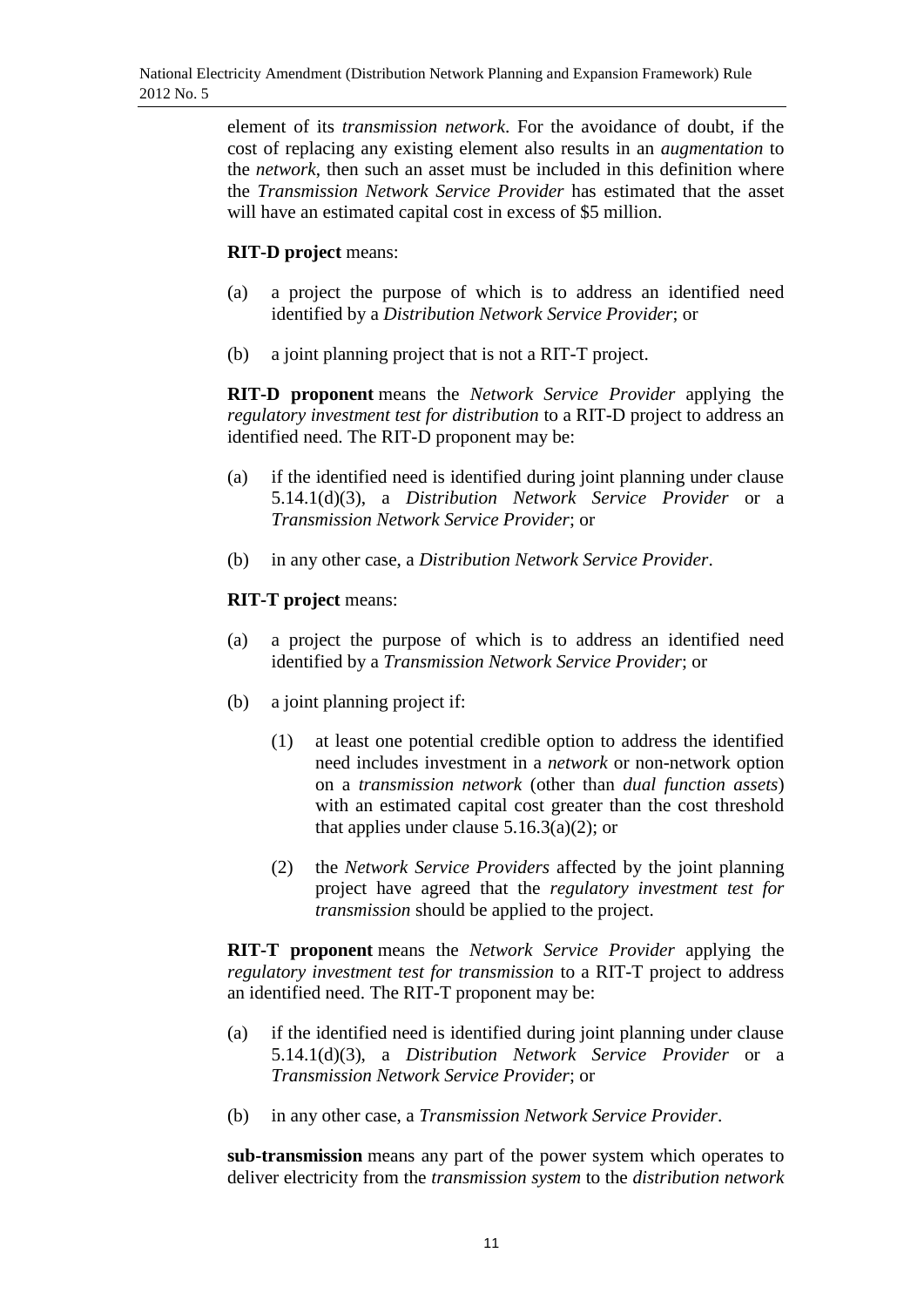element of its *transmission network*. For the avoidance of doubt, if the cost of replacing any existing element also results in an *augmentation* to the *network*, then such an asset must be included in this definition where the *Transmission Network Service Provider* has estimated that the asset will have an estimated capital cost in excess of $5 million.

**RIT-D project** means:

(a) a project the purpose of which is to address an identified need identified by a *Distribution Network Service Provider*; or

(b) a joint planning project that is not a RIT-T project.

**RIT-D proponent** means the *Network Service Provider* applying the *regulatory investment test for distribution* to a RIT-D project to address an identified need. The RIT-D proponent may be:

(a) if the identified need is identified during joint planning under clause 5.14.1(d)(3), a *Distribution Network Service Provider* or a *Transmission Network Service Provider*; or

(b) in any other case, a *Distribution Network Service Provider*.

**RIT-T project** means:

(a) a project the purpose of which is to address an identified need identified by a *Transmission Network Service Provider*; or

(b) a joint planning project if:

(1) at least one potential credible option to address the identified need includes investment in a *network* or non-network option on a *transmission network* (other than *dual function assets*) with an estimated capital cost greater than the cost threshold that applies under clause 5.16.3(a)(2); or

(2) the *Network Service Providers* affected by the joint planning project have agreed that the *regulatory investment test for transmission* should be applied to the project.

**RIT-T proponent** means the *Network Service Provider* applying the *regulatory investment test for transmission* to a RIT-T project to address an identified need. The RIT-T proponent may be:

(a) if the identified need is identified during joint planning under clause 5.14.1(d)(3), a *Distribution Network Service Provider* or a *Transmission Network Service Provider*; or

(b) in any other case, a *Transmission Network Service Provider*.

**sub-transmission** means any part of the power system which operates to deliver electricity from the *transmission system* to the *distribution network*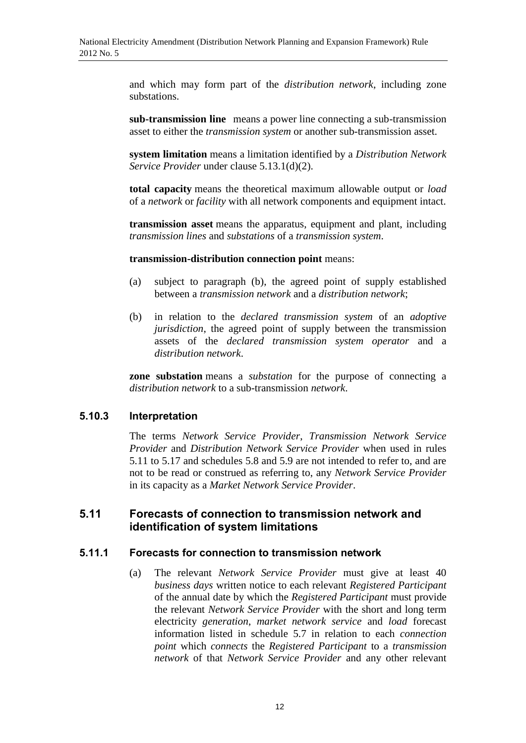and which may form part of the *distribution network*, including zone substations.

**sub-transmission line** means a power line connecting a sub-transmission asset to either the *transmission system* or another sub-transmission asset.

**system limitation** means a limitation identified by a *Distribution Network Service Provider* under clause 5.13.1(d)(2).

**total capacity** means the theoretical maximum allowable output or *load* of a *network* or *facility* with all network components and equipment intact.

**transmission asset** means the apparatus, equipment and plant, including *transmission lines* and *substations* of a *transmission system*.

**transmission-distribution connection point** means:

(a) subject to paragraph (b), the agreed point of supply established between a *transmission network* and a *distribution network*;

(b) in relation to the *declared transmission system* of an *adoptive jurisdiction*, the agreed point of supply between the transmission assets of the *declared transmission system operator* and a *distribution network*.

**zone substation** means a *substation* for the purpose of connecting a *distribution network* to a sub-transmission *network*.

### 5.10.3 Interpretation

The terms *Network Service Provider*, *Transmission Network Service Provider* and *Distribution Network Service Provider* when used in rules 5.11 to 5.17 and schedules 5.8 and 5.9 are not intended to refer to, and are not to be read or construed as referring to, any *Network Service Provider* in its capacity as a *Market Network Service Provider*.

## 5.11 Forecasts of connection to transmission network and identification of system limitations

### 5.11.1 Forecasts for connection to transmission network

(a) The relevant *Network Service Provider* must give at least 40 *business days* written notice to each relevant *Registered Participant* of the annual date by which the *Registered Participant* must provide the relevant *Network Service Provider* with the short and long term electricity *generation*, *market network service* and *load* forecast information listed in schedule 5.7 in relation to each *connection point* which *connects* the *Registered Participant* to a *transmission network* of that *Network Service Provider* and any other relevant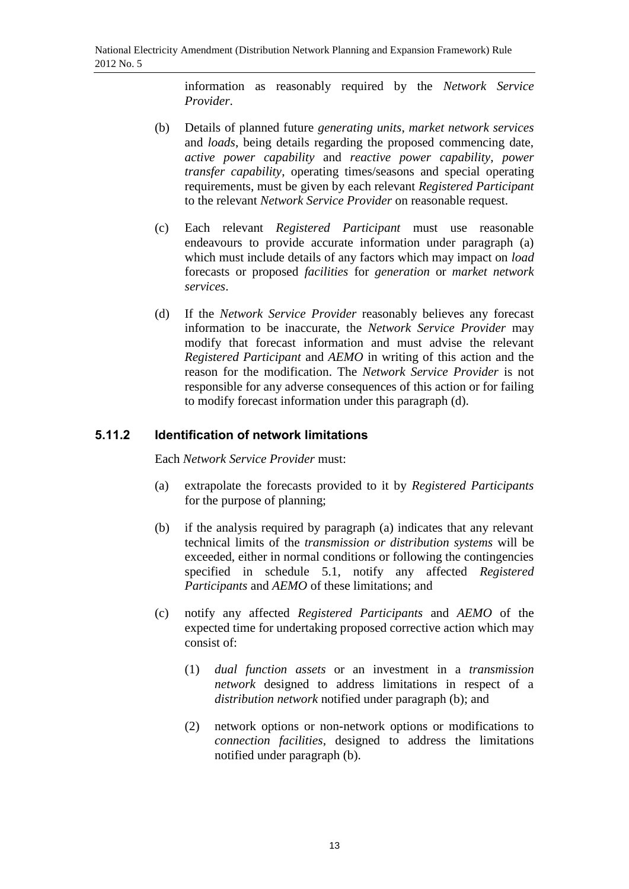information as reasonably required by the *Network Service Provider*.

(b) Details of planned future *generating units*, *market network services* and *loads*, being details regarding the proposed commencing date, *active power capability* and *reactive power capability*, *power transfer capability*, operating times/seasons and special operating requirements, must be given by each relevant *Registered Participant* to the relevant *Network Service Provider* on reasonable request.

(c) Each relevant *Registered Participant* must use reasonable endeavours to provide accurate information under paragraph (a) which must include details of any factors which may impact on *load* forecasts or proposed *facilities* for *generation* or *market network services*.

(d) If the *Network Service Provider* reasonably believes any forecast information to be inaccurate, the *Network Service Provider* may modify that forecast information and must advise the relevant *Registered Participant* and *AEMO* in writing of this action and the reason for the modification. The *Network Service Provider* is not responsible for any adverse consequences of this action or for failing to modify forecast information under this paragraph (d).

### 5.11.2 Identification of network limitations

Each *Network Service Provider* must:

(a) extrapolate the forecasts provided to it by *Registered Participants* for the purpose of planning;

(b) if the analysis required by paragraph (a) indicates that any relevant technical limits of the *transmission or distribution systems* will be exceeded, either in normal conditions or following the contingencies specified in schedule 5.1, notify any affected *Registered Participants* and *AEMO* of these limitations; and

(c) notify any affected *Registered Participants* and *AEMO* of the expected time for undertaking proposed corrective action which may consist of:

   (1) *dual function assets* or an investment in a *transmission network* designed to address limitations in respect of a *distribution network* notified under paragraph (b); and

   (2) network options or non-network options or modifications to *connection facilities*, designed to address the limitations notified under paragraph (b).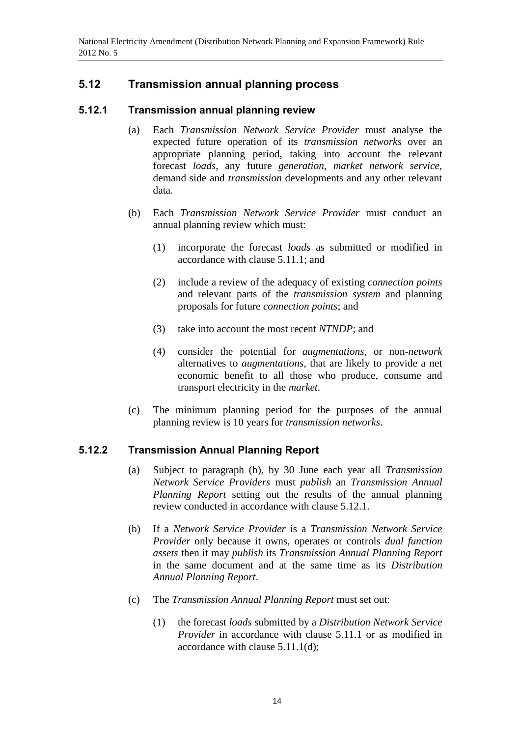## 5.12 Transmission annual planning process

### 5.12.1 Transmission annual planning review

(a) Each *Transmission Network Service Provider* must analyse the expected future operation of its *transmission networks* over an appropriate planning period, taking into account the relevant forecast *loads*, any future *generation*, *market network service*, demand side and *transmission* developments and any other relevant data.

(b) Each *Transmission Network Service Provider* must conduct an annual planning review which must:

(1) incorporate the forecast *loads* as submitted or modified in accordance with clause 5.11.1; and

(2) include a review of the adequacy of existing *connection points* and relevant parts of the *transmission system* and planning proposals for future *connection points*; and

(3) take into account the most recent *NTNDP*; and

(4) consider the potential for *augmentations*, or non-*network* alternatives to *augmentations*, that are likely to provide a net economic benefit to all those who produce, consume and transport electricity in the *market*.

(c) The minimum planning period for the purposes of the annual planning review is 10 years for *transmission networks*.

### 5.12.2 Transmission Annual Planning Report

(a) Subject to paragraph (b), by 30 June each year all *Transmission Network Service Providers* must *publish* an *Transmission Annual Planning Report* setting out the results of the annual planning review conducted in accordance with clause 5.12.1.

(b) If a *Network Service Provider* is a *Transmission Network Service Provider* only because it owns, operates or controls *dual function assets* then it may *publish* its *Transmission Annual Planning Report* in the same document and at the same time as its *Distribution Annual Planning Report*.

(c) The *Transmission Annual Planning Report* must set out:

(1) the forecast *loads* submitted by a *Distribution Network Service Provider* in accordance with clause 5.11.1 or as modified in accordance with clause 5.11.1(d);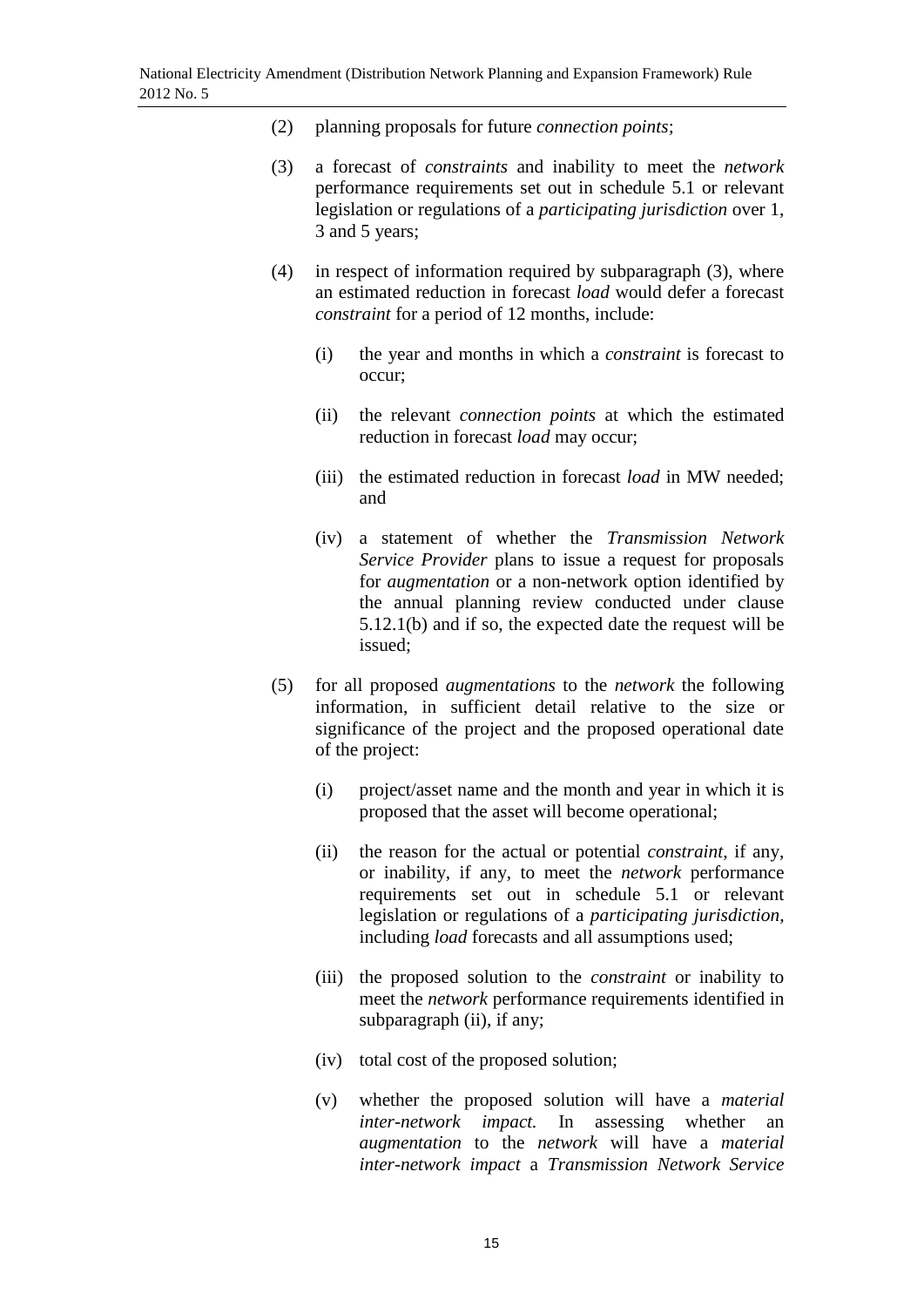(2) planning proposals for future *connection points*;

(3) a forecast of *constraints* and inability to meet the *network* performance requirements set out in schedule 5.1 or relevant legislation or regulations of a *participating jurisdiction* over 1, 3 and 5 years;

(4) in respect of information required by subparagraph (3), where an estimated reduction in forecast *load* would defer a forecast *constraint* for a period of 12 months, include:

   (i) the year and months in which a *constraint* is forecast to occur;

   (ii) the relevant *connection points* at which the estimated reduction in forecast *load* may occur;

   (iii) the estimated reduction in forecast *load* in MW needed; and

   (iv) a statement of whether the *Transmission Network Service Provider* plans to issue a request for proposals for *augmentation* or a non-network option identified by the annual planning review conducted under clause 5.12.1(b) and if so, the expected date the request will be issued;

(5) for all proposed *augmentations* to the *network* the following information, in sufficient detail relative to the size or significance of the project and the proposed operational date of the project:

   (i) project/asset name and the month and year in which it is proposed that the asset will become operational;

   (ii) the reason for the actual or potential *constraint*, if any, or inability, if any, to meet the *network* performance requirements set out in schedule 5.1 or relevant legislation or regulations of a *participating jurisdiction*, including *load* forecasts and all assumptions used;

   (iii) the proposed solution to the *constraint* or inability to meet the *network* performance requirements identified in subparagraph (ii), if any;

   (iv) total cost of the proposed solution;

   (v) whether the proposed solution will have a *material inter-network impact.* In assessing whether an *augmentation* to the *network* will have a *material inter-network impact* a *Transmission Network Service*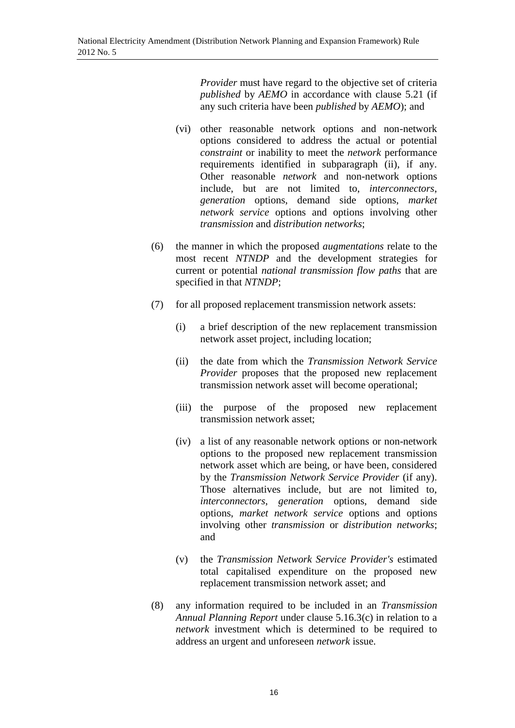*Provider* must have regard to the objective set of criteria *published* by *AEMO* in accordance with clause 5.21 (if any such criteria have been *published* by *AEMO*); and

(vi) other reasonable network options and non-network options considered to address the actual or potential *constraint* or inability to meet the *network* performance requirements identified in subparagraph (ii), if any. Other reasonable *network* and non-network options include, but are not limited to, *interconnectors*, *generation* options, demand side options, *market network service* options and options involving other *transmission* and *distribution networks*;

(6) the manner in which the proposed *augmentations* relate to the most recent *NTNDP* and the development strategies for current or potential *national transmission flow paths* that are specified in that *NTNDP*;

(7) for all proposed replacement transmission network assets:

(i) a brief description of the new replacement transmission network asset project, including location;

(ii) the date from which the *Transmission Network Service Provider* proposes that the proposed new replacement transmission network asset will become operational;

(iii) the purpose of the proposed new replacement transmission network asset;

(iv) a list of any reasonable network options or non-network options to the proposed new replacement transmission network asset which are being, or have been, considered by the *Transmission Network Service Provider* (if any). Those alternatives include, but are not limited to, *interconnectors*, *generation* options, demand side options, *market network service* options and options involving other *transmission* or *distribution networks*; and

(v) the *Transmission Network Service Provider's* estimated total capitalised expenditure on the proposed new replacement transmission network asset; and

(8) any information required to be included in an *Transmission Annual Planning Report* under clause 5.16.3(c) in relation to a *network* investment which is determined to be required to address an urgent and unforeseen *network* issue.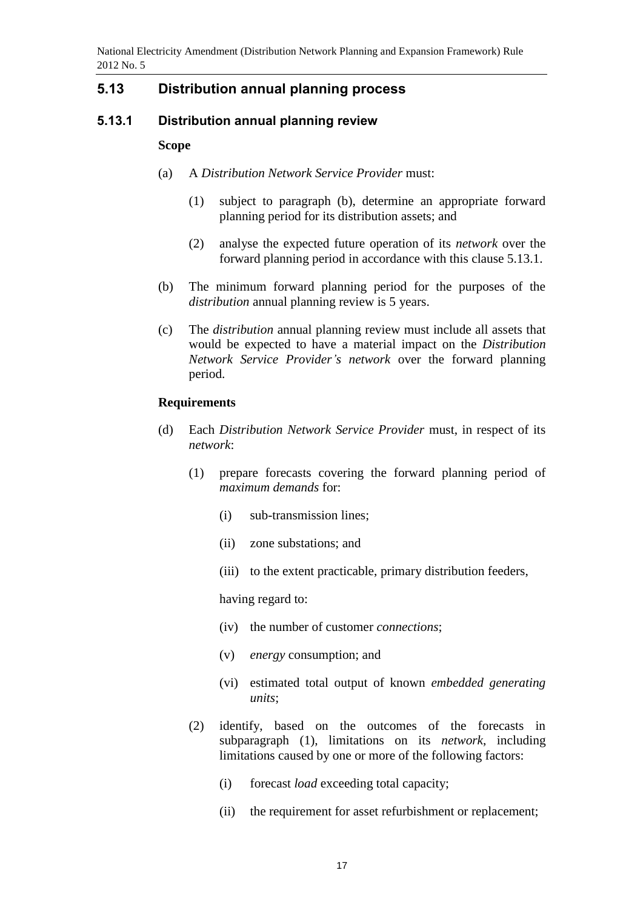## 5.13 Distribution annual planning process

### 5.13.1 Distribution annual planning review

**Scope**

(a) A *Distribution Network Service Provider* must:

(1) subject to paragraph (b), determine an appropriate forward planning period for its distribution assets; and

(2) analyse the expected future operation of its *network* over the forward planning period in accordance with this clause 5.13.1.

(b) The minimum forward planning period for the purposes of the *distribution* annual planning review is 5 years.

(c) The *distribution* annual planning review must include all assets that would be expected to have a material impact on the *Distribution Network Service Provider's network* over the forward planning period.

**Requirements**

(d) Each *Distribution Network Service Provider* must, in respect of its *network*:

(1) prepare forecasts covering the forward planning period of *maximum demands* for:

(i) sub-transmission lines;

(ii) zone substations; and

(iii) to the extent practicable, primary distribution feeders,

having regard to:

(iv) the number of customer *connections*;

(v) *energy* consumption; and

(vi) estimated total output of known *embedded generating units*;

(2) identify, based on the outcomes of the forecasts in subparagraph (1), limitations on its *network*, including limitations caused by one or more of the following factors:

(i) forecast *load* exceeding total capacity;

(ii) the requirement for asset refurbishment or replacement;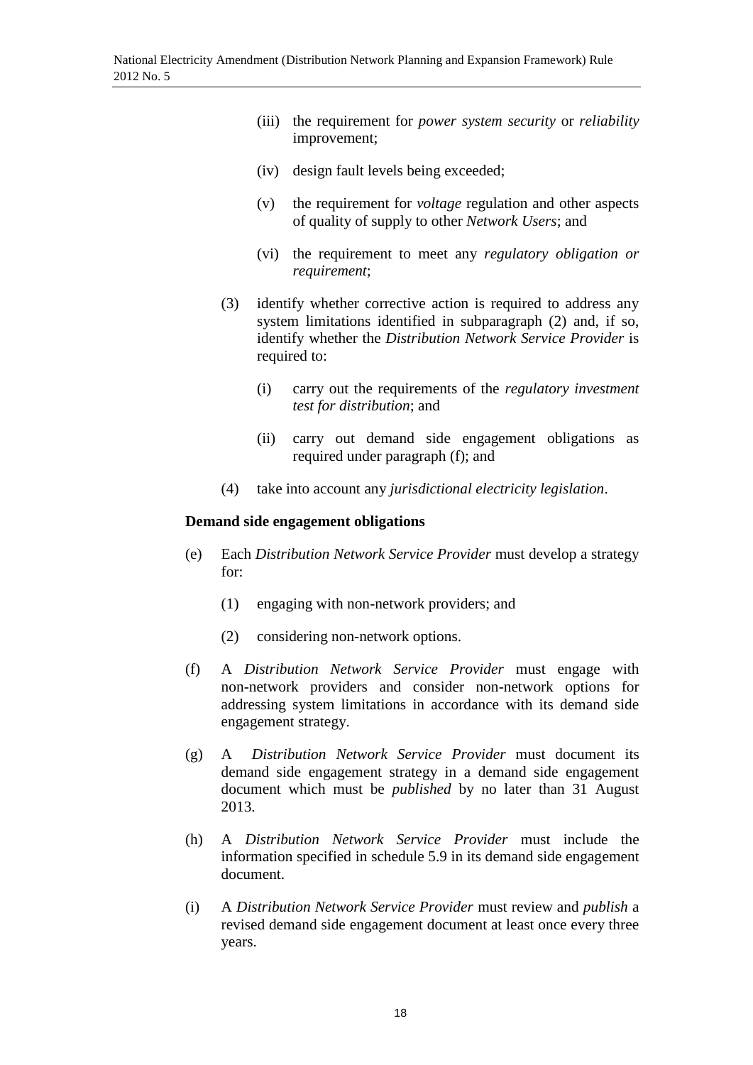(iii) the requirement for *power system security* or *reliability* improvement;

(iv) design fault levels being exceeded;

(v) the requirement for *voltage* regulation and other aspects of quality of supply to other *Network Users*; and

(vi) the requirement to meet any *regulatory obligation or requirement*;

(3) identify whether corrective action is required to address any system limitations identified in subparagraph (2) and, if so, identify whether the *Distribution Network Service Provider* is required to:

(i) carry out the requirements of the *regulatory investment test for distribution*; and

(ii) carry out demand side engagement obligations as required under paragraph (f); and

(4) take into account any *jurisdictional electricity legislation*.

**Demand side engagement obligations**

(e) Each *Distribution Network Service Provider* must develop a strategy for:

(1) engaging with non-network providers; and

(2) considering non-network options.

(f) A *Distribution Network Service Provider* must engage with non-network providers and consider non-network options for addressing system limitations in accordance with its demand side engagement strategy.

(g) A *Distribution Network Service Provider* must document its demand side engagement strategy in a demand side engagement document which must be *published* by no later than 31 August 2013.

(h) A *Distribution Network Service Provider* must include the information specified in schedule 5.9 in its demand side engagement document.

(i) A *Distribution Network Service Provider* must review and *publish* a revised demand side engagement document at least once every three years.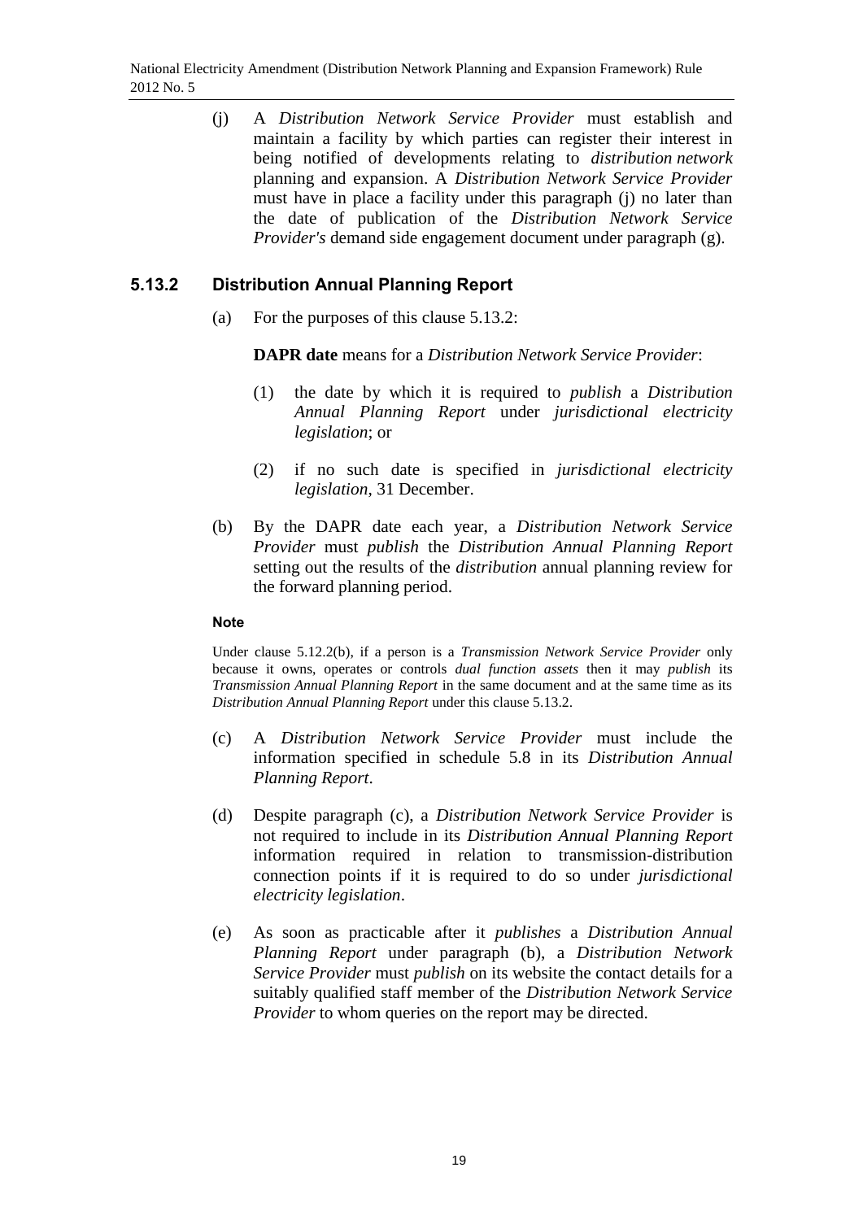(j) A *Distribution Network Service Provider* must establish and maintain a facility by which parties can register their interest in being notified of developments relating to *distribution network* planning and expansion. A *Distribution Network Service Provider* must have in place a facility under this paragraph (j) no later than the date of publication of the *Distribution Network Service Provider's* demand side engagement document under paragraph (g).

### 5.13.2 Distribution Annual Planning Report

(a) For the purposes of this clause 5.13.2:

**DAPR date** means for a *Distribution Network Service Provider*:

(1) the date by which it is required to *publish* a *Distribution Annual Planning Report* under *jurisdictional electricity legislation*; or

(2) if no such date is specified in *jurisdictional electricity legislation*, 31 December.

(b) By the DAPR date each year, a *Distribution Network Service Provider* must *publish* the *Distribution Annual Planning Report* setting out the results of the *distribution* annual planning review for the forward planning period.

**Note**

Under clause 5.12.2(b), if a person is a *Transmission Network Service Provider* only because it owns, operates or controls *dual function assets* then it may *publish* its *Transmission Annual Planning Report* in the same document and at the same time as its *Distribution Annual Planning Report* under this clause 5.13.2.

(c) A *Distribution Network Service Provider* must include the information specified in schedule 5.8 in its *Distribution Annual Planning Report*.

(d) Despite paragraph (c), a *Distribution Network Service Provider* is not required to include in its *Distribution Annual Planning Report* information required in relation to transmission-distribution connection points if it is required to do so under *jurisdictional electricity legislation*.

(e) As soon as practicable after it *publishes* a *Distribution Annual Planning Report* under paragraph (b), a *Distribution Network Service Provider* must *publish* on its website the contact details for a suitably qualified staff member of the *Distribution Network Service Provider* to whom queries on the report may be directed.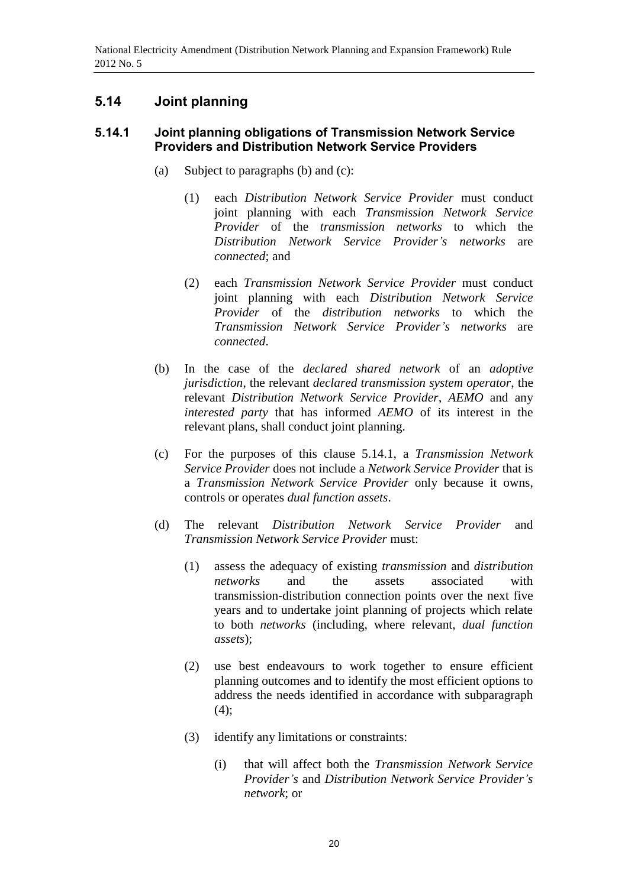## 5.14 Joint planning

### 5.14.1 Joint planning obligations of Transmission Network Service Providers and Distribution Network Service Providers

(a) Subject to paragraphs (b) and (c):

(1) each *Distribution Network Service Provider* must conduct joint planning with each *Transmission Network Service Provider* of the *transmission networks* to which the *Distribution Network Service Provider's networks* are *connected*; and

(2) each *Transmission Network Service Provider* must conduct joint planning with each *Distribution Network Service Provider* of the *distribution networks* to which the *Transmission Network Service Provider's networks* are *connected*.

(b) In the case of the *declared shared network* of an *adoptive jurisdiction*, the relevant *declared transmission system operator*, the relevant *Distribution Network Service Provider*, *AEMO* and any *interested party* that has informed *AEMO* of its interest in the relevant plans, shall conduct joint planning.

(c) For the purposes of this clause 5.14.1, a *Transmission Network Service Provider* does not include a *Network Service Provider* that is a *Transmission Network Service Provider* only because it owns, controls or operates *dual function assets*.

(d) The relevant *Distribution Network Service Provider* and *Transmission Network Service Provider* must:

(1) assess the adequacy of existing *transmission* and *distribution networks* and the assets associated with transmission-distribution connection points over the next five years and to undertake joint planning of projects which relate to both *networks* (including, where relevant, *dual function assets*);

(2) use best endeavours to work together to ensure efficient planning outcomes and to identify the most efficient options to address the needs identified in accordance with subparagraph (4);

(3) identify any limitations or constraints:

(i) that will affect both the *Transmission Network Service Provider's* and *Distribution Network Service Provider's network*; or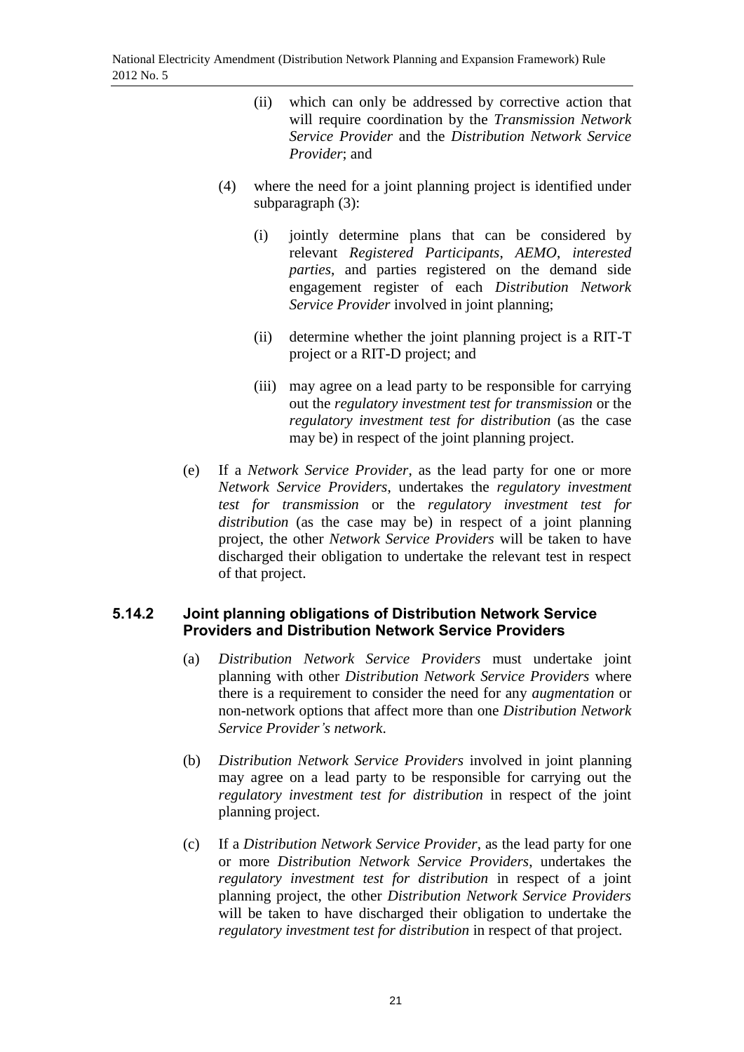(ii) which can only be addressed by corrective action that will require coordination by the *Transmission Network Service Provider* and the *Distribution Network Service Provider*; and

(4) where the need for a joint planning project is identified under subparagraph (3):

(i) jointly determine plans that can be considered by relevant *Registered Participants*, *AEMO*, *interested parties*, and parties registered on the demand side engagement register of each *Distribution Network Service Provider* involved in joint planning;

(ii) determine whether the joint planning project is a RIT-T project or a RIT-D project; and

(iii) may agree on a lead party to be responsible for carrying out the *regulatory investment test for transmission* or the *regulatory investment test for distribution* (as the case may be) in respect of the joint planning project.

(e) If a *Network Service Provider*, as the lead party for one or more *Network Service Providers*, undertakes the *regulatory investment test for transmission* or the *regulatory investment test for distribution* (as the case may be) in respect of a joint planning project, the other *Network Service Providers* will be taken to have discharged their obligation to undertake the relevant test in respect of that project.

### 5.14.2 Joint planning obligations of Distribution Network Service Providers and Distribution Network Service Providers

(a) *Distribution Network Service Providers* must undertake joint planning with other *Distribution Network Service Providers* where there is a requirement to consider the need for any *augmentation* or non-network options that affect more than one *Distribution Network Service Provider's network*.

(b) *Distribution Network Service Providers* involved in joint planning may agree on a lead party to be responsible for carrying out the *regulatory investment test for distribution* in respect of the joint planning project.

(c) If a *Distribution Network Service Provider*, as the lead party for one or more *Distribution Network Service Providers*, undertakes the *regulatory investment test for distribution* in respect of a joint planning project, the other *Distribution Network Service Providers* will be taken to have discharged their obligation to undertake the *regulatory investment test for distribution* in respect of that project.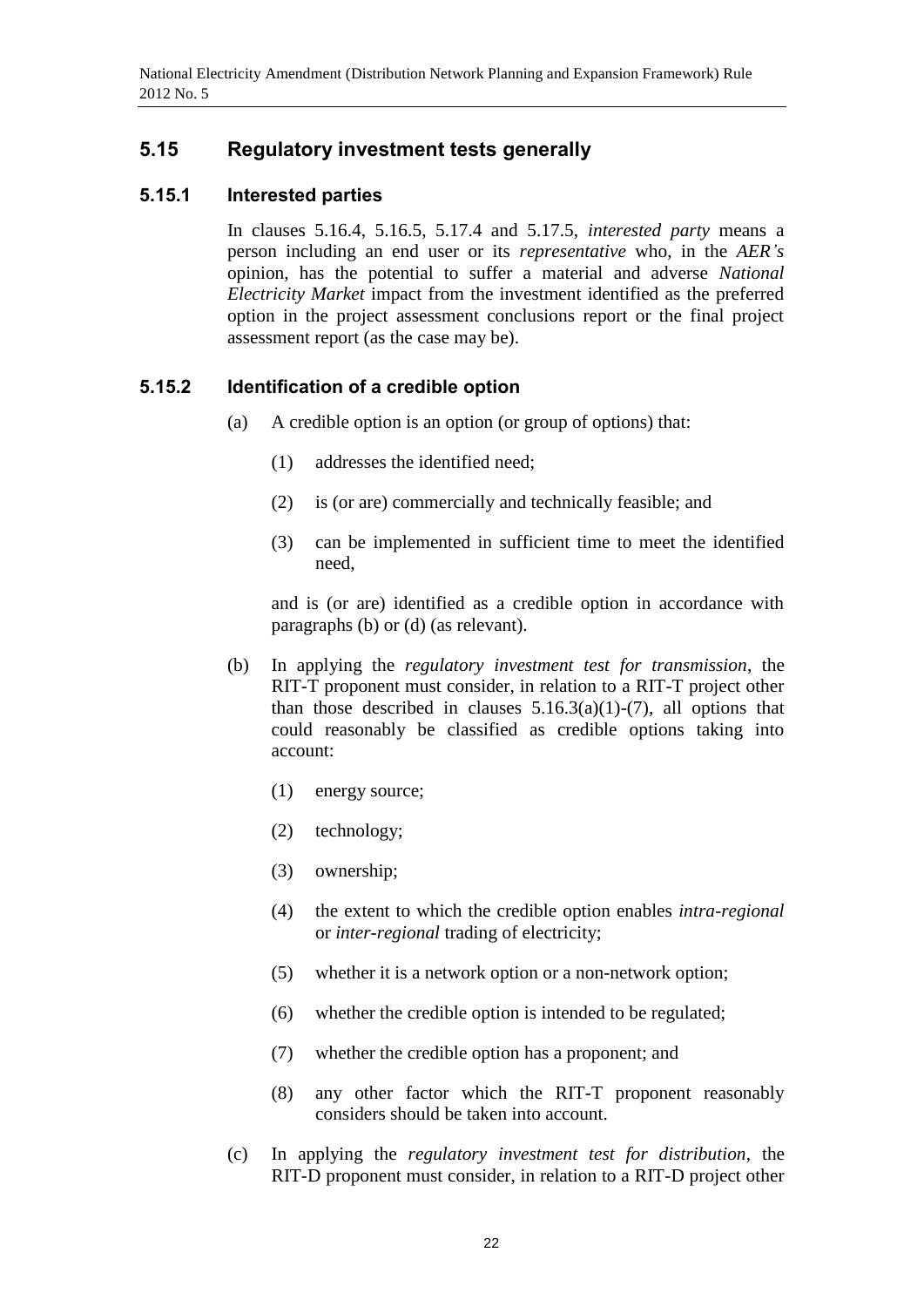## 5.15 Regulatory investment tests generally

### 5.15.1 Interested parties

In clauses 5.16.4, 5.16.5, 5.17.4 and 5.17.5, *interested party* means a person including an end user or its *representative* who, in the *AER's* opinion, has the potential to suffer a material and adverse *National Electricity Market* impact from the investment identified as the preferred option in the project assessment conclusions report or the final project assessment report (as the case may be).

### 5.15.2 Identification of a credible option

(a) A credible option is an option (or group of options) that:

   (1) addresses the identified need;

   (2) is (or are) commercially and technically feasible; and

   (3) can be implemented in sufficient time to meet the identified need,

   and is (or are) identified as a credible option in accordance with paragraphs (b) or (d) (as relevant).

(b) In applying the *regulatory investment test for transmission*, the RIT-T proponent must consider, in relation to a RIT-T project other than those described in clauses 5.16.3(a)(1)-(7), all options that could reasonably be classified as credible options taking into account:

   (1) energy source;

   (2) technology;

   (3) ownership;

   (4) the extent to which the credible option enables *intra-regional* or *inter-regional* trading of electricity;

   (5) whether it is a network option or a non-network option;

   (6) whether the credible option is intended to be regulated;

   (7) whether the credible option has a proponent; and

   (8) any other factor which the RIT-T proponent reasonably considers should be taken into account.

(c) In applying the *regulatory investment test for distribution*, the RIT-D proponent must consider, in relation to a RIT-D project other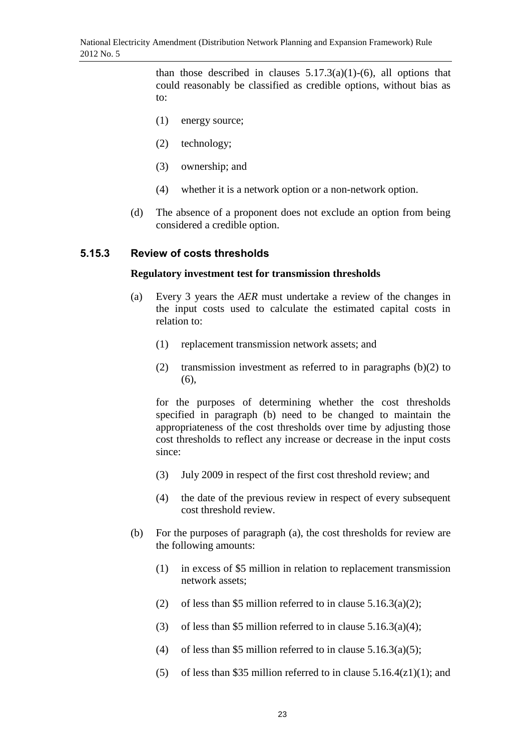than those described in clauses 5.17.3(a)(1)-(6), all options that could reasonably be classified as credible options, without bias as to:

(1) energy source;

(2) technology;

(3) ownership; and

(4) whether it is a network option or a non-network option.

(d) The absence of a proponent does not exclude an option from being considered a credible option.

### 5.15.3 Review of costs thresholds

**Regulatory investment test for transmission thresholds**

(a) Every 3 years the *AER* must undertake a review of the changes in the input costs used to calculate the estimated capital costs in relation to:

(1) replacement transmission network assets; and

(2) transmission investment as referred to in paragraphs (b)(2) to (6),

for the purposes of determining whether the cost thresholds specified in paragraph (b) need to be changed to maintain the appropriateness of the cost thresholds over time by adjusting those cost thresholds to reflect any increase or decrease in the input costs since:

(3) July 2009 in respect of the first cost threshold review; and

(4) the date of the previous review in respect of every subsequent cost threshold review.

(b) For the purposes of paragraph (a), the cost thresholds for review are the following amounts:

(1) in excess of $5 million in relation to replacement transmission network assets;

(2) of less than $5 million referred to in clause 5.16.3(a)(2);

(3) of less than $5 million referred to in clause 5.16.3(a)(4);

(4) of less than $5 million referred to in clause 5.16.3(a)(5);

(5) of less than $35 million referred to in clause 5.16.4(z1)(1); and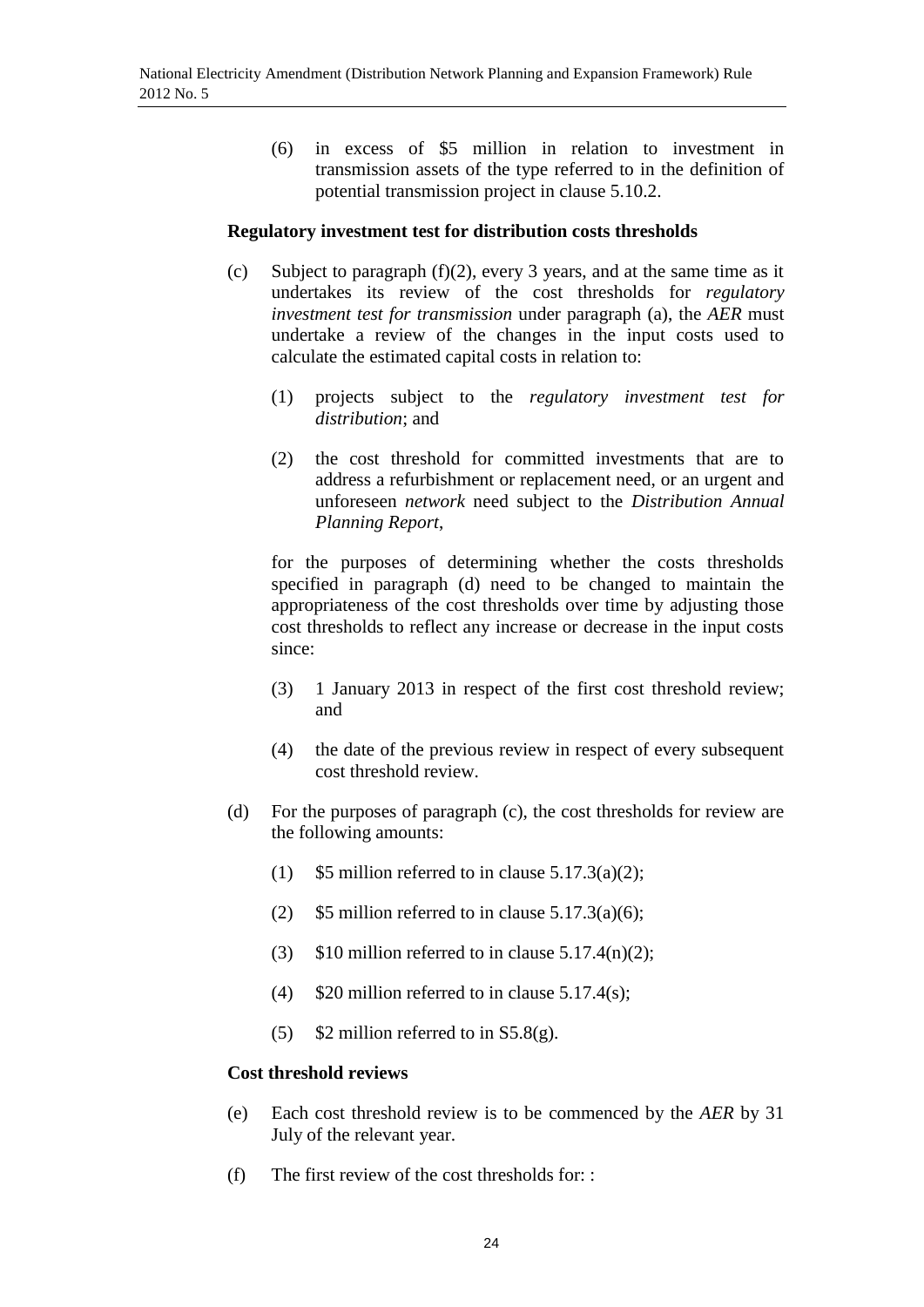(6) in excess of \$5 million in relation to investment in transmission assets of the type referred to in the definition of potential transmission project in clause 5.10.2.

**Regulatory investment test for distribution costs thresholds**

(c) Subject to paragraph (f)(2), every 3 years, and at the same time as it undertakes its review of the cost thresholds for *regulatory investment test for transmission* under paragraph (a), the *AER* must undertake a review of the changes in the input costs used to calculate the estimated capital costs in relation to:

(1) projects subject to the *regulatory investment test for distribution*; and

(2) the cost threshold for committed investments that are to address a refurbishment or replacement need, or an urgent and unforeseen *network* need subject to the *Distribution Annual Planning Report*,

for the purposes of determining whether the costs thresholds specified in paragraph (d) need to be changed to maintain the appropriateness of the cost thresholds over time by adjusting those cost thresholds to reflect any increase or decrease in the input costs since:

(3) 1 January 2013 in respect of the first cost threshold review; and

(4) the date of the previous review in respect of every subsequent cost threshold review.

(d) For the purposes of paragraph (c), the cost thresholds for review are the following amounts:

(1) \$5 million referred to in clause 5.17.3(a)(2);

(2) \$5 million referred to in clause 5.17.3(a)(6);

(3) \$10 million referred to in clause 5.17.4(n)(2);

(4) \$20 million referred to in clause 5.17.4(s);

(5) \$2 million referred to in S5.8(g).

**Cost threshold reviews**

(e) Each cost threshold review is to be commenced by the *AER* by 31 July of the relevant year.

(f) The first review of the cost thresholds for: :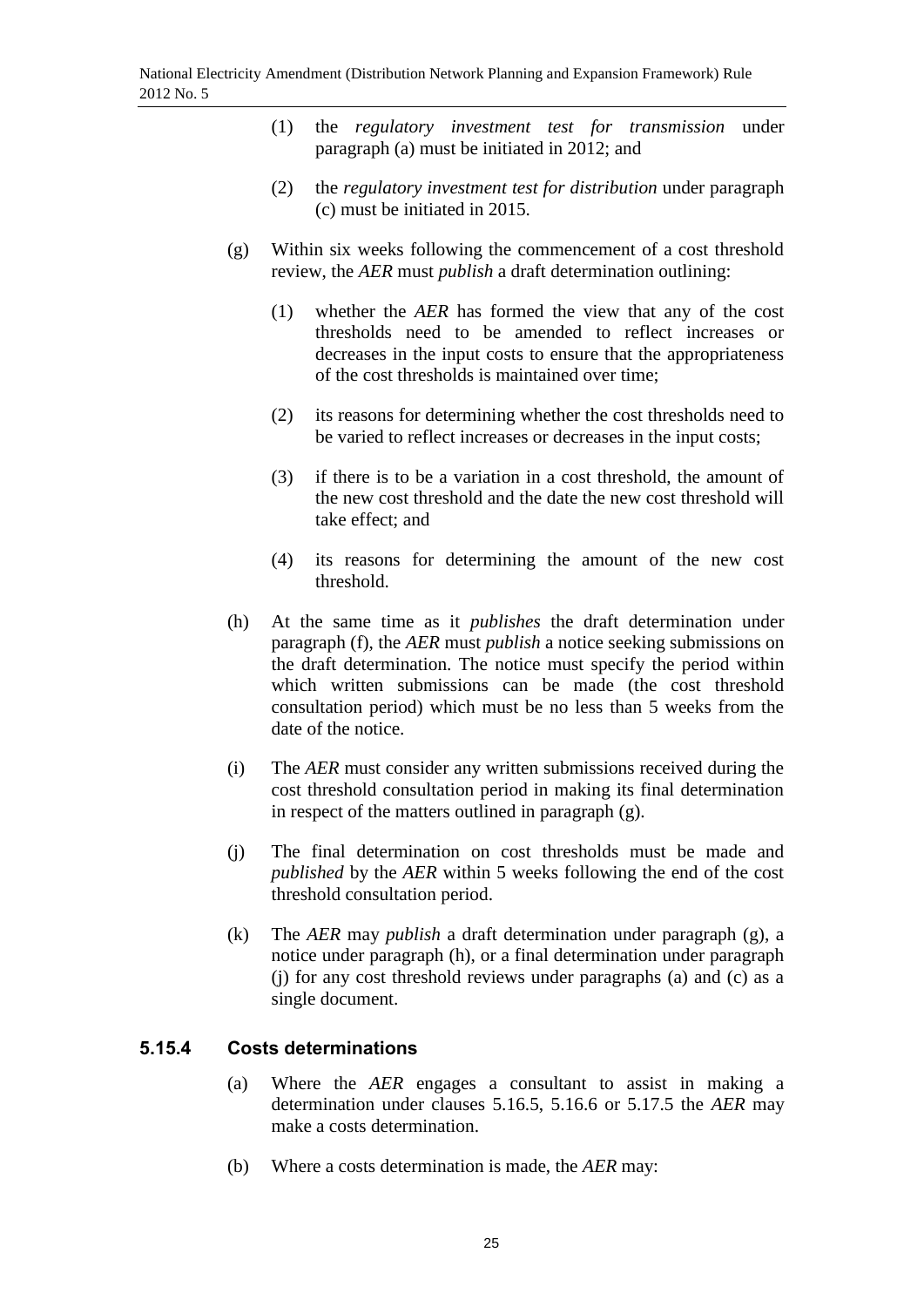(1) the *regulatory investment test for transmission* under paragraph (a) must be initiated in 2012; and

(2) the *regulatory investment test for distribution* under paragraph (c) must be initiated in 2015.

(g) Within six weeks following the commencement of a cost threshold review, the *AER* must *publish* a draft determination outlining:

(1) whether the *AER* has formed the view that any of the cost thresholds need to be amended to reflect increases or decreases in the input costs to ensure that the appropriateness of the cost thresholds is maintained over time;

(2) its reasons for determining whether the cost thresholds need to be varied to reflect increases or decreases in the input costs;

(3) if there is to be a variation in a cost threshold, the amount of the new cost threshold and the date the new cost threshold will take effect; and

(4) its reasons for determining the amount of the new cost threshold.

(h) At the same time as it *publishes* the draft determination under paragraph (f), the *AER* must *publish* a notice seeking submissions on the draft determination. The notice must specify the period within which written submissions can be made (the cost threshold consultation period) which must be no less than 5 weeks from the date of the notice.

(i) The *AER* must consider any written submissions received during the cost threshold consultation period in making its final determination in respect of the matters outlined in paragraph (g).

(j) The final determination on cost thresholds must be made and *published* by the *AER* within 5 weeks following the end of the cost threshold consultation period.

(k) The *AER* may *publish* a draft determination under paragraph (g), a notice under paragraph (h), or a final determination under paragraph (j) for any cost threshold reviews under paragraphs (a) and (c) as a single document.

### 5.15.4 Costs determinations

(a) Where the *AER* engages a consultant to assist in making a determination under clauses 5.16.5, 5.16.6 or 5.17.5 the *AER* may make a costs determination.

(b) Where a costs determination is made, the *AER* may: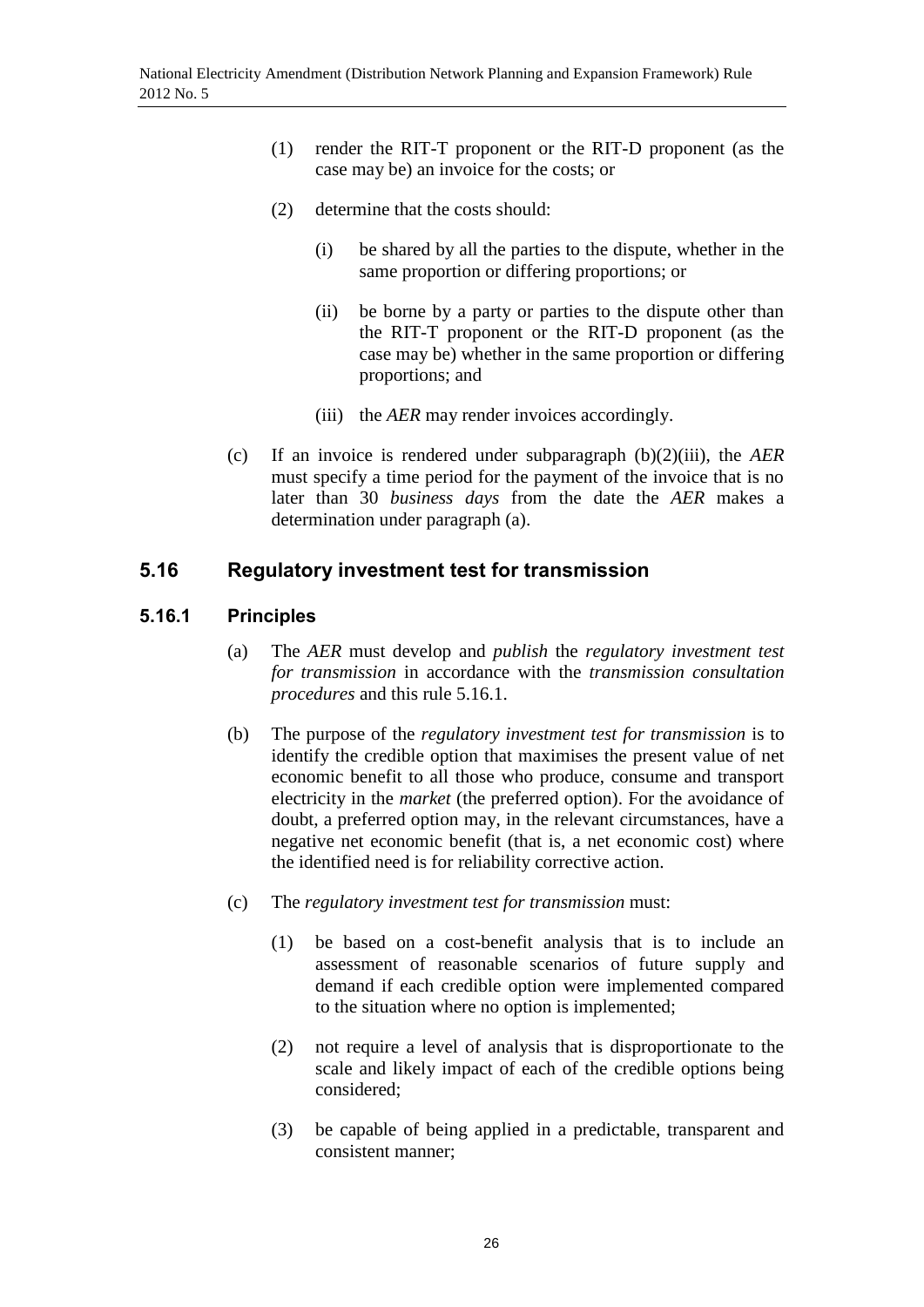(1) render the RIT-T proponent or the RIT-D proponent (as the case may be) an invoice for the costs; or

(2) determine that the costs should:

(i) be shared by all the parties to the dispute, whether in the same proportion or differing proportions; or

(ii) be borne by a party or parties to the dispute other than the RIT-T proponent or the RIT-D proponent (as the case may be) whether in the same proportion or differing proportions; and

(iii) the *AER* may render invoices accordingly.

(c) If an invoice is rendered under subparagraph (b)(2)(iii), the *AER* must specify a time period for the payment of the invoice that is no later than 30 *business days* from the date the *AER* makes a determination under paragraph (a).

## 5.16 Regulatory investment test for transmission

### 5.16.1 Principles

(a) The *AER* must develop and *publish* the *regulatory investment test for transmission* in accordance with the *transmission consultation procedures* and this rule 5.16.1.

(b) The purpose of the *regulatory investment test for transmission* is to identify the credible option that maximises the present value of net economic benefit to all those who produce, consume and transport electricity in the *market* (the preferred option). For the avoidance of doubt, a preferred option may, in the relevant circumstances, have a negative net economic benefit (that is, a net economic cost) where the identified need is for reliability corrective action.

(c) The *regulatory investment test for transmission* must:

(1) be based on a cost-benefit analysis that is to include an assessment of reasonable scenarios of future supply and demand if each credible option were implemented compared to the situation where no option is implemented;

(2) not require a level of analysis that is disproportionate to the scale and likely impact of each of the credible options being considered;

(3) be capable of being applied in a predictable, transparent and consistent manner;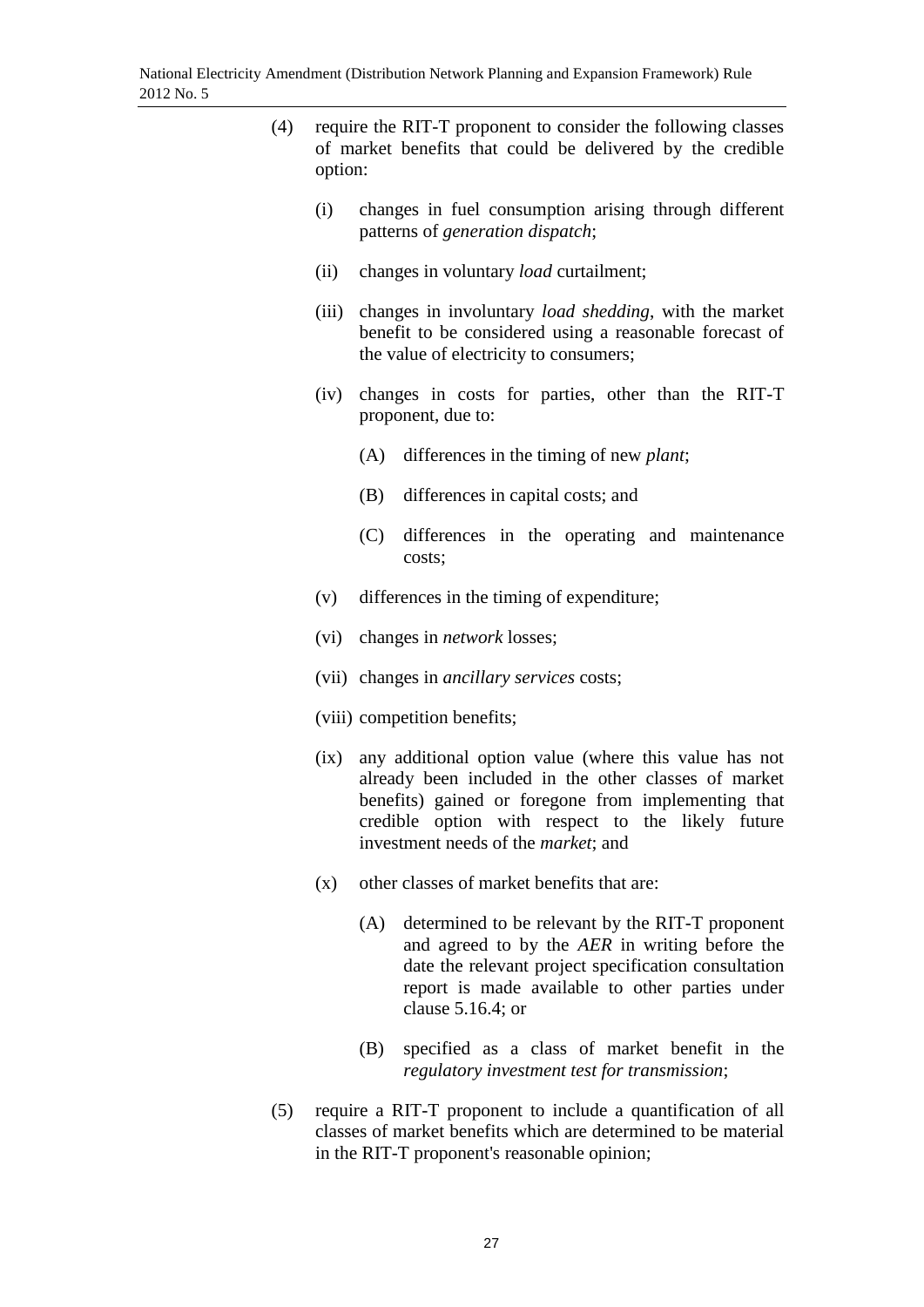(4) require the RIT-T proponent to consider the following classes of market benefits that could be delivered by the credible option:

   (i) changes in fuel consumption arising through different patterns of *generation dispatch*;

   (ii) changes in voluntary *load* curtailment;

   (iii) changes in involuntary *load shedding*, with the market benefit to be considered using a reasonable forecast of the value of electricity to consumers;

   (iv) changes in costs for parties, other than the RIT-T proponent, due to:

      (A) differences in the timing of new *plant*;

      (B) differences in capital costs; and

      (C) differences in the operating and maintenance costs;

   (v) differences in the timing of expenditure;

   (vi) changes in *network* losses;

   (vii) changes in *ancillary services* costs;

   (viii) competition benefits;

   (ix) any additional option value (where this value has not already been included in the other classes of market benefits) gained or foregone from implementing that credible option with respect to the likely future investment needs of the *market*; and

   (x) other classes of market benefits that are:

      (A) determined to be relevant by the RIT-T proponent and agreed to by the *AER* in writing before the date the relevant project specification consultation report is made available to other parties under clause 5.16.4; or

      (B) specified as a class of market benefit in the *regulatory investment test for transmission*;

(5) require a RIT-T proponent to include a quantification of all classes of market benefits which are determined to be material in the RIT-T proponent's reasonable opinion;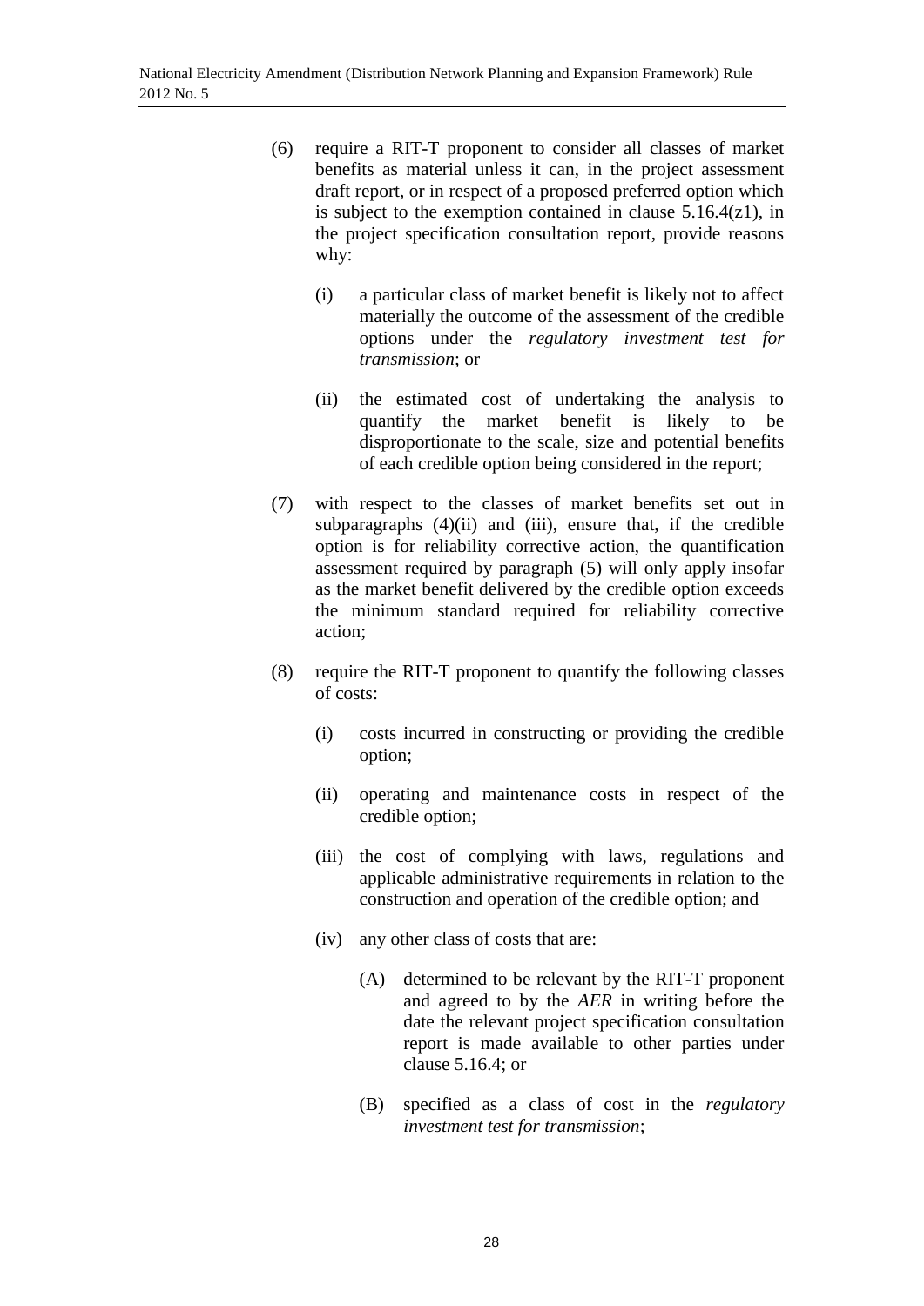(6) require a RIT-T proponent to consider all classes of market benefits as material unless it can, in the project assessment draft report, or in respect of a proposed preferred option which is subject to the exemption contained in clause 5.16.4(z1), in the project specification consultation report, provide reasons why:

   (i) a particular class of market benefit is likely not to affect materially the outcome of the assessment of the credible options under the *regulatory investment test for transmission*; or

   (ii) the estimated cost of undertaking the analysis to quantify the market benefit is likely to be disproportionate to the scale, size and potential benefits of each credible option being considered in the report;

(7) with respect to the classes of market benefits set out in subparagraphs (4)(ii) and (iii), ensure that, if the credible option is for reliability corrective action, the quantification assessment required by paragraph (5) will only apply insofar as the market benefit delivered by the credible option exceeds the minimum standard required for reliability corrective action;

(8) require the RIT-T proponent to quantify the following classes of costs:

   (i) costs incurred in constructing or providing the credible option;

   (ii) operating and maintenance costs in respect of the credible option;

   (iii) the cost of complying with laws, regulations and applicable administrative requirements in relation to the construction and operation of the credible option; and

   (iv) any other class of costs that are:

      (A) determined to be relevant by the RIT-T proponent and agreed to by the *AER* in writing before the date the relevant project specification consultation report is made available to other parties under clause 5.16.4; or

      (B) specified as a class of cost in the *regulatory investment test for transmission*;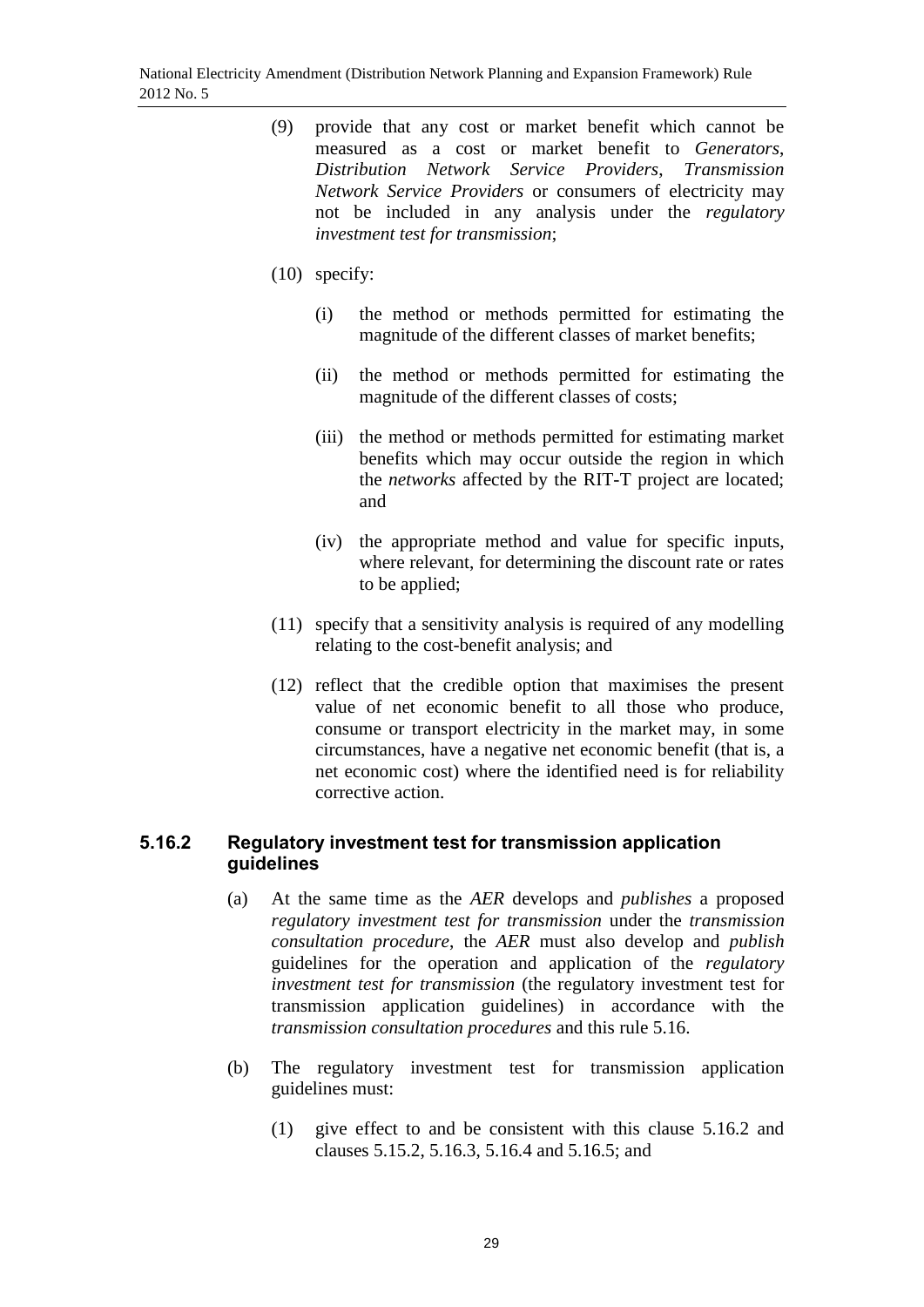(9) provide that any cost or market benefit which cannot be measured as a cost or market benefit to *Generators*, *Distribution Network Service Providers*, *Transmission Network Service Providers* or consumers of electricity may not be included in any analysis under the *regulatory investment test for transmission*;

(10) specify:

  (i) the method or methods permitted for estimating the magnitude of the different classes of market benefits;

  (ii) the method or methods permitted for estimating the magnitude of the different classes of costs;

  (iii) the method or methods permitted for estimating market benefits which may occur outside the region in which the *networks* affected by the RIT-T project are located; and

  (iv) the appropriate method and value for specific inputs, where relevant, for determining the discount rate or rates to be applied;

(11) specify that a sensitivity analysis is required of any modelling relating to the cost-benefit analysis; and

(12) reflect that the credible option that maximises the present value of net economic benefit to all those who produce, consume or transport electricity in the market may, in some circumstances, have a negative net economic benefit (that is, a net economic cost) where the identified need is for reliability corrective action.

### 5.16.2 Regulatory investment test for transmission application guidelines

(a) At the same time as the *AER* develops and *publishes* a proposed *regulatory investment test for transmission* under the *transmission consultation procedure*, the *AER* must also develop and *publish* guidelines for the operation and application of the *regulatory investment test for transmission* (the regulatory investment test for transmission application guidelines) in accordance with the *transmission consultation procedures* and this rule 5.16.

(b) The regulatory investment test for transmission application guidelines must:

  (1) give effect to and be consistent with this clause 5.16.2 and clauses 5.15.2, 5.16.3, 5.16.4 and 5.16.5; and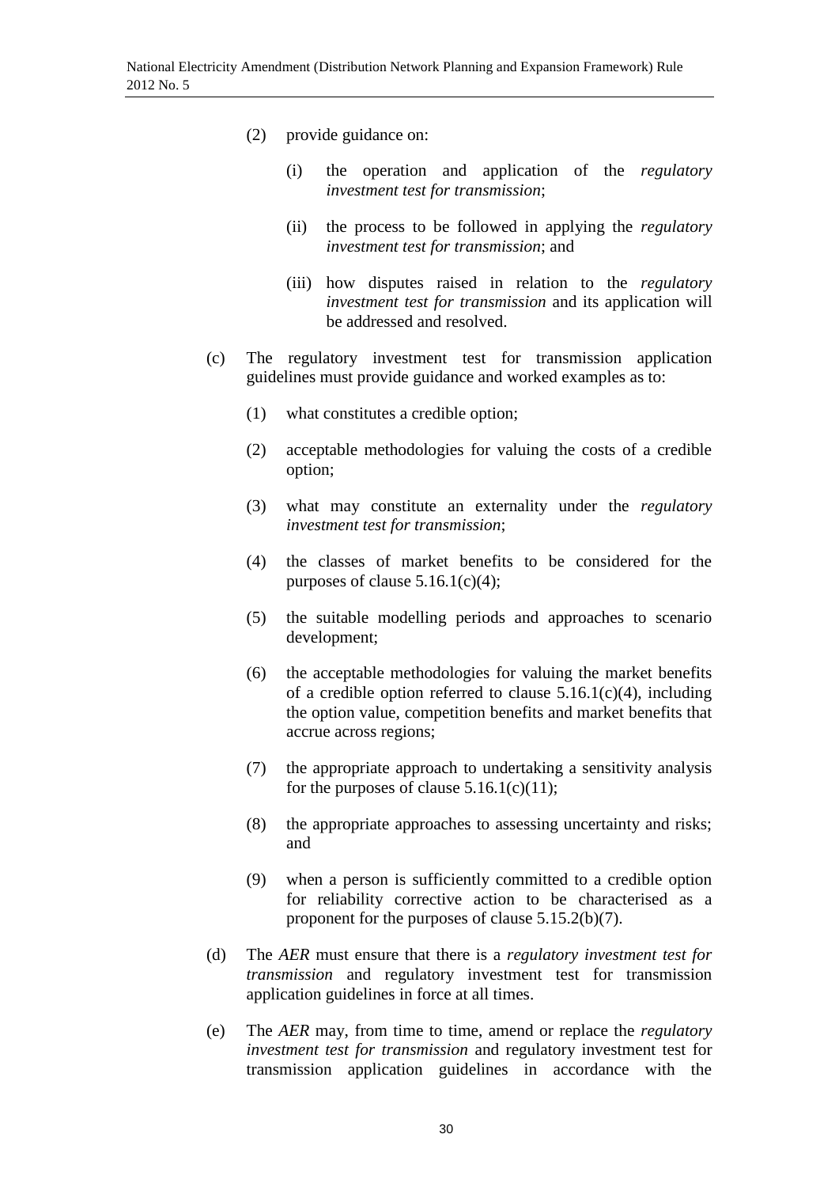(2) provide guidance on:

(i) the operation and application of the *regulatory investment test for transmission*;

(ii) the process to be followed in applying the *regulatory investment test for transmission*; and

(iii) how disputes raised in relation to the *regulatory investment test for transmission* and its application will be addressed and resolved.

(c) The regulatory investment test for transmission application guidelines must provide guidance and worked examples as to:

(1) what constitutes a credible option;

(2) acceptable methodologies for valuing the costs of a credible option;

(3) what may constitute an externality under the *regulatory investment test for transmission*;

(4) the classes of market benefits to be considered for the purposes of clause 5.16.1(c)(4);

(5) the suitable modelling periods and approaches to scenario development;

(6) the acceptable methodologies for valuing the market benefits of a credible option referred to clause 5.16.1(c)(4), including the option value, competition benefits and market benefits that accrue across regions;

(7) the appropriate approach to undertaking a sensitivity analysis for the purposes of clause 5.16.1(c)(11);

(8) the appropriate approaches to assessing uncertainty and risks; and

(9) when a person is sufficiently committed to a credible option for reliability corrective action to be characterised as a proponent for the purposes of clause 5.15.2(b)(7).

(d) The *AER* must ensure that there is a *regulatory investment test for transmission* and regulatory investment test for transmission application guidelines in force at all times.

(e) The *AER* may, from time to time, amend or replace the *regulatory investment test for transmission* and regulatory investment test for transmission application guidelines in accordance with the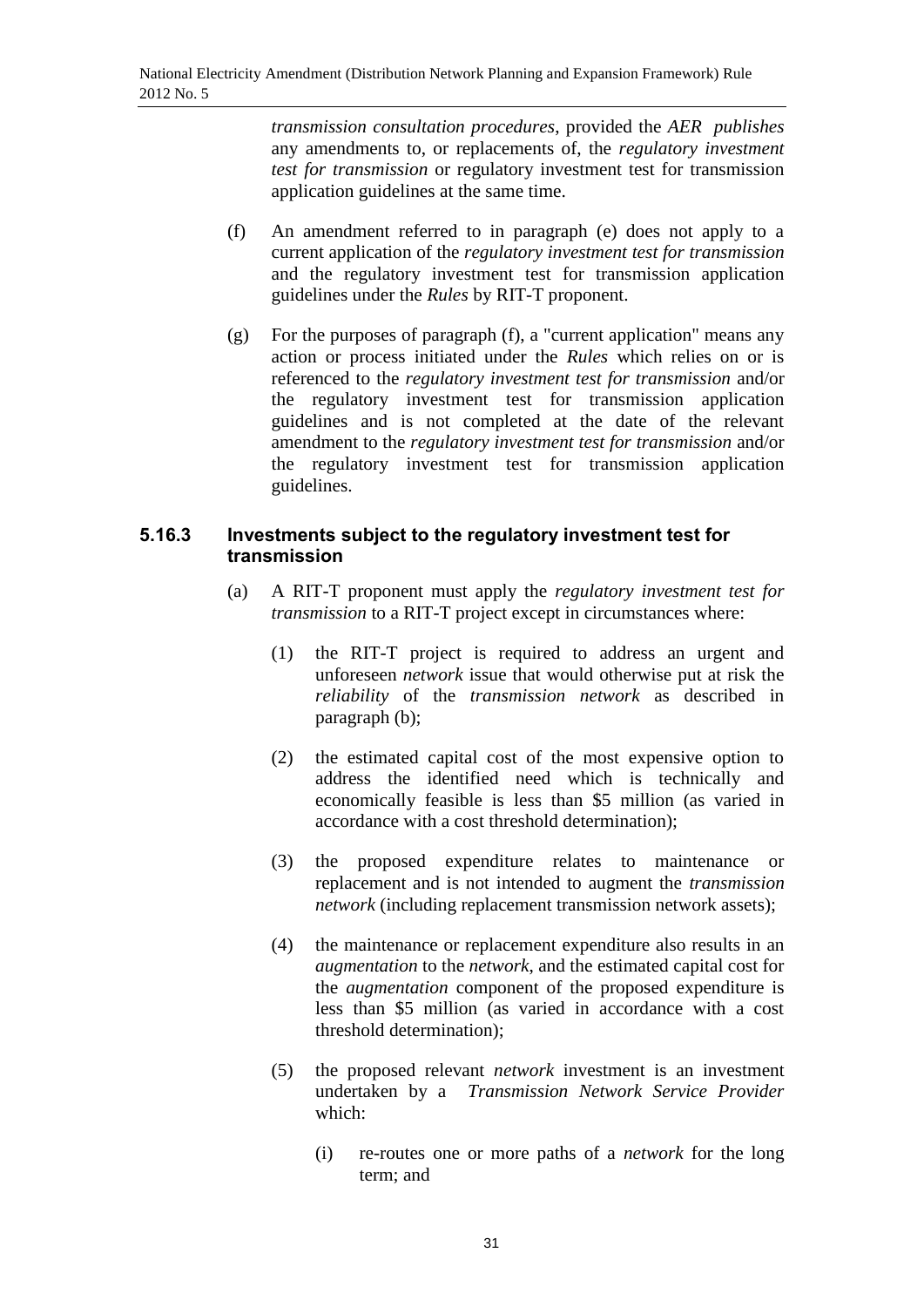*transmission consultation procedures*, provided the *AER publishes* any amendments to, or replacements of, the *regulatory investment test for transmission* or regulatory investment test for transmission application guidelines at the same time.

(f) An amendment referred to in paragraph (e) does not apply to a current application of the *regulatory investment test for transmission* and the regulatory investment test for transmission application guidelines under the *Rules* by RIT-T proponent.

(g) For the purposes of paragraph (f), a "current application" means any action or process initiated under the *Rules* which relies on or is referenced to the *regulatory investment test for transmission* and/or the regulatory investment test for transmission application guidelines and is not completed at the date of the relevant amendment to the *regulatory investment test for transmission* and/or the regulatory investment test for transmission application guidelines.

### 5.16.3 Investments subject to the regulatory investment test for transmission

(a) A RIT-T proponent must apply the *regulatory investment test for transmission* to a RIT-T project except in circumstances where:

(1) the RIT-T project is required to address an urgent and unforeseen *network* issue that would otherwise put at risk the *reliability* of the *transmission network* as described in paragraph (b);

(2) the estimated capital cost of the most expensive option to address the identified need which is technically and economically feasible is less than \$5 million (as varied in accordance with a cost threshold determination);

(3) the proposed expenditure relates to maintenance or replacement and is not intended to augment the *transmission network* (including replacement transmission network assets);

(4) the maintenance or replacement expenditure also results in an *augmentation* to the *network*, and the estimated capital cost for the *augmentation* component of the proposed expenditure is less than \$5 million (as varied in accordance with a cost threshold determination);

(5) the proposed relevant *network* investment is an investment undertaken by a *Transmission Network Service Provider* which:

(i) re-routes one or more paths of a *network* for the long term; and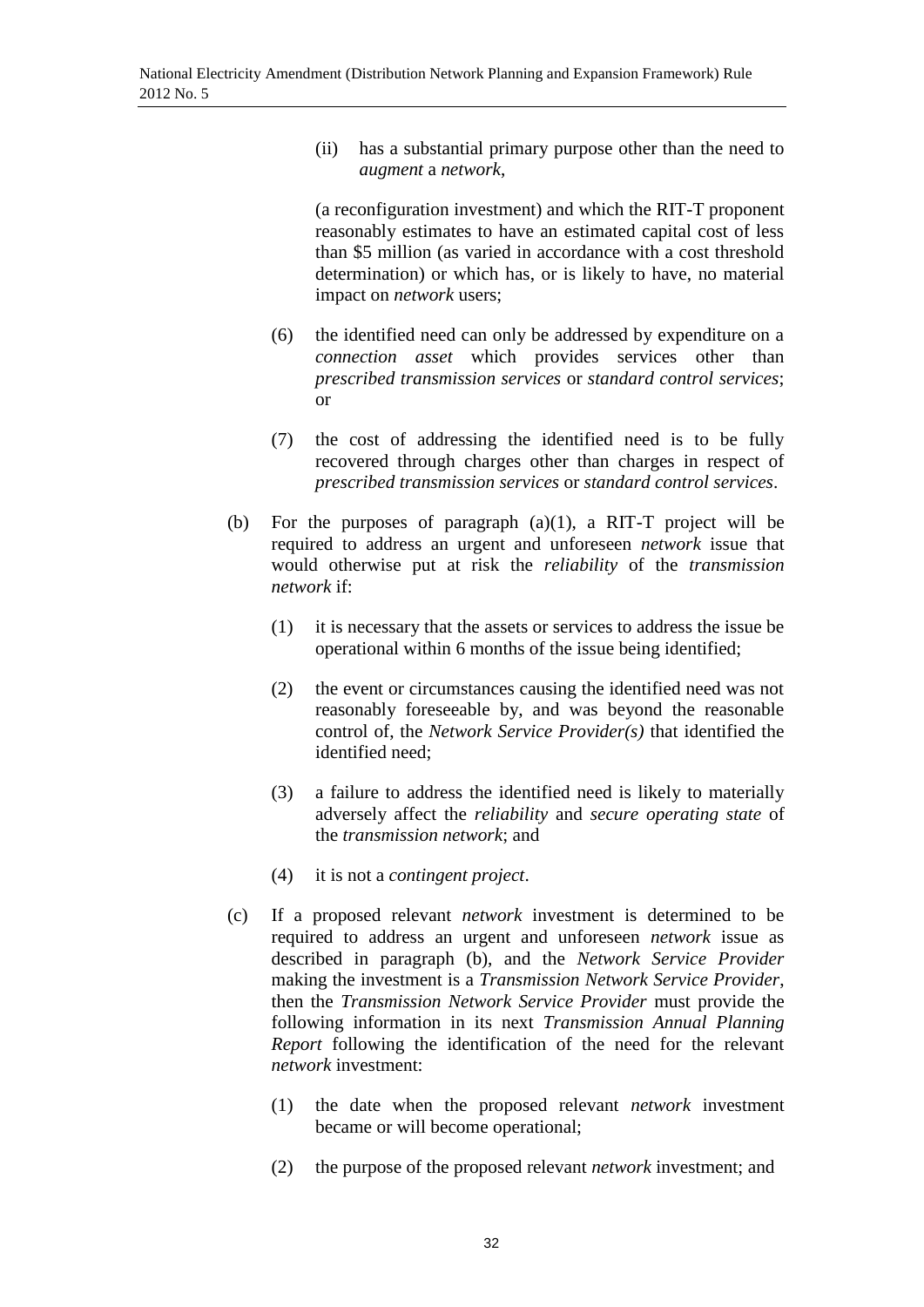(ii) has a substantial primary purpose other than the need to *augment* a *network*,

(a reconfiguration investment) and which the RIT-T proponent reasonably estimates to have an estimated capital cost of less than \$5 million (as varied in accordance with a cost threshold determination) or which has, or is likely to have, no material impact on *network* users;

(6) the identified need can only be addressed by expenditure on a *connection asset* which provides services other than *prescribed transmission services* or *standard control services*; or

(7) the cost of addressing the identified need is to be fully recovered through charges other than charges in respect of *prescribed transmission services* or *standard control services*.

(b) For the purposes of paragraph (a)(1), a RIT-T project will be required to address an urgent and unforeseen *network* issue that would otherwise put at risk the *reliability* of the *transmission network* if:

(1) it is necessary that the assets or services to address the issue be operational within 6 months of the issue being identified;

(2) the event or circumstances causing the identified need was not reasonably foreseeable by, and was beyond the reasonable control of, the *Network Service Provider(s)* that identified the identified need;

(3) a failure to address the identified need is likely to materially adversely affect the *reliability* and *secure operating state* of the *transmission network*; and

(4) it is not a *contingent project*.

(c) If a proposed relevant *network* investment is determined to be required to address an urgent and unforeseen *network* issue as described in paragraph (b), and the *Network Service Provider* making the investment is a *Transmission Network Service Provider*, then the *Transmission Network Service Provider* must provide the following information in its next *Transmission Annual Planning Report* following the identification of the need for the relevant *network* investment:

(1) the date when the proposed relevant *network* investment became or will become operational;

(2) the purpose of the proposed relevant *network* investment; and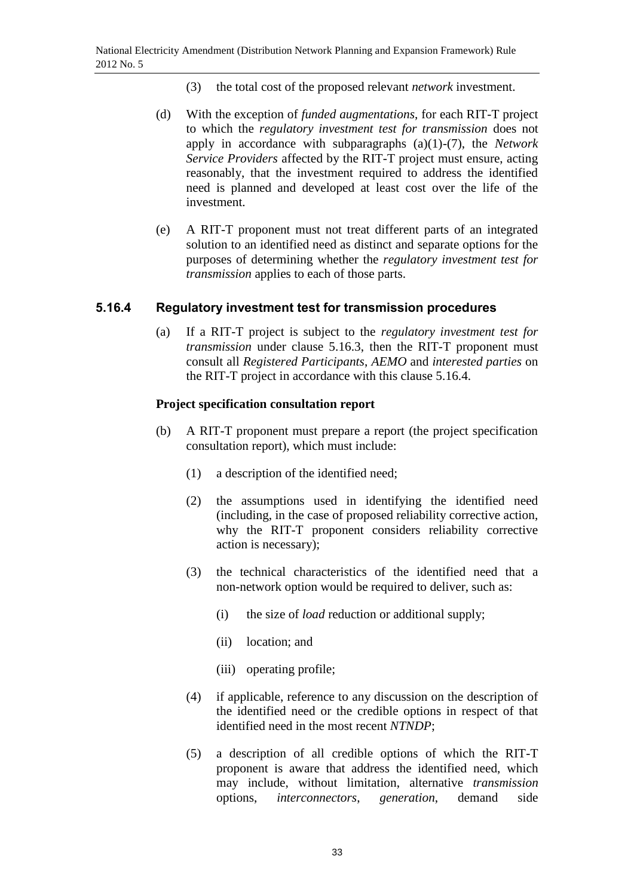(3) the total cost of the proposed relevant *network* investment.

(d) With the exception of *funded augmentations*, for each RIT-T project to which the *regulatory investment test for transmission* does not apply in accordance with subparagraphs (a)(1)-(7), the *Network Service Providers* affected by the RIT-T project must ensure, acting reasonably, that the investment required to address the identified need is planned and developed at least cost over the life of the investment.

(e) A RIT-T proponent must not treat different parts of an integrated solution to an identified need as distinct and separate options for the purposes of determining whether the *regulatory investment test for transmission* applies to each of those parts.

### 5.16.4 Regulatory investment test for transmission procedures

(a) If a RIT-T project is subject to the *regulatory investment test for transmission* under clause 5.16.3, then the RIT-T proponent must consult all *Registered Participants*, *AEMO* and *interested parties* on the RIT-T project in accordance with this clause 5.16.4.

**Project specification consultation report**

(b) A RIT-T proponent must prepare a report (the project specification consultation report), which must include:

(1) a description of the identified need;

(2) the assumptions used in identifying the identified need (including, in the case of proposed reliability corrective action, why the RIT-T proponent considers reliability corrective action is necessary);

(3) the technical characteristics of the identified need that a non-network option would be required to deliver, such as:

(i) the size of *load* reduction or additional supply;

(ii) location; and

(iii) operating profile;

(4) if applicable, reference to any discussion on the description of the identified need or the credible options in respect of that identified need in the most recent *NTNDP*;

(5) a description of all credible options of which the RIT-T proponent is aware that address the identified need, which may include, without limitation, alternative *transmission* options, *interconnectors*, *generation*, demand side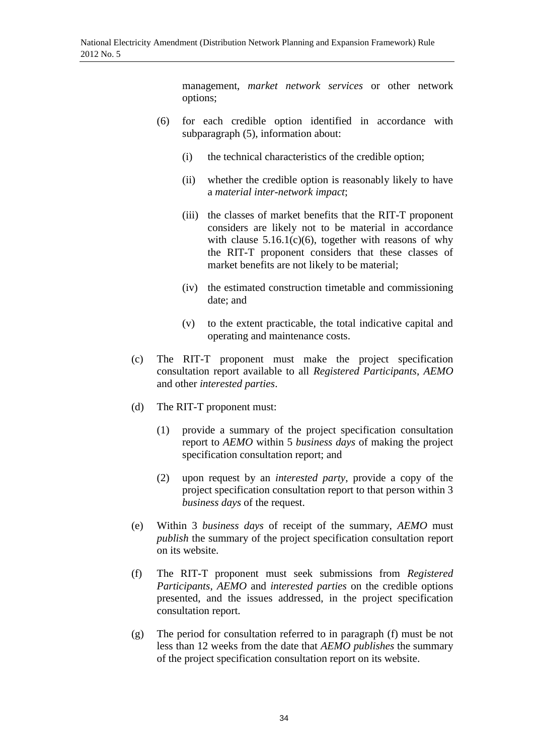management, *market network services* or other network options;

(6) for each credible option identified in accordance with subparagraph (5), information about:

(i) the technical characteristics of the credible option;

(ii) whether the credible option is reasonably likely to have a *material inter-network impact*;

(iii) the classes of market benefits that the RIT-T proponent considers are likely not to be material in accordance with clause 5.16.1(c)(6), together with reasons of why the RIT-T proponent considers that these classes of market benefits are not likely to be material;

(iv) the estimated construction timetable and commissioning date; and

(v) to the extent practicable, the total indicative capital and operating and maintenance costs.

(c) The RIT-T proponent must make the project specification consultation report available to all *Registered Participants*, *AEMO* and other *interested parties*.

(d) The RIT-T proponent must:

(1) provide a summary of the project specification consultation report to *AEMO* within 5 *business days* of making the project specification consultation report; and

(2) upon request by an *interested party*, provide a copy of the project specification consultation report to that person within 3 *business days* of the request.

(e) Within 3 *business days* of receipt of the summary, *AEMO* must *publish* the summary of the project specification consultation report on its website.

(f) The RIT-T proponent must seek submissions from *Registered Participants*, *AEMO* and *interested parties* on the credible options presented, and the issues addressed, in the project specification consultation report.

(g) The period for consultation referred to in paragraph (f) must be not less than 12 weeks from the date that *AEMO publishes* the summary of the project specification consultation report on its website.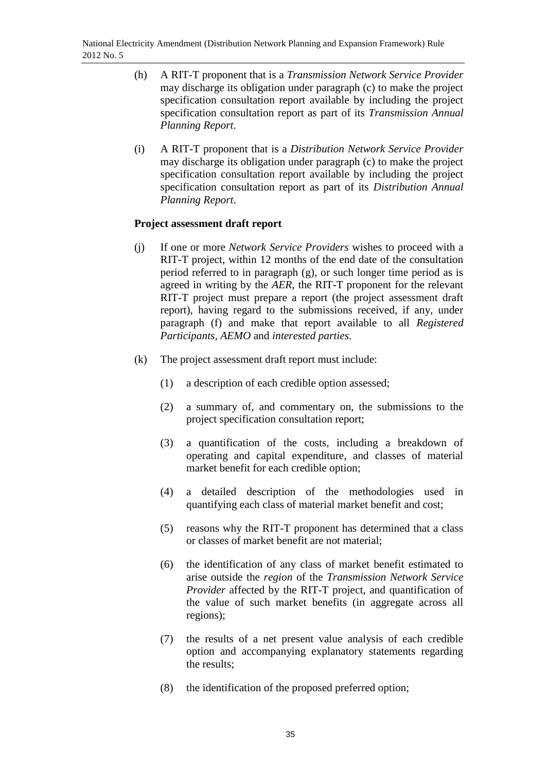(h) A RIT-T proponent that is a *Transmission Network Service Provider* may discharge its obligation under paragraph (c) to make the project specification consultation report available by including the project specification consultation report as part of its *Transmission Annual Planning Report*.

(i) A RIT-T proponent that is a *Distribution Network Service Provider* may discharge its obligation under paragraph (c) to make the project specification consultation report available by including the project specification consultation report as part of its *Distribution Annual Planning Report*.

**Project assessment draft report**

(j) If one or more *Network Service Providers* wishes to proceed with a RIT-T project, within 12 months of the end date of the consultation period referred to in paragraph (g), or such longer time period as is agreed in writing by the *AER*, the RIT-T proponent for the relevant RIT-T project must prepare a report (the project assessment draft report), having regard to the submissions received, if any, under paragraph (f) and make that report available to all *Registered Participants*, *AEMO* and *interested parties*.

(k) The project assessment draft report must include:

(1) a description of each credible option assessed;

(2) a summary of, and commentary on, the submissions to the project specification consultation report;

(3) a quantification of the costs, including a breakdown of operating and capital expenditure, and classes of material market benefit for each credible option;

(4) a detailed description of the methodologies used in quantifying each class of material market benefit and cost;

(5) reasons why the RIT-T proponent has determined that a class or classes of market benefit are not material;

(6) the identification of any class of market benefit estimated to arise outside the *region* of the *Transmission Network Service Provider* affected by the RIT-T project, and quantification of the value of such market benefits (in aggregate across all regions);

(7) the results of a net present value analysis of each credible option and accompanying explanatory statements regarding the results;

(8) the identification of the proposed preferred option;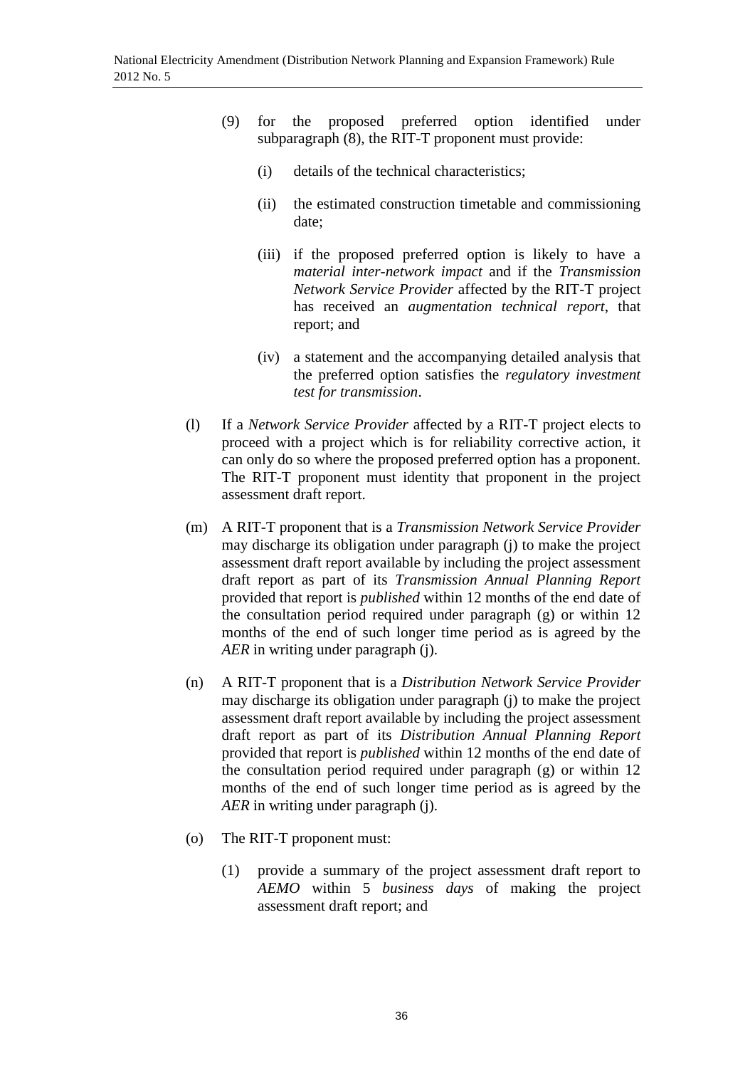(9) for the proposed preferred option identified under subparagraph (8), the RIT-T proponent must provide:

(i) details of the technical characteristics;

(ii) the estimated construction timetable and commissioning date;

(iii) if the proposed preferred option is likely to have a *material inter-network impact* and if the *Transmission Network Service Provider* affected by the RIT-T project has received an *augmentation technical report*, that report; and

(iv) a statement and the accompanying detailed analysis that the preferred option satisfies the *regulatory investment test for transmission*.

(l) If a *Network Service Provider* affected by a RIT-T project elects to proceed with a project which is for reliability corrective action, it can only do so where the proposed preferred option has a proponent. The RIT-T proponent must identity that proponent in the project assessment draft report.

(m) A RIT-T proponent that is a *Transmission Network Service Provider* may discharge its obligation under paragraph (j) to make the project assessment draft report available by including the project assessment draft report as part of its *Transmission Annual Planning Report* provided that report is *published* within 12 months of the end date of the consultation period required under paragraph (g) or within 12 months of the end of such longer time period as is agreed by the *AER* in writing under paragraph (j).

(n) A RIT-T proponent that is a *Distribution Network Service Provider* may discharge its obligation under paragraph (j) to make the project assessment draft report available by including the project assessment draft report as part of its *Distribution Annual Planning Report* provided that report is *published* within 12 months of the end date of the consultation period required under paragraph (g) or within 12 months of the end of such longer time period as is agreed by the *AER* in writing under paragraph (j).

(o) The RIT-T proponent must:

(1) provide a summary of the project assessment draft report to *AEMO* within 5 *business days* of making the project assessment draft report; and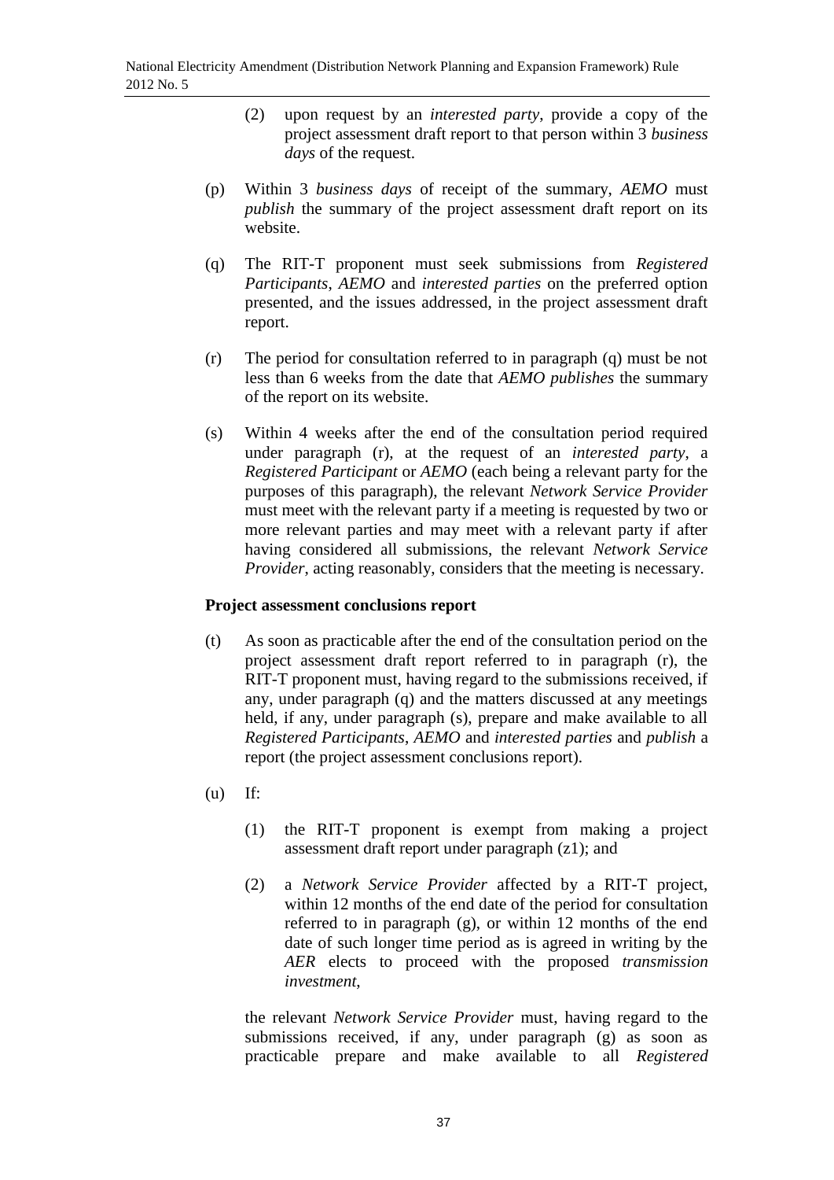(2) upon request by an *interested party*, provide a copy of the project assessment draft report to that person within 3 *business days* of the request.

(p) Within 3 *business days* of receipt of the summary, *AEMO* must *publish* the summary of the project assessment draft report on its website.

(q) The RIT-T proponent must seek submissions from *Registered Participants*, *AEMO* and *interested parties* on the preferred option presented, and the issues addressed, in the project assessment draft report.

(r) The period for consultation referred to in paragraph (q) must be not less than 6 weeks from the date that *AEMO publishes* the summary of the report on its website.

(s) Within 4 weeks after the end of the consultation period required under paragraph (r), at the request of an *interested party*, a *Registered Participant* or *AEMO* (each being a relevant party for the purposes of this paragraph), the relevant *Network Service Provider* must meet with the relevant party if a meeting is requested by two or more relevant parties and may meet with a relevant party if after having considered all submissions, the relevant *Network Service Provider*, acting reasonably, considers that the meeting is necessary.

**Project assessment conclusions report**

(t) As soon as practicable after the end of the consultation period on the project assessment draft report referred to in paragraph (r), the RIT-T proponent must, having regard to the submissions received, if any, under paragraph (q) and the matters discussed at any meetings held, if any, under paragraph (s), prepare and make available to all *Registered Participants*, *AEMO* and *interested parties* and *publish* a report (the project assessment conclusions report).

(u) If:

(1) the RIT-T proponent is exempt from making a project assessment draft report under paragraph (z1); and

(2) a *Network Service Provider* affected by a RIT-T project, within 12 months of the end date of the period for consultation referred to in paragraph (g), or within 12 months of the end date of such longer time period as is agreed in writing by the *AER* elects to proceed with the proposed *transmission investment*,

the relevant *Network Service Provider* must, having regard to the submissions received, if any, under paragraph (g) as soon as practicable prepare and make available to all *Registered*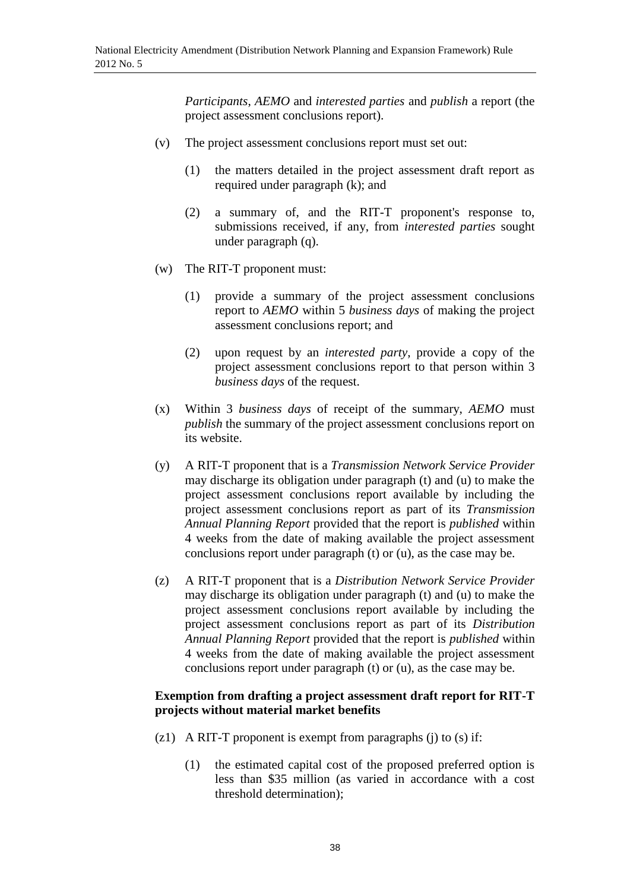*Participants*, *AEMO* and *interested parties* and *publish* a report (the project assessment conclusions report).

(v) The project assessment conclusions report must set out:

(1) the matters detailed in the project assessment draft report as required under paragraph (k); and

(2) a summary of, and the RIT-T proponent's response to, submissions received, if any, from *interested parties* sought under paragraph (q).

(w) The RIT-T proponent must:

(1) provide a summary of the project assessment conclusions report to *AEMO* within 5 *business days* of making the project assessment conclusions report; and

(2) upon request by an *interested party*, provide a copy of the project assessment conclusions report to that person within 3 *business days* of the request.

(x) Within 3 *business days* of receipt of the summary, *AEMO* must *publish* the summary of the project assessment conclusions report on its website.

(y) A RIT-T proponent that is a *Transmission Network Service Provider* may discharge its obligation under paragraph (t) and (u) to make the project assessment conclusions report available by including the project assessment conclusions report as part of its *Transmission Annual Planning Report* provided that the report is *published* within 4 weeks from the date of making available the project assessment conclusions report under paragraph (t) or (u), as the case may be.

(z) A RIT-T proponent that is a *Distribution Network Service Provider* may discharge its obligation under paragraph (t) and (u) to make the project assessment conclusions report available by including the project assessment conclusions report as part of its *Distribution Annual Planning Report* provided that the report is *published* within 4 weeks from the date of making available the project assessment conclusions report under paragraph (t) or (u), as the case may be.

**Exemption from drafting a project assessment draft report for RIT-T projects without material market benefits**

(z1) A RIT-T proponent is exempt from paragraphs (j) to (s) if:

(1) the estimated capital cost of the proposed preferred option is less than \$35 million (as varied in accordance with a cost threshold determination);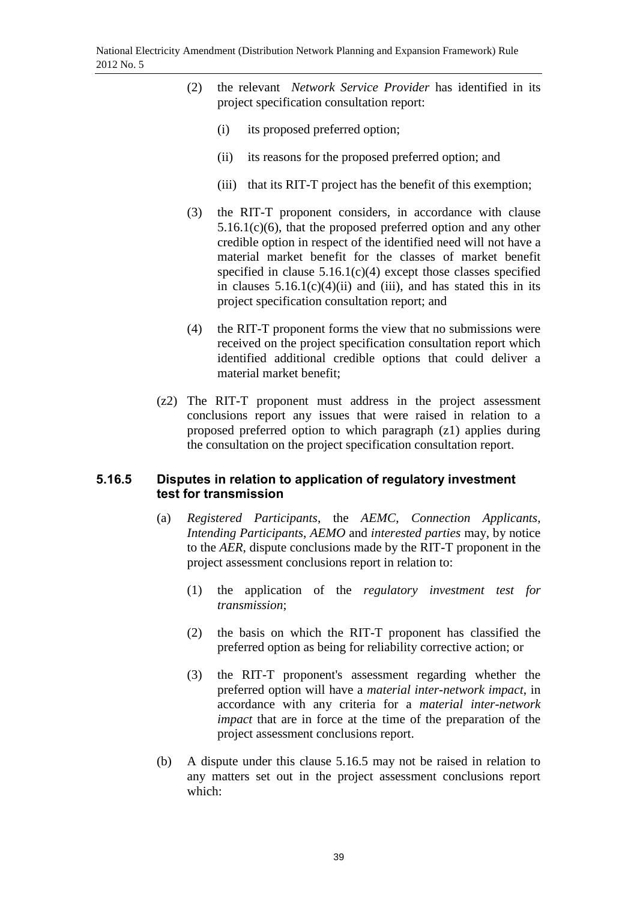(2) the relevant *Network Service Provider* has identified in its project specification consultation report:

   (i) its proposed preferred option;

   (ii) its reasons for the proposed preferred option; and

   (iii) that its RIT-T project has the benefit of this exemption;

(3) the RIT-T proponent considers, in accordance with clause 5.16.1(c)(6), that the proposed preferred option and any other credible option in respect of the identified need will not have a material market benefit for the classes of market benefit specified in clause 5.16.1(c)(4) except those classes specified in clauses 5.16.1(c)(4)(ii) and (iii), and has stated this in its project specification consultation report; and

(4) the RIT-T proponent forms the view that no submissions were received on the project specification consultation report which identified additional credible options that could deliver a material market benefit;

(z2) The RIT-T proponent must address in the project assessment conclusions report any issues that were raised in relation to a proposed preferred option to which paragraph (z1) applies during the consultation on the project specification consultation report.

### 5.16.5 Disputes in relation to application of regulatory investment test for transmission

(a) *Registered Participants*, the *AEMC*, *Connection Applicants*, *Intending Participants*, *AEMO* and *interested parties* may, by notice to the *AER*, dispute conclusions made by the RIT-T proponent in the project assessment conclusions report in relation to:

   (1) the application of the *regulatory investment test for transmission*;

   (2) the basis on which the RIT-T proponent has classified the preferred option as being for reliability corrective action; or

   (3) the RIT-T proponent's assessment regarding whether the preferred option will have a *material inter-network impact*, in accordance with any criteria for a *material inter-network impact* that are in force at the time of the preparation of the project assessment conclusions report.

(b) A dispute under this clause 5.16.5 may not be raised in relation to any matters set out in the project assessment conclusions report which: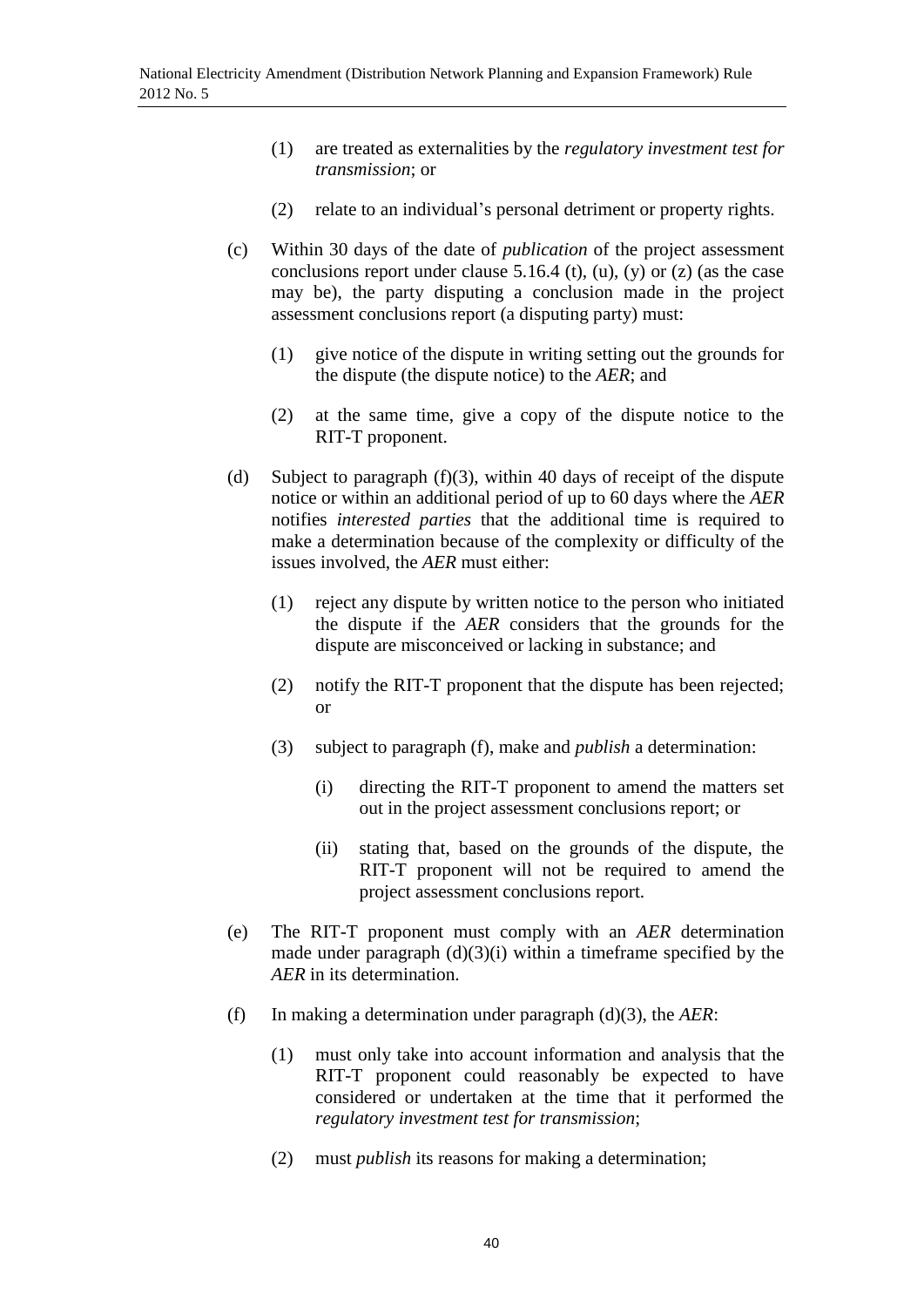(1) are treated as externalities by the *regulatory investment test for transmission*; or

(2) relate to an individual's personal detriment or property rights.

(c) Within 30 days of the date of *publication* of the project assessment conclusions report under clause 5.16.4 (t), (u), (y) or (z) (as the case may be), the party disputing a conclusion made in the project assessment conclusions report (a disputing party) must:

(1) give notice of the dispute in writing setting out the grounds for the dispute (the dispute notice) to the *AER*; and

(2) at the same time, give a copy of the dispute notice to the RIT-T proponent.

(d) Subject to paragraph (f)(3), within 40 days of receipt of the dispute notice or within an additional period of up to 60 days where the *AER* notifies *interested parties* that the additional time is required to make a determination because of the complexity or difficulty of the issues involved, the *AER* must either:

(1) reject any dispute by written notice to the person who initiated the dispute if the *AER* considers that the grounds for the dispute are misconceived or lacking in substance; and

(2) notify the RIT-T proponent that the dispute has been rejected; or

(3) subject to paragraph (f), make and *publish* a determination:

(i) directing the RIT-T proponent to amend the matters set out in the project assessment conclusions report; or

(ii) stating that, based on the grounds of the dispute, the RIT-T proponent will not be required to amend the project assessment conclusions report.

(e) The RIT-T proponent must comply with an *AER* determination made under paragraph (d)(3)(i) within a timeframe specified by the *AER* in its determination.

(f) In making a determination under paragraph (d)(3), the *AER*:

(1) must only take into account information and analysis that the RIT-T proponent could reasonably be expected to have considered or undertaken at the time that it performed the *regulatory investment test for transmission*;

(2) must *publish* its reasons for making a determination;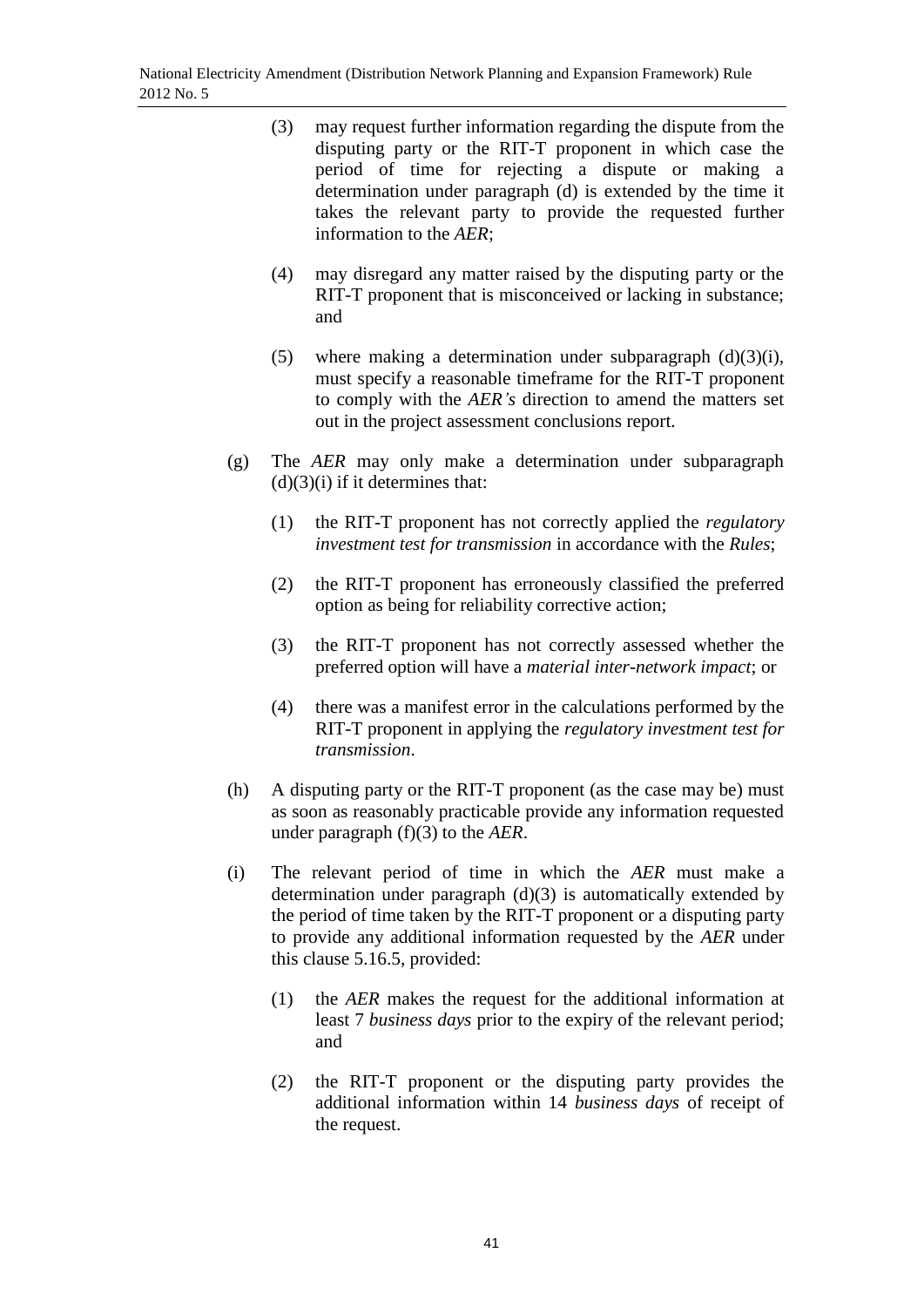(3) may request further information regarding the dispute from the disputing party or the RIT-T proponent in which case the period of time for rejecting a dispute or making a determination under paragraph (d) is extended by the time it takes the relevant party to provide the requested further information to the *AER*;

(4) may disregard any matter raised by the disputing party or the RIT-T proponent that is misconceived or lacking in substance; and

(5) where making a determination under subparagraph (d)(3)(i), must specify a reasonable timeframe for the RIT-T proponent to comply with the *AER's* direction to amend the matters set out in the project assessment conclusions report.

(g) The *AER* may only make a determination under subparagraph (d)(3)(i) if it determines that:

(1) the RIT-T proponent has not correctly applied the *regulatory investment test for transmission* in accordance with the *Rules*;

(2) the RIT-T proponent has erroneously classified the preferred option as being for reliability corrective action;

(3) the RIT-T proponent has not correctly assessed whether the preferred option will have a *material inter-network impact*; or

(4) there was a manifest error in the calculations performed by the RIT-T proponent in applying the *regulatory investment test for transmission*.

(h) A disputing party or the RIT-T proponent (as the case may be) must as soon as reasonably practicable provide any information requested under paragraph (f)(3) to the *AER*.

(i) The relevant period of time in which the *AER* must make a determination under paragraph (d)(3) is automatically extended by the period of time taken by the RIT-T proponent or a disputing party to provide any additional information requested by the *AER* under this clause 5.16.5, provided:

(1) the *AER* makes the request for the additional information at least 7 *business days* prior to the expiry of the relevant period; and

(2) the RIT-T proponent or the disputing party provides the additional information within 14 *business days* of receipt of the request.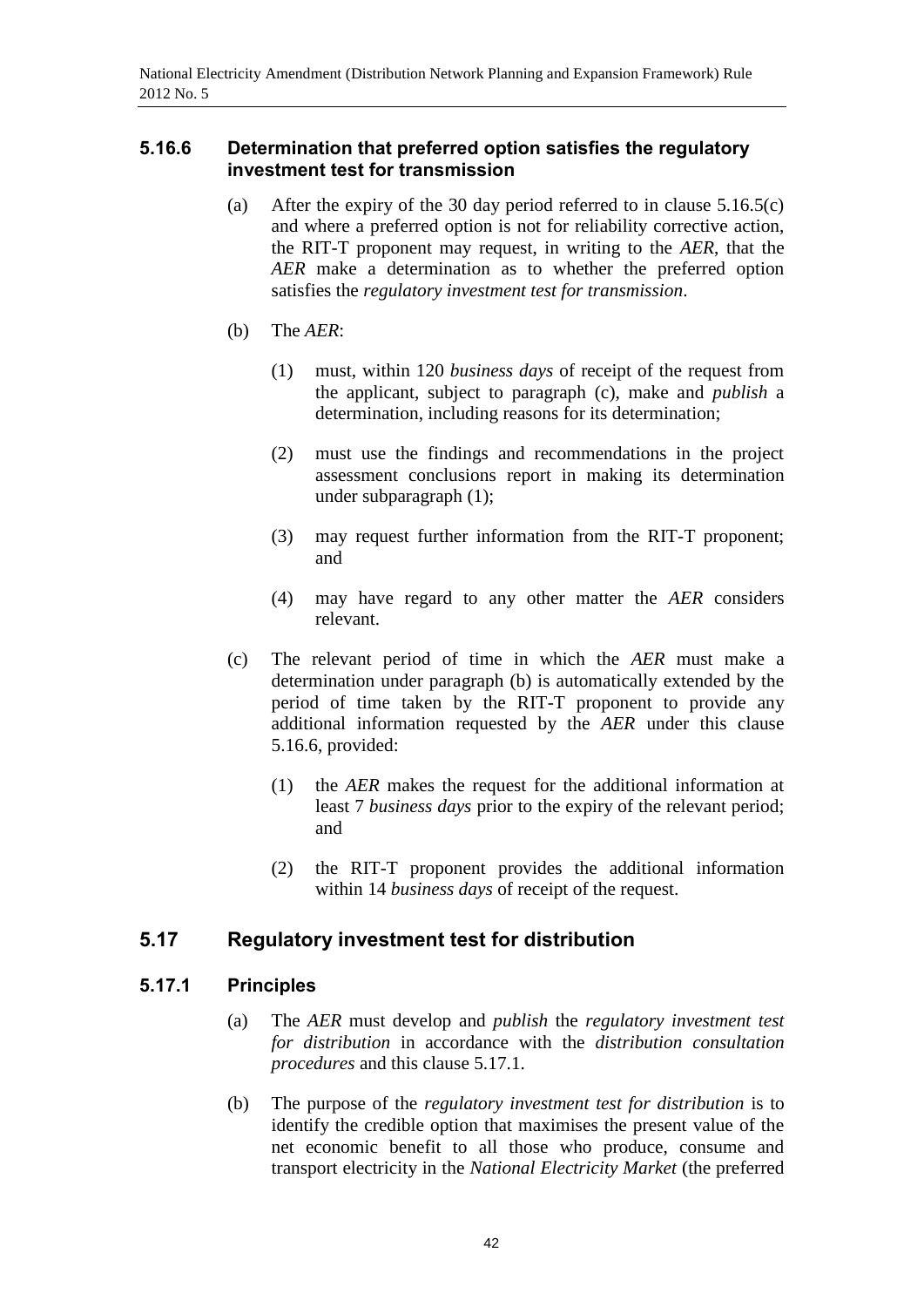### 5.16.6 Determination that preferred option satisfies the regulatory investment test for transmission

(a) After the expiry of the 30 day period referred to in clause 5.16.5(c) and where a preferred option is not for reliability corrective action, the RIT-T proponent may request, in writing to the *AER*, that the *AER* make a determination as to whether the preferred option satisfies the *regulatory investment test for transmission*.

(b) The *AER*:

(1) must, within 120 *business days* of receipt of the request from the applicant, subject to paragraph (c), make and *publish* a determination, including reasons for its determination;

(2) must use the findings and recommendations in the project assessment conclusions report in making its determination under subparagraph (1);

(3) may request further information from the RIT-T proponent; and

(4) may have regard to any other matter the *AER* considers relevant.

(c) The relevant period of time in which the *AER* must make a determination under paragraph (b) is automatically extended by the period of time taken by the RIT-T proponent to provide any additional information requested by the *AER* under this clause 5.16.6, provided:

(1) the *AER* makes the request for the additional information at least 7 *business days* prior to the expiry of the relevant period; and

(2) the RIT-T proponent provides the additional information within 14 *business days* of receipt of the request.

## 5.17 Regulatory investment test for distribution

### 5.17.1 Principles

(a) The *AER* must develop and *publish* the *regulatory investment test for distribution* in accordance with the *distribution consultation procedures* and this clause 5.17.1.

(b) The purpose of the *regulatory investment test for distribution* is to identify the credible option that maximises the present value of the net economic benefit to all those who produce, consume and transport electricity in the *National Electricity Market* (the preferred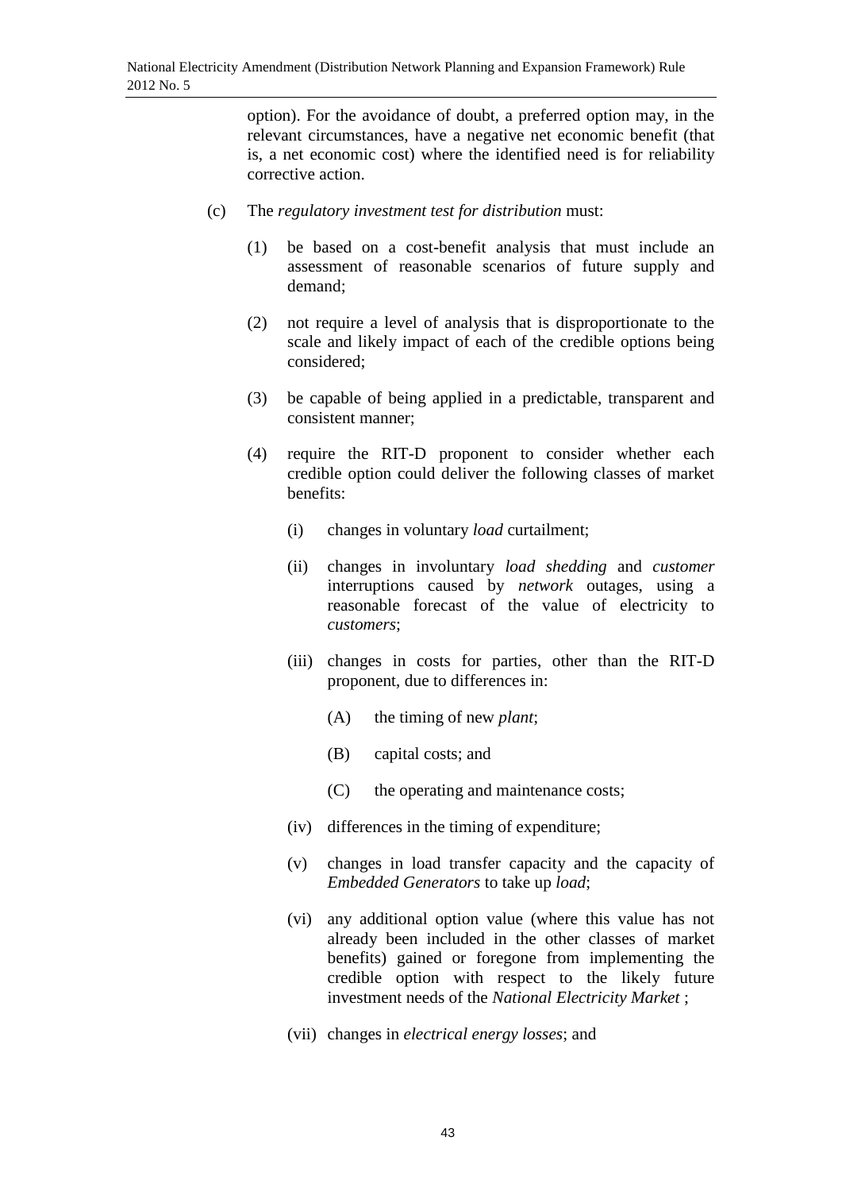option). For the avoidance of doubt, a preferred option may, in the relevant circumstances, have a negative net economic benefit (that is, a net economic cost) where the identified need is for reliability corrective action.

(c) The *regulatory investment test for distribution* must:

(1) be based on a cost-benefit analysis that must include an assessment of reasonable scenarios of future supply and demand;

(2) not require a level of analysis that is disproportionate to the scale and likely impact of each of the credible options being considered;

(3) be capable of being applied in a predictable, transparent and consistent manner;

(4) require the RIT-D proponent to consider whether each credible option could deliver the following classes of market benefits:

(i) changes in voluntary *load* curtailment;

(ii) changes in involuntary *load shedding* and *customer* interruptions caused by *network* outages, using a reasonable forecast of the value of electricity to *customers*;

(iii) changes in costs for parties, other than the RIT-D proponent, due to differences in:

(A) the timing of new *plant*;

(B) capital costs; and

(C) the operating and maintenance costs;

(iv) differences in the timing of expenditure;

(v) changes in load transfer capacity and the capacity of *Embedded Generators* to take up *load*;

(vi) any additional option value (where this value has not already been included in the other classes of market benefits) gained or foregone from implementing the credible option with respect to the likely future investment needs of the *National Electricity Market* ;

(vii) changes in *electrical energy losses*; and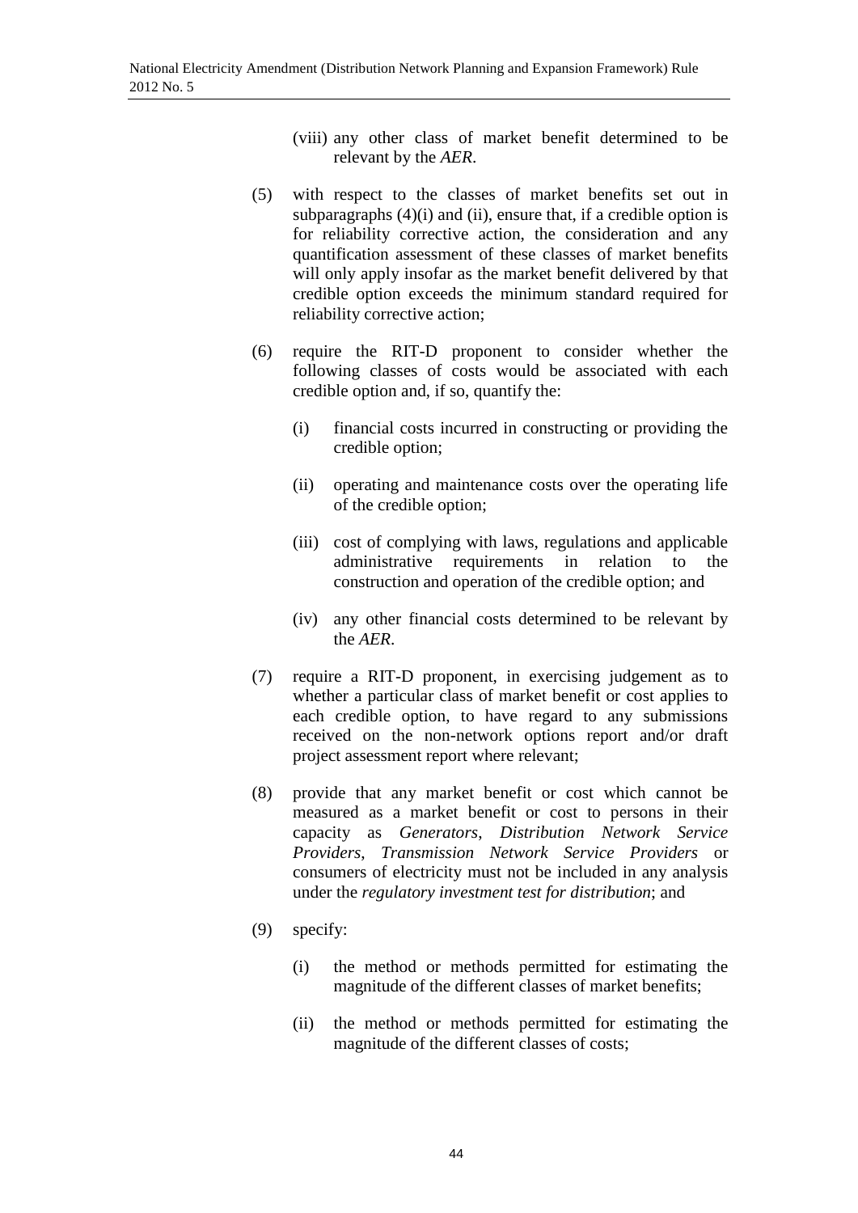(viii) any other class of market benefit determined to be relevant by the *AER*.

(5) with respect to the classes of market benefits set out in subparagraphs (4)(i) and (ii), ensure that, if a credible option is for reliability corrective action, the consideration and any quantification assessment of these classes of market benefits will only apply insofar as the market benefit delivered by that credible option exceeds the minimum standard required for reliability corrective action;

(6) require the RIT-D proponent to consider whether the following classes of costs would be associated with each credible option and, if so, quantify the:

   (i) financial costs incurred in constructing or providing the credible option;

   (ii) operating and maintenance costs over the operating life of the credible option;

   (iii) cost of complying with laws, regulations and applicable administrative requirements in relation to the construction and operation of the credible option; and

   (iv) any other financial costs determined to be relevant by the *AER*.

(7) require a RIT-D proponent, in exercising judgement as to whether a particular class of market benefit or cost applies to each credible option, to have regard to any submissions received on the non-network options report and/or draft project assessment report where relevant;

(8) provide that any market benefit or cost which cannot be measured as a market benefit or cost to persons in their capacity as *Generators*, *Distribution Network Service Providers*, *Transmission Network Service Providers* or consumers of electricity must not be included in any analysis under the *regulatory investment test for distribution*; and

(9) specify:

   (i) the method or methods permitted for estimating the magnitude of the different classes of market benefits;

   (ii) the method or methods permitted for estimating the magnitude of the different classes of costs;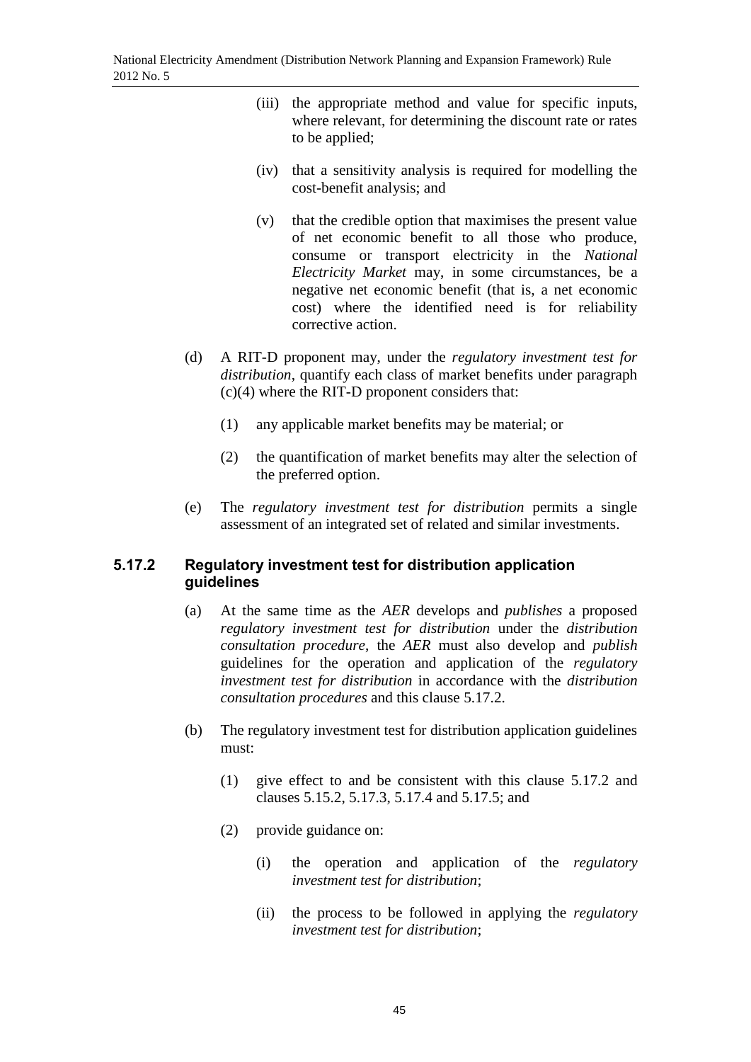(iii) the appropriate method and value for specific inputs, where relevant, for determining the discount rate or rates to be applied;

(iv) that a sensitivity analysis is required for modelling the cost-benefit analysis; and

(v) that the credible option that maximises the present value of net economic benefit to all those who produce, consume or transport electricity in the *National Electricity Market* may, in some circumstances, be a negative net economic benefit (that is, a net economic cost) where the identified need is for reliability corrective action.

(d) A RIT-D proponent may, under the *regulatory investment test for distribution*, quantify each class of market benefits under paragraph (c)(4) where the RIT-D proponent considers that:

(1) any applicable market benefits may be material; or

(2) the quantification of market benefits may alter the selection of the preferred option.

(e) The *regulatory investment test for distribution* permits a single assessment of an integrated set of related and similar investments.

### 5.17.2 Regulatory investment test for distribution application guidelines

(a) At the same time as the *AER* develops and *publishes* a proposed *regulatory investment test for distribution* under the *distribution consultation procedure*, the *AER* must also develop and *publish* guidelines for the operation and application of the *regulatory investment test for distribution* in accordance with the *distribution consultation procedures* and this clause 5.17.2.

(b) The regulatory investment test for distribution application guidelines must:

(1) give effect to and be consistent with this clause 5.17.2 and clauses 5.15.2, 5.17.3, 5.17.4 and 5.17.5; and

(2) provide guidance on:

(i) the operation and application of the *regulatory investment test for distribution*;

(ii) the process to be followed in applying the *regulatory investment test for distribution*;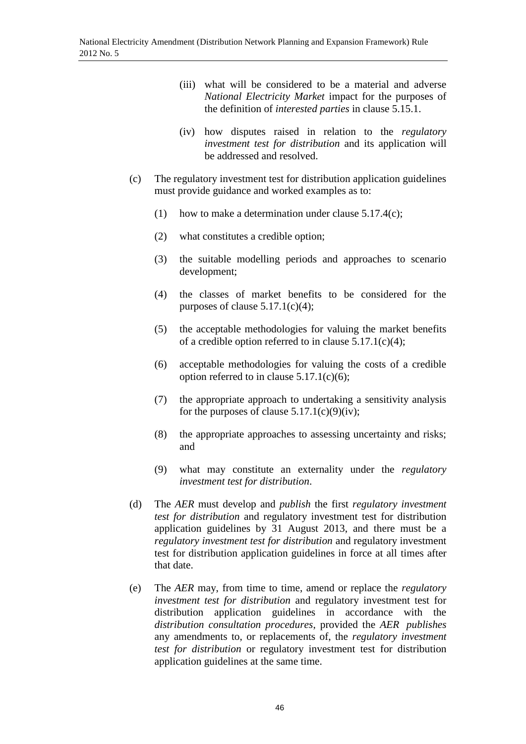(iii) what will be considered to be a material and adverse *National Electricity Market* impact for the purposes of the definition of *interested parties* in clause 5.15.1.

(iv) how disputes raised in relation to the *regulatory investment test for distribution* and its application will be addressed and resolved.

(c) The regulatory investment test for distribution application guidelines must provide guidance and worked examples as to:

(1) how to make a determination under clause 5.17.4(c);

(2) what constitutes a credible option;

(3) the suitable modelling periods and approaches to scenario development;

(4) the classes of market benefits to be considered for the purposes of clause 5.17.1(c)(4);

(5) the acceptable methodologies for valuing the market benefits of a credible option referred to in clause 5.17.1(c)(4);

(6) acceptable methodologies for valuing the costs of a credible option referred to in clause 5.17.1(c)(6);

(7) the appropriate approach to undertaking a sensitivity analysis for the purposes of clause 5.17.1(c)(9)(iv);

(8) the appropriate approaches to assessing uncertainty and risks; and

(9) what may constitute an externality under the *regulatory investment test for distribution*.

(d) The *AER* must develop and *publish* the first *regulatory investment test for distribution* and regulatory investment test for distribution application guidelines by 31 August 2013, and there must be a *regulatory investment test for distribution* and regulatory investment test for distribution application guidelines in force at all times after that date.

(e) The *AER* may, from time to time, amend or replace the *regulatory investment test for distribution* and regulatory investment test for distribution application guidelines in accordance with the *distribution consultation procedures*, provided the *AER* *publishes* any amendments to, or replacements of, the *regulatory investment test for distribution* or regulatory investment test for distribution application guidelines at the same time.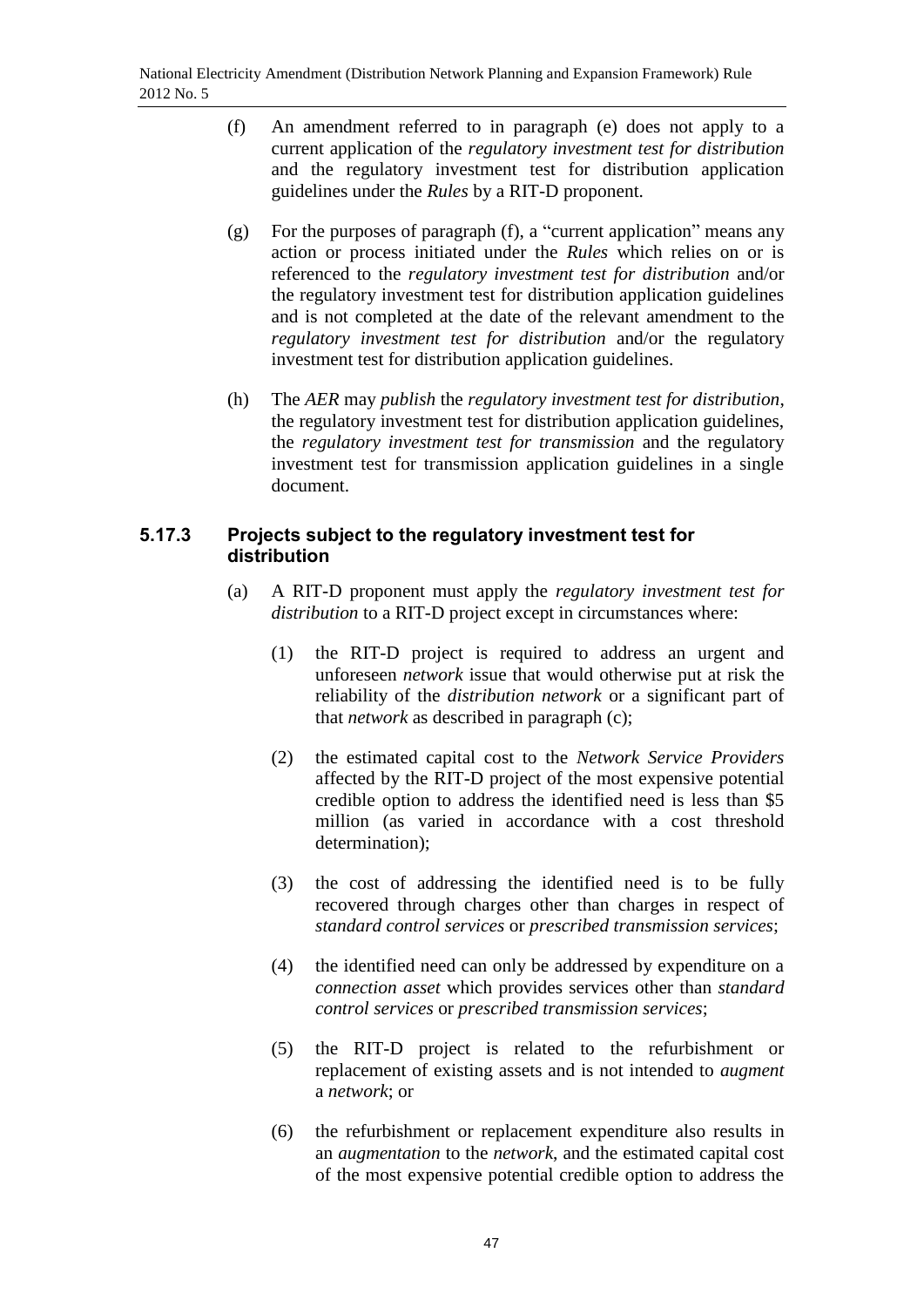(f) An amendment referred to in paragraph (e) does not apply to a current application of the *regulatory investment test for distribution* and the regulatory investment test for distribution application guidelines under the *Rules* by a RIT-D proponent.

(g) For the purposes of paragraph (f), a "current application" means any action or process initiated under the *Rules* which relies on or is referenced to the *regulatory investment test for distribution* and/or the regulatory investment test for distribution application guidelines and is not completed at the date of the relevant amendment to the *regulatory investment test for distribution* and/or the regulatory investment test for distribution application guidelines.

(h) The *AER* may *publish* the *regulatory investment test for distribution*, the regulatory investment test for distribution application guidelines, the *regulatory investment test for transmission* and the regulatory investment test for transmission application guidelines in a single document.

### 5.17.3 Projects subject to the regulatory investment test for distribution

(a) A RIT-D proponent must apply the *regulatory investment test for distribution* to a RIT-D project except in circumstances where:

(1) the RIT-D project is required to address an urgent and unforeseen *network* issue that would otherwise put at risk the reliability of the *distribution network* or a significant part of that *network* as described in paragraph (c);

(2) the estimated capital cost to the *Network Service Providers* affected by the RIT-D project of the most expensive potential credible option to address the identified need is less than $5 million (as varied in accordance with a cost threshold determination);

(3) the cost of addressing the identified need is to be fully recovered through charges other than charges in respect of *standard control services* or *prescribed transmission services*;

(4) the identified need can only be addressed by expenditure on a *connection asset* which provides services other than *standard control services* or *prescribed transmission services*;

(5) the RIT-D project is related to the refurbishment or replacement of existing assets and is not intended to *augment* a *network*; or

(6) the refurbishment or replacement expenditure also results in an *augmentation* to the *network*, and the estimated capital cost of the most expensive potential credible option to address the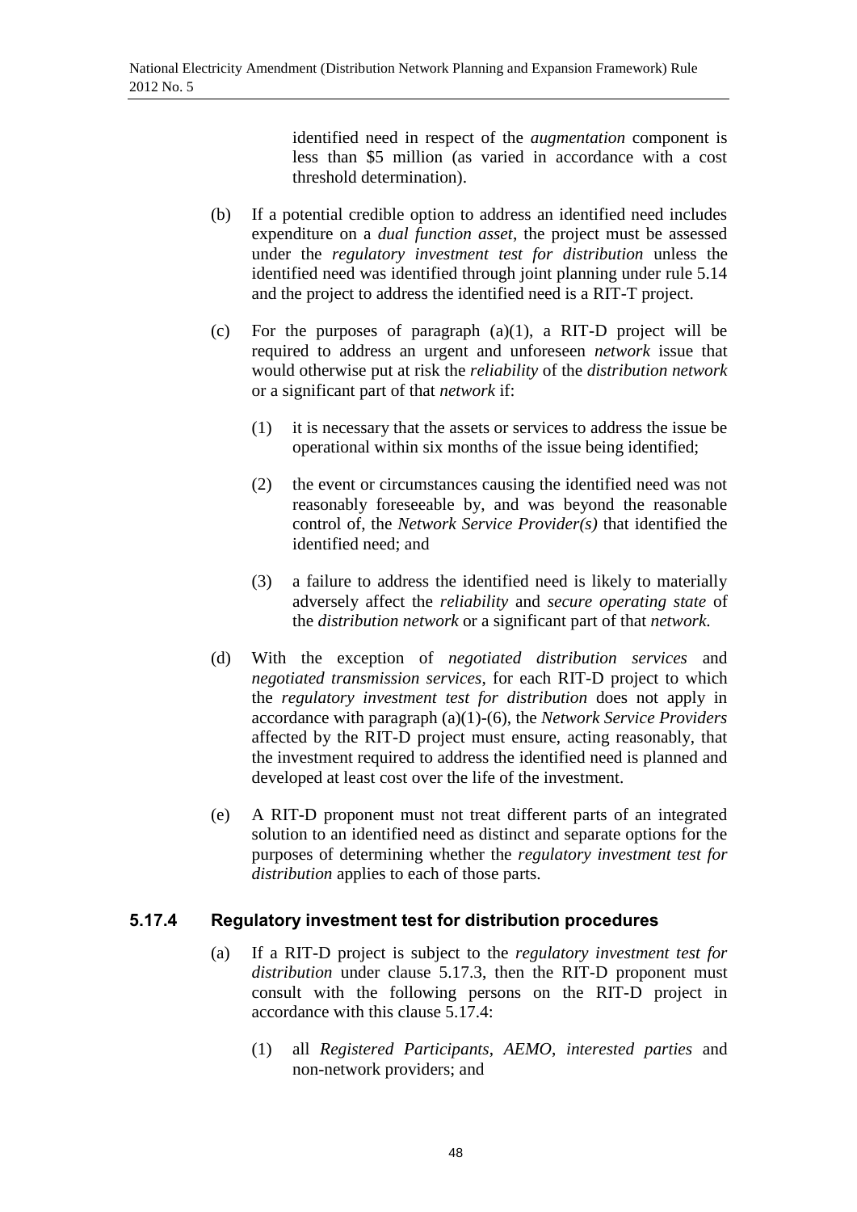identified need in respect of the *augmentation* component is less than \$5 million (as varied in accordance with a cost threshold determination).

(b) If a potential credible option to address an identified need includes expenditure on a *dual function asset*, the project must be assessed under the *regulatory investment test for distribution* unless the identified need was identified through joint planning under rule 5.14 and the project to address the identified need is a RIT-T project.

(c) For the purposes of paragraph (a)(1), a RIT-D project will be required to address an urgent and unforeseen *network* issue that would otherwise put at risk the *reliability* of the *distribution network* or a significant part of that *network* if:

(1) it is necessary that the assets or services to address the issue be operational within six months of the issue being identified;

(2) the event or circumstances causing the identified need was not reasonably foreseeable by, and was beyond the reasonable control of, the *Network Service Provider(s)* that identified the identified need; and

(3) a failure to address the identified need is likely to materially adversely affect the *reliability* and *secure operating state* of the *distribution network* or a significant part of that *network*.

(d) With the exception of *negotiated distribution services* and *negotiated transmission services*, for each RIT-D project to which the *regulatory investment test for distribution* does not apply in accordance with paragraph (a)(1)-(6), the *Network Service Providers* affected by the RIT-D project must ensure, acting reasonably, that the investment required to address the identified need is planned and developed at least cost over the life of the investment.

(e) A RIT-D proponent must not treat different parts of an integrated solution to an identified need as distinct and separate options for the purposes of determining whether the *regulatory investment test for distribution* applies to each of those parts.

### 5.17.4 Regulatory investment test for distribution procedures

(a) If a RIT-D project is subject to the *regulatory investment test for distribution* under clause 5.17.3, then the RIT-D proponent must consult with the following persons on the RIT-D project in accordance with this clause 5.17.4:

(1) all *Registered Participants*, *AEMO*, *interested parties* and non-network providers; and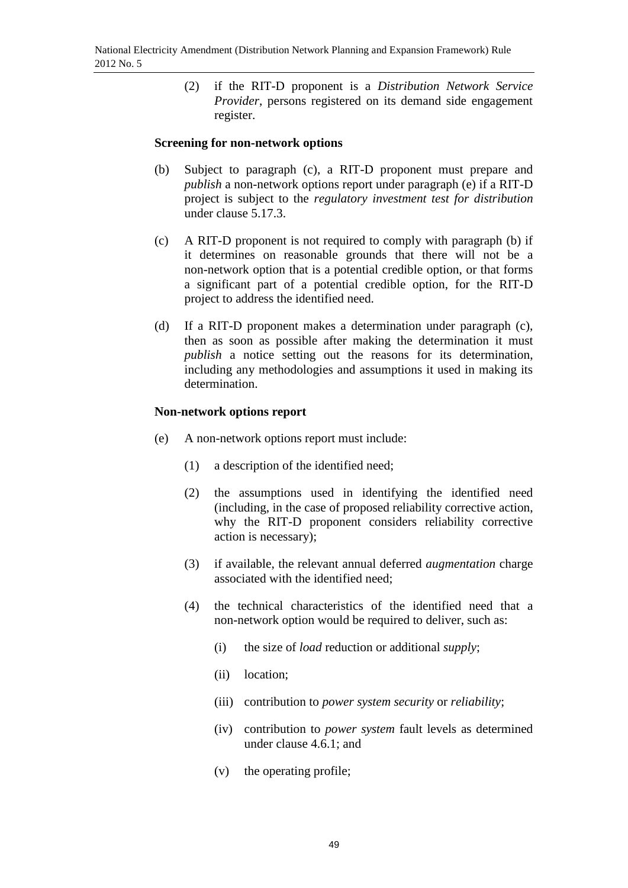(2) if the RIT-D proponent is a *Distribution Network Service Provider*, persons registered on its demand side engagement register.

**Screening for non-network options**

(b) Subject to paragraph (c), a RIT-D proponent must prepare and *publish* a non-network options report under paragraph (e) if a RIT-D project is subject to the *regulatory investment test for distribution* under clause 5.17.3.

(c) A RIT-D proponent is not required to comply with paragraph (b) if it determines on reasonable grounds that there will not be a non-network option that is a potential credible option, or that forms a significant part of a potential credible option, for the RIT-D project to address the identified need.

(d) If a RIT-D proponent makes a determination under paragraph (c), then as soon as possible after making the determination it must *publish* a notice setting out the reasons for its determination, including any methodologies and assumptions it used in making its determination.

**Non-network options report**

(e) A non-network options report must include:

(1) a description of the identified need;

(2) the assumptions used in identifying the identified need (including, in the case of proposed reliability corrective action, why the RIT-D proponent considers reliability corrective action is necessary);

(3) if available, the relevant annual deferred *augmentation* charge associated with the identified need;

(4) the technical characteristics of the identified need that a non-network option would be required to deliver, such as:

(i) the size of *load* reduction or additional *supply*;

(ii) location;

(iii) contribution to *power system security* or *reliability*;

(iv) contribution to *power system* fault levels as determined under clause 4.6.1; and

(v) the operating profile;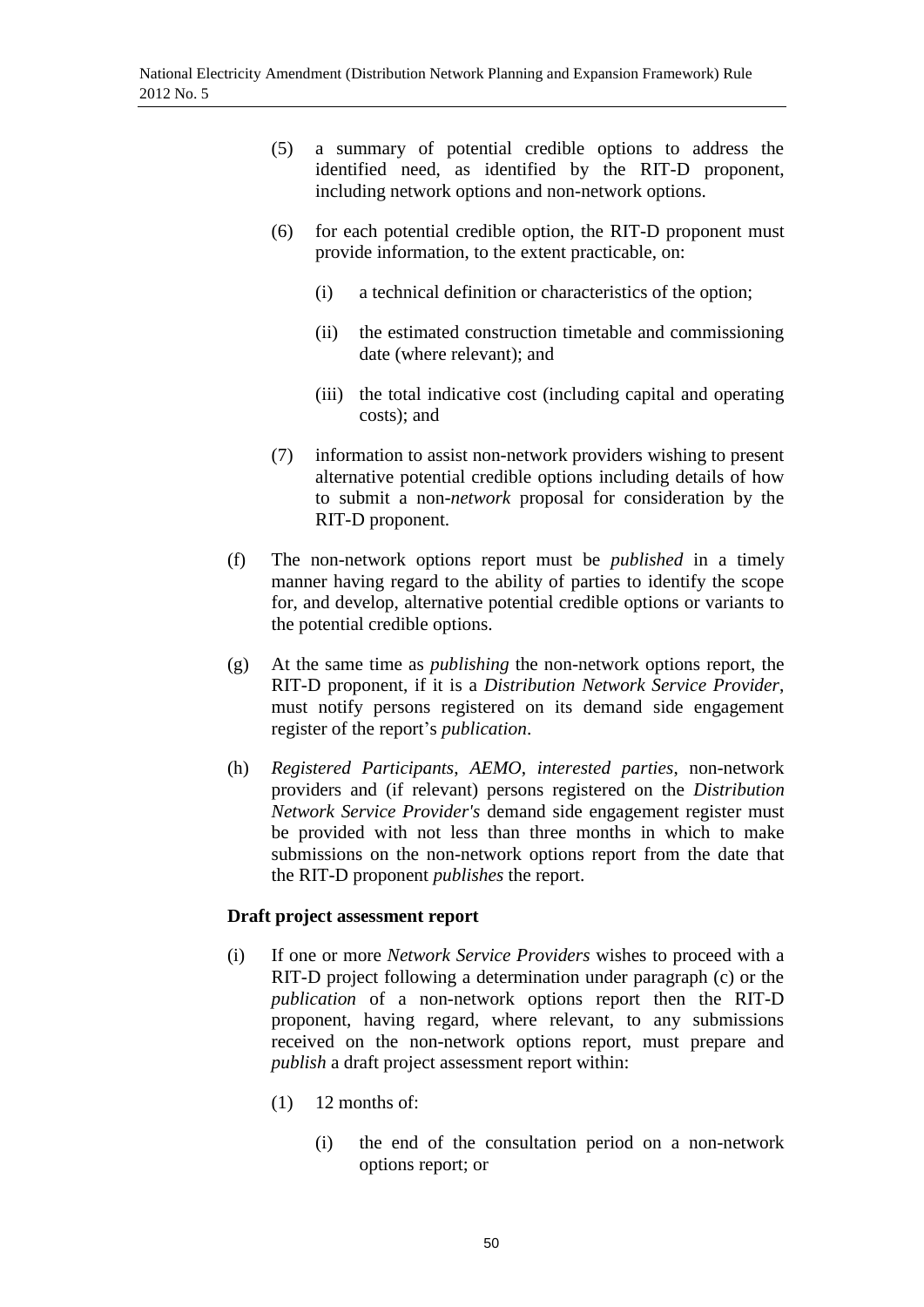(5) a summary of potential credible options to address the identified need, as identified by the RIT-D proponent, including network options and non-network options.

(6) for each potential credible option, the RIT-D proponent must provide information, to the extent practicable, on:

   (i) a technical definition or characteristics of the option;

   (ii) the estimated construction timetable and commissioning date (where relevant); and

   (iii) the total indicative cost (including capital and operating costs); and

(7) information to assist non-network providers wishing to present alternative potential credible options including details of how to submit a non-*network* proposal for consideration by the RIT-D proponent.

(f) The non-network options report must be *published* in a timely manner having regard to the ability of parties to identify the scope for, and develop, alternative potential credible options or variants to the potential credible options.

(g) At the same time as *publishing* the non-network options report, the RIT-D proponent, if it is a *Distribution Network Service Provider*, must notify persons registered on its demand side engagement register of the report's *publication*.

(h) *Registered Participants*, *AEMO*, *interested parties*, non-network providers and (if relevant) persons registered on the *Distribution Network Service Provider's* demand side engagement register must be provided with not less than three months in which to make submissions on the non-network options report from the date that the RIT-D proponent *publishes* the report.

**Draft project assessment report**

(i) If one or more *Network Service Providers* wishes to proceed with a RIT-D project following a determination under paragraph (c) or the *publication* of a non-network options report then the RIT-D proponent, having regard, where relevant, to any submissions received on the non-network options report, must prepare and *publish* a draft project assessment report within:

   (1) 12 months of:

      (i) the end of the consultation period on a non-network options report; or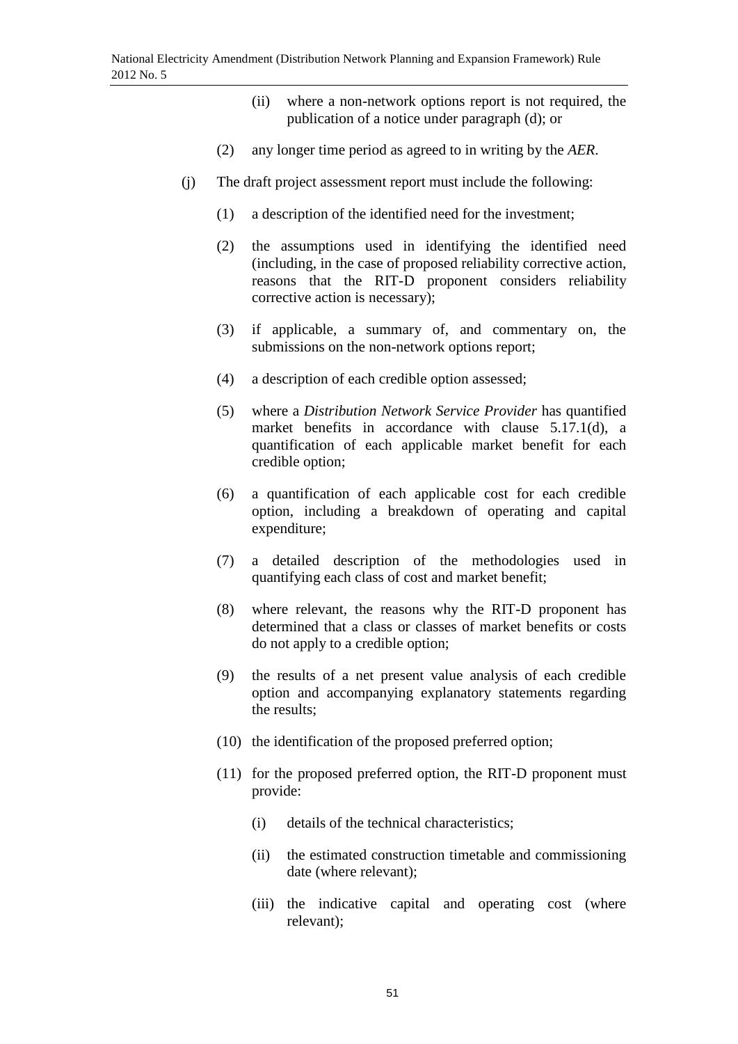(ii) where a non-network options report is not required, the publication of a notice under paragraph (d); or

(2) any longer time period as agreed to in writing by the *AER*.

(j) The draft project assessment report must include the following:

(1) a description of the identified need for the investment;

(2) the assumptions used in identifying the identified need (including, in the case of proposed reliability corrective action, reasons that the RIT-D proponent considers reliability corrective action is necessary);

(3) if applicable, a summary of, and commentary on, the submissions on the non-network options report;

(4) a description of each credible option assessed;

(5) where a *Distribution Network Service Provider* has quantified market benefits in accordance with clause 5.17.1(d), a quantification of each applicable market benefit for each credible option;

(6) a quantification of each applicable cost for each credible option, including a breakdown of operating and capital expenditure;

(7) a detailed description of the methodologies used in quantifying each class of cost and market benefit;

(8) where relevant, the reasons why the RIT-D proponent has determined that a class or classes of market benefits or costs do not apply to a credible option;

(9) the results of a net present value analysis of each credible option and accompanying explanatory statements regarding the results;

(10) the identification of the proposed preferred option;

(11) for the proposed preferred option, the RIT-D proponent must provide:

(i) details of the technical characteristics;

(ii) the estimated construction timetable and commissioning date (where relevant);

(iii) the indicative capital and operating cost (where relevant);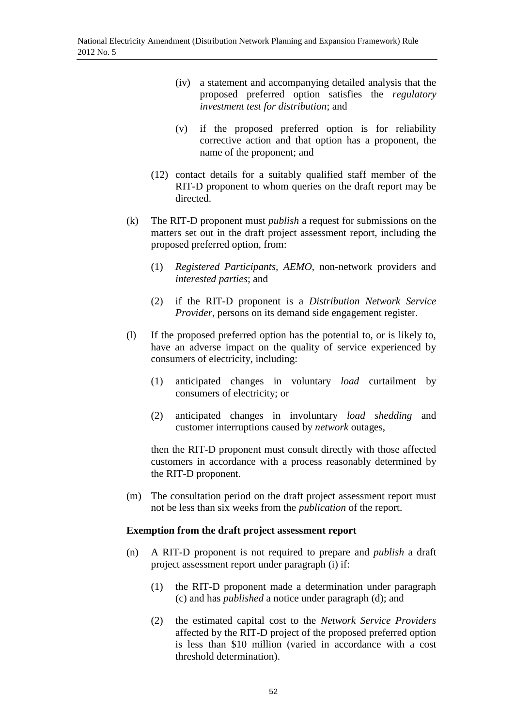(iv) a statement and accompanying detailed analysis that the proposed preferred option satisfies the *regulatory investment test for distribution*; and

(v) if the proposed preferred option is for reliability corrective action and that option has a proponent, the name of the proponent; and

(12) contact details for a suitably qualified staff member of the RIT-D proponent to whom queries on the draft report may be directed.

(k) The RIT-D proponent must *publish* a request for submissions on the matters set out in the draft project assessment report, including the proposed preferred option, from:

(1) *Registered Participants*, *AEMO*, non-network providers and *interested parties*; and

(2) if the RIT-D proponent is a *Distribution Network Service Provider*, persons on its demand side engagement register.

(l) If the proposed preferred option has the potential to, or is likely to, have an adverse impact on the quality of service experienced by consumers of electricity, including:

(1) anticipated changes in voluntary *load* curtailment by consumers of electricity; or

(2) anticipated changes in involuntary *load shedding* and customer interruptions caused by *network* outages,

then the RIT-D proponent must consult directly with those affected customers in accordance with a process reasonably determined by the RIT-D proponent.

(m) The consultation period on the draft project assessment report must not be less than six weeks from the *publication* of the report.

**Exemption from the draft project assessment report**

(n) A RIT-D proponent is not required to prepare and *publish* a draft project assessment report under paragraph (i) if:

(1) the RIT-D proponent made a determination under paragraph (c) and has *published* a notice under paragraph (d); and

(2) the estimated capital cost to the *Network Service Providers* affected by the RIT-D project of the proposed preferred option is less than $10 million (varied in accordance with a cost threshold determination).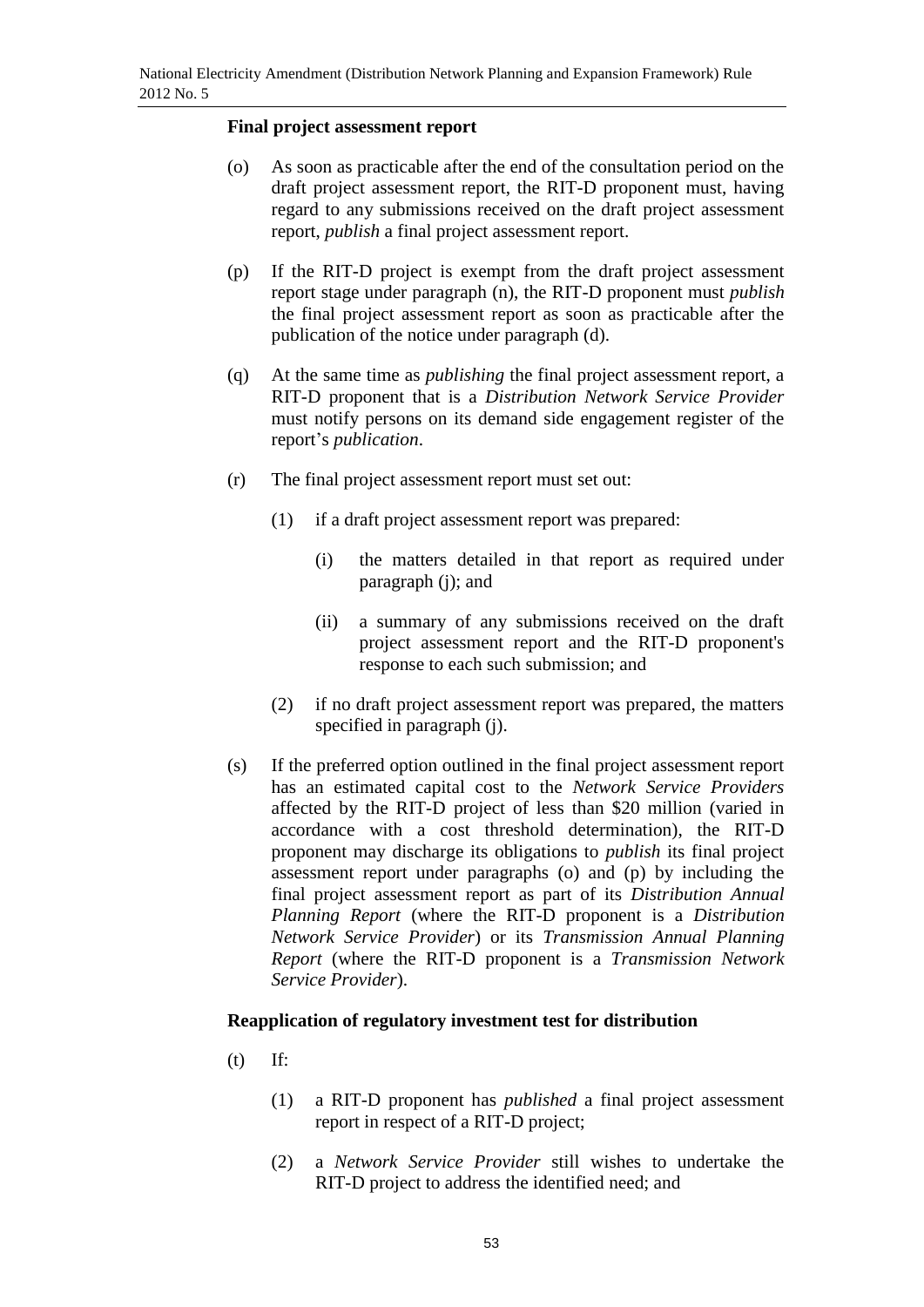**Final project assessment report**

(o) As soon as practicable after the end of the consultation period on the draft project assessment report, the RIT-D proponent must, having regard to any submissions received on the draft project assessment report, *publish* a final project assessment report.

(p) If the RIT-D project is exempt from the draft project assessment report stage under paragraph (n), the RIT-D proponent must *publish* the final project assessment report as soon as practicable after the publication of the notice under paragraph (d).

(q) At the same time as *publishing* the final project assessment report, a RIT-D proponent that is a *Distribution Network Service Provider* must notify persons on its demand side engagement register of the report's *publication*.

(r) The final project assessment report must set out:

  (1) if a draft project assessment report was prepared:

    (i) the matters detailed in that report as required under paragraph (j); and

    (ii) a summary of any submissions received on the draft project assessment report and the RIT-D proponent's response to each such submission; and

  (2) if no draft project assessment report was prepared, the matters specified in paragraph (j).

(s) If the preferred option outlined in the final project assessment report has an estimated capital cost to the *Network Service Providers* affected by the RIT-D project of less than $20 million (varied in accordance with a cost threshold determination), the RIT-D proponent may discharge its obligations to *publish* its final project assessment report under paragraphs (o) and (p) by including the final project assessment report as part of its *Distribution Annual Planning Report* (where the RIT-D proponent is a *Distribution Network Service Provider*) or its *Transmission Annual Planning Report* (where the RIT-D proponent is a *Transmission Network Service Provider*).

**Reapplication of regulatory investment test for distribution**

(t) If:

  (1) a RIT-D proponent has *published* a final project assessment report in respect of a RIT-D project;

  (2) a *Network Service Provider* still wishes to undertake the RIT-D project to address the identified need; and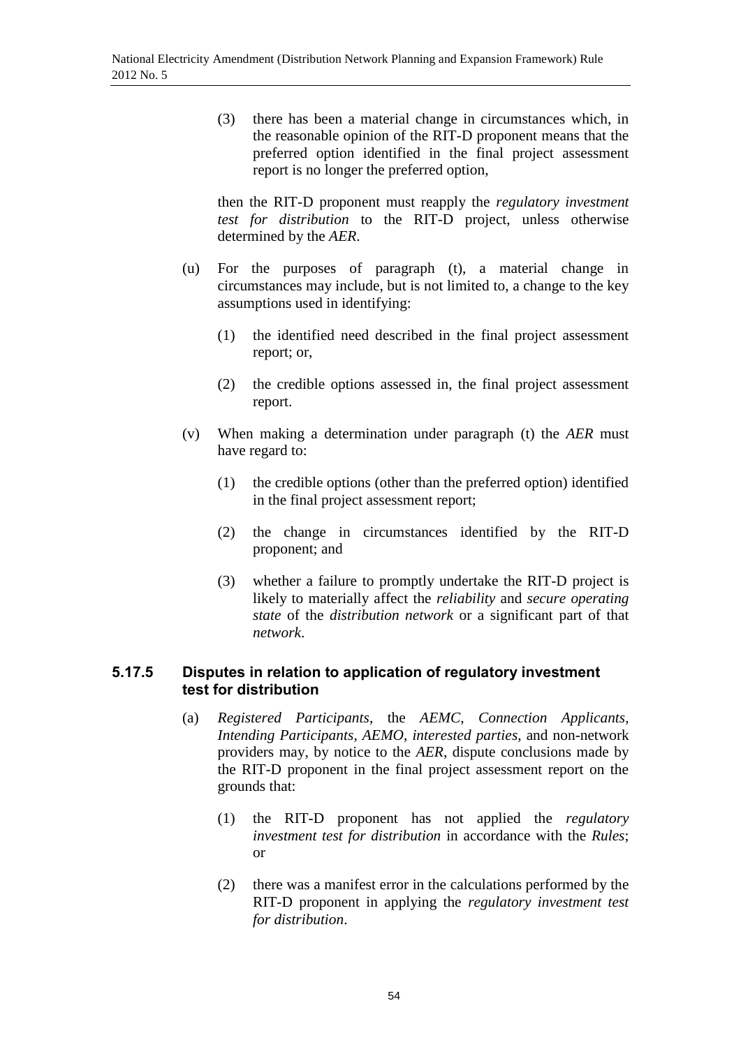(3) there has been a material change in circumstances which, in the reasonable opinion of the RIT-D proponent means that the preferred option identified in the final project assessment report is no longer the preferred option,

then the RIT-D proponent must reapply the *regulatory investment test for distribution* to the RIT-D project, unless otherwise determined by the *AER*.

(u) For the purposes of paragraph (t), a material change in circumstances may include, but is not limited to, a change to the key assumptions used in identifying:

(1) the identified need described in the final project assessment report; or,

(2) the credible options assessed in, the final project assessment report.

(v) When making a determination under paragraph (t) the *AER* must have regard to:

(1) the credible options (other than the preferred option) identified in the final project assessment report;

(2) the change in circumstances identified by the RIT-D proponent; and

(3) whether a failure to promptly undertake the RIT-D project is likely to materially affect the *reliability* and *secure operating state* of the *distribution network* or a significant part of that *network*.

### 5.17.5 Disputes in relation to application of regulatory investment test for distribution

(a) *Registered Participants*, the *AEMC*, *Connection Applicants*, *Intending Participants*, *AEMO*, *interested parties*, and non-network providers may, by notice to the *AER*, dispute conclusions made by the RIT-D proponent in the final project assessment report on the grounds that:

(1) the RIT-D proponent has not applied the *regulatory investment test for distribution* in accordance with the *Rules*; or

(2) there was a manifest error in the calculations performed by the RIT-D proponent in applying the *regulatory investment test for distribution*.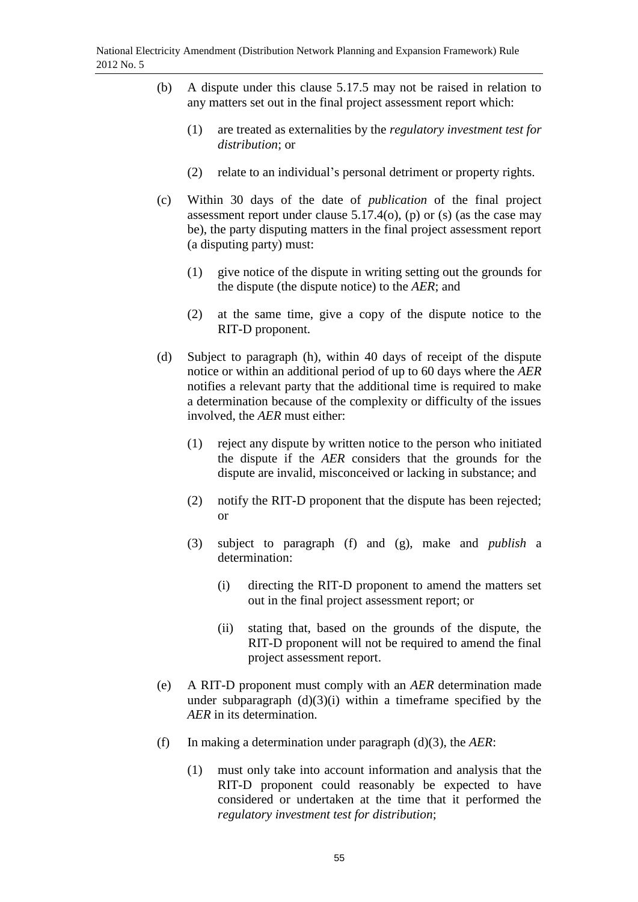(b) A dispute under this clause 5.17.5 may not be raised in relation to any matters set out in the final project assessment report which:

(1) are treated as externalities by the *regulatory investment test for distribution*; or

(2) relate to an individual's personal detriment or property rights.

(c) Within 30 days of the date of *publication* of the final project assessment report under clause 5.17.4(o), (p) or (s) (as the case may be), the party disputing matters in the final project assessment report (a disputing party) must:

(1) give notice of the dispute in writing setting out the grounds for the dispute (the dispute notice) to the *AER*; and

(2) at the same time, give a copy of the dispute notice to the RIT-D proponent.

(d) Subject to paragraph (h), within 40 days of receipt of the dispute notice or within an additional period of up to 60 days where the *AER* notifies a relevant party that the additional time is required to make a determination because of the complexity or difficulty of the issues involved, the *AER* must either:

(1) reject any dispute by written notice to the person who initiated the dispute if the *AER* considers that the grounds for the dispute are invalid, misconceived or lacking in substance; and

(2) notify the RIT-D proponent that the dispute has been rejected; or

(3) subject to paragraph (f) and (g), make and *publish* a determination:

(i) directing the RIT-D proponent to amend the matters set out in the final project assessment report; or

(ii) stating that, based on the grounds of the dispute, the RIT-D proponent will not be required to amend the final project assessment report.

(e) A RIT-D proponent must comply with an *AER* determination made under subparagraph (d)(3)(i) within a timeframe specified by the *AER* in its determination.

(f) In making a determination under paragraph (d)(3), the *AER*:

(1) must only take into account information and analysis that the RIT-D proponent could reasonably be expected to have considered or undertaken at the time that it performed the *regulatory investment test for distribution*;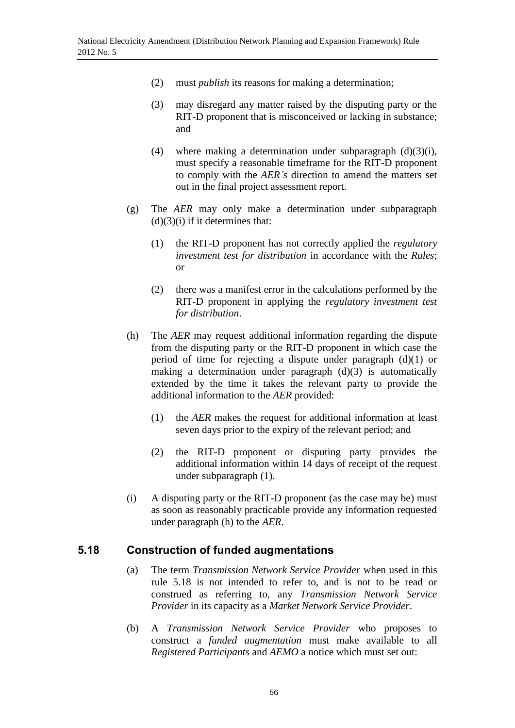(2) must *publish* its reasons for making a determination;

(3) may disregard any matter raised by the disputing party or the RIT-D proponent that is misconceived or lacking in substance; and

(4) where making a determination under subparagraph (d)(3)(i), must specify a reasonable timeframe for the RIT-D proponent to comply with the *AER's* direction to amend the matters set out in the final project assessment report.

(g) The *AER* may only make a determination under subparagraph (d)(3)(i) if it determines that:

(1) the RIT-D proponent has not correctly applied the *regulatory investment test for distribution* in accordance with the *Rules*; or

(2) there was a manifest error in the calculations performed by the RIT-D proponent in applying the *regulatory investment test for distribution*.

(h) The *AER* may request additional information regarding the dispute from the disputing party or the RIT-D proponent in which case the period of time for rejecting a dispute under paragraph (d)(1) or making a determination under paragraph (d)(3) is automatically extended by the time it takes the relevant party to provide the additional information to the *AER* provided:

(1) the *AER* makes the request for additional information at least seven days prior to the expiry of the relevant period; and

(2) the RIT-D proponent or disputing party provides the additional information within 14 days of receipt of the request under subparagraph (1).

(i) A disputing party or the RIT-D proponent (as the case may be) must as soon as reasonably practicable provide any information requested under paragraph (h) to the *AER*.

## 5.18 Construction of funded augmentations

(a) The term *Transmission Network Service Provider* when used in this rule 5.18 is not intended to refer to, and is not to be read or construed as referring to, any *Transmission Network Service Provider* in its capacity as a *Market Network Service Provider*.

(b) A *Transmission Network Service Provider* who proposes to construct a *funded augmentation* must make available to all *Registered Participants* and *AEMO* a notice which must set out: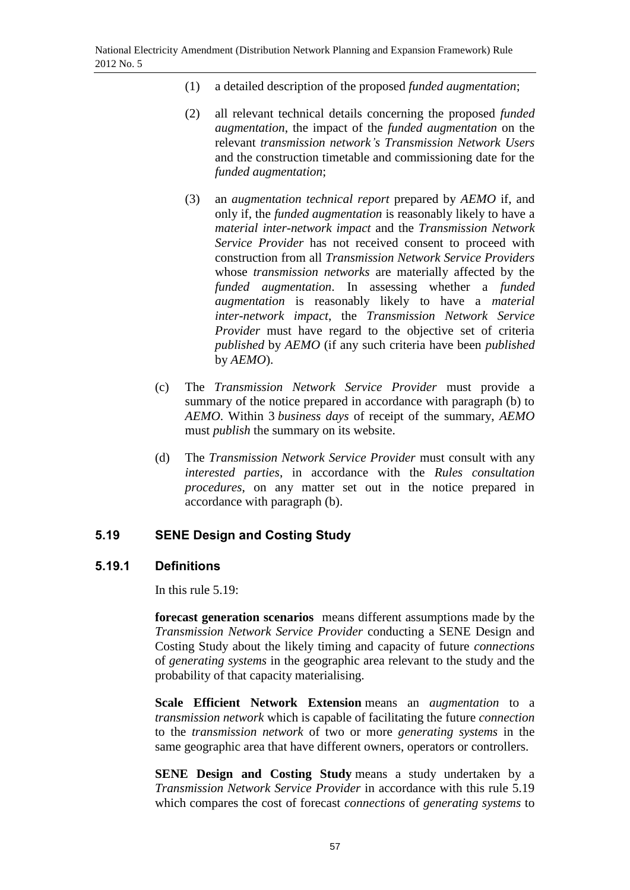(1) a detailed description of the proposed *funded augmentation*;

(2) all relevant technical details concerning the proposed *funded augmentation*, the impact of the *funded augmentation* on the relevant *transmission network's Transmission Network Users* and the construction timetable and commissioning date for the *funded augmentation*;

(3) an *augmentation technical report* prepared by *AEMO* if, and only if, the *funded augmentation* is reasonably likely to have a *material inter-network impact* and the *Transmission Network Service Provider* has not received consent to proceed with construction from all *Transmission Network Service Providers* whose *transmission networks* are materially affected by the *funded augmentation*. In assessing whether a *funded augmentation* is reasonably likely to have a *material inter-network impact*, the *Transmission Network Service Provider* must have regard to the objective set of criteria *published* by *AEMO* (if any such criteria have been *published* by *AEMO*).

(c) The *Transmission Network Service Provider* must provide a summary of the notice prepared in accordance with paragraph (b) to *AEMO*. Within 3 *business days* of receipt of the summary, *AEMO* must *publish* the summary on its website.

(d) The *Transmission Network Service Provider* must consult with any *interested parties*, in accordance with the *Rules consultation procedures*, on any matter set out in the notice prepared in accordance with paragraph (b).

## 5.19 SENE Design and Costing Study

### 5.19.1 Definitions

In this rule 5.19:

**forecast generation scenarios** means different assumptions made by the *Transmission Network Service Provider* conducting a SENE Design and Costing Study about the likely timing and capacity of future *connections* of *generating systems* in the geographic area relevant to the study and the probability of that capacity materialising.

**Scale Efficient Network Extension** means an *augmentation* to a *transmission network* which is capable of facilitating the future *connection* to the *transmission network* of two or more *generating systems* in the same geographic area that have different owners, operators or controllers.

**SENE Design and Costing Study** means a study undertaken by a *Transmission Network Service Provider* in accordance with this rule 5.19 which compares the cost of forecast *connections* of *generating systems* to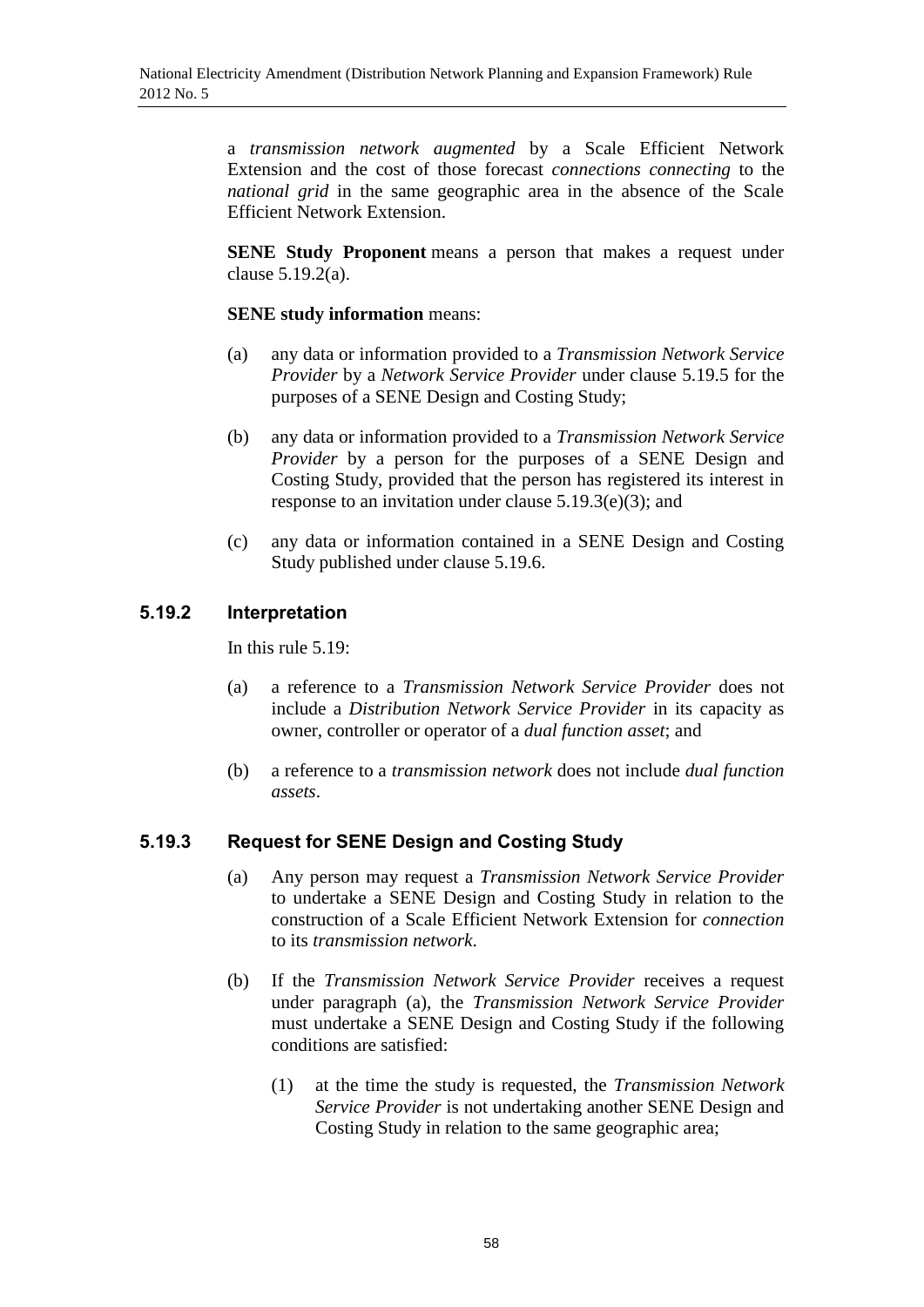a *transmission network augmented* by a Scale Efficient Network Extension and the cost of those forecast *connections connecting* to the *national grid* in the same geographic area in the absence of the Scale Efficient Network Extension.

**SENE Study Proponent** means a person that makes a request under clause 5.19.2(a).

**SENE study information** means:

(a) any data or information provided to a *Transmission Network Service Provider* by a *Network Service Provider* under clause 5.19.5 for the purposes of a SENE Design and Costing Study;

(b) any data or information provided to a *Transmission Network Service Provider* by a person for the purposes of a SENE Design and Costing Study, provided that the person has registered its interest in response to an invitation under clause 5.19.3(e)(3); and

(c) any data or information contained in a SENE Design and Costing Study published under clause 5.19.6.

### 5.19.2 Interpretation

In this rule 5.19:

(a) a reference to a *Transmission Network Service Provider* does not include a *Distribution Network Service Provider* in its capacity as owner, controller or operator of a *dual function asset*; and

(b) a reference to a *transmission network* does not include *dual function assets*.

### 5.19.3 Request for SENE Design and Costing Study

(a) Any person may request a *Transmission Network Service Provider* to undertake a SENE Design and Costing Study in relation to the construction of a Scale Efficient Network Extension for *connection* to its *transmission network*.

(b) If the *Transmission Network Service Provider* receives a request under paragraph (a), the *Transmission Network Service Provider* must undertake a SENE Design and Costing Study if the following conditions are satisfied:

   (1) at the time the study is requested, the *Transmission Network Service Provider* is not undertaking another SENE Design and Costing Study in relation to the same geographic area;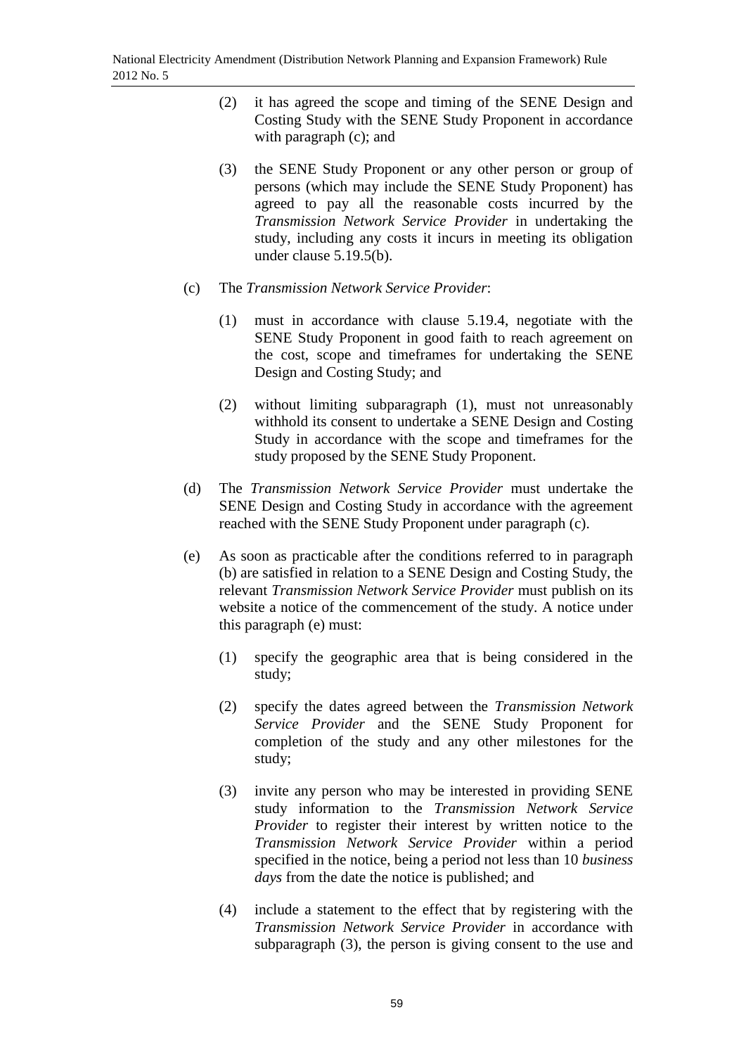(2) it has agreed the scope and timing of the SENE Design and Costing Study with the SENE Study Proponent in accordance with paragraph (c); and

(3) the SENE Study Proponent or any other person or group of persons (which may include the SENE Study Proponent) has agreed to pay all the reasonable costs incurred by the *Transmission Network Service Provider* in undertaking the study, including any costs it incurs in meeting its obligation under clause 5.19.5(b).

(c) The *Transmission Network Service Provider*:

(1) must in accordance with clause 5.19.4, negotiate with the SENE Study Proponent in good faith to reach agreement on the cost, scope and timeframes for undertaking the SENE Design and Costing Study; and

(2) without limiting subparagraph (1), must not unreasonably withhold its consent to undertake a SENE Design and Costing Study in accordance with the scope and timeframes for the study proposed by the SENE Study Proponent.

(d) The *Transmission Network Service Provider* must undertake the SENE Design and Costing Study in accordance with the agreement reached with the SENE Study Proponent under paragraph (c).

(e) As soon as practicable after the conditions referred to in paragraph (b) are satisfied in relation to a SENE Design and Costing Study, the relevant *Transmission Network Service Provider* must publish on its website a notice of the commencement of the study. A notice under this paragraph (e) must:

(1) specify the geographic area that is being considered in the study;

(2) specify the dates agreed between the *Transmission Network Service Provider* and the SENE Study Proponent for completion of the study and any other milestones for the study;

(3) invite any person who may be interested in providing SENE study information to the *Transmission Network Service Provider* to register their interest by written notice to the *Transmission Network Service Provider* within a period specified in the notice, being a period not less than 10 *business days* from the date the notice is published; and

(4) include a statement to the effect that by registering with the *Transmission Network Service Provider* in accordance with subparagraph (3), the person is giving consent to the use and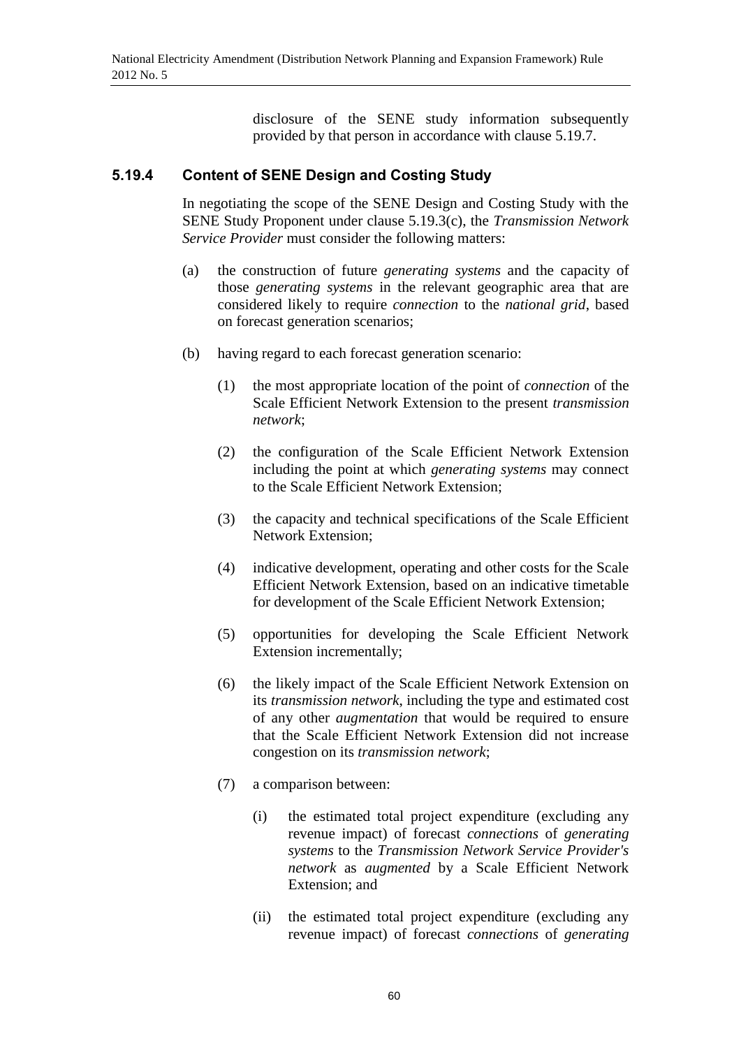disclosure of the SENE study information subsequently provided by that person in accordance with clause 5.19.7.

### 5.19.4 Content of SENE Design and Costing Study

In negotiating the scope of the SENE Design and Costing Study with the SENE Study Proponent under clause 5.19.3(c), the *Transmission Network Service Provider* must consider the following matters:

(a) the construction of future *generating systems* and the capacity of those *generating systems* in the relevant geographic area that are considered likely to require *connection* to the *national grid*, based on forecast generation scenarios;

(b) having regard to each forecast generation scenario:

  (1) the most appropriate location of the point of *connection* of the Scale Efficient Network Extension to the present *transmission network*;

  (2) the configuration of the Scale Efficient Network Extension including the point at which *generating systems* may connect to the Scale Efficient Network Extension;

  (3) the capacity and technical specifications of the Scale Efficient Network Extension;

  (4) indicative development, operating and other costs for the Scale Efficient Network Extension, based on an indicative timetable for development of the Scale Efficient Network Extension;

  (5) opportunities for developing the Scale Efficient Network Extension incrementally;

  (6) the likely impact of the Scale Efficient Network Extension on its *transmission network*, including the type and estimated cost of any other *augmentation* that would be required to ensure that the Scale Efficient Network Extension did not increase congestion on its *transmission network*;

  (7) a comparison between:

    (i) the estimated total project expenditure (excluding any revenue impact) of forecast *connections* of *generating systems* to the *Transmission Network Service Provider's network* as *augmented* by a Scale Efficient Network Extension; and

    (ii) the estimated total project expenditure (excluding any revenue impact) of forecast *connections* of *generating*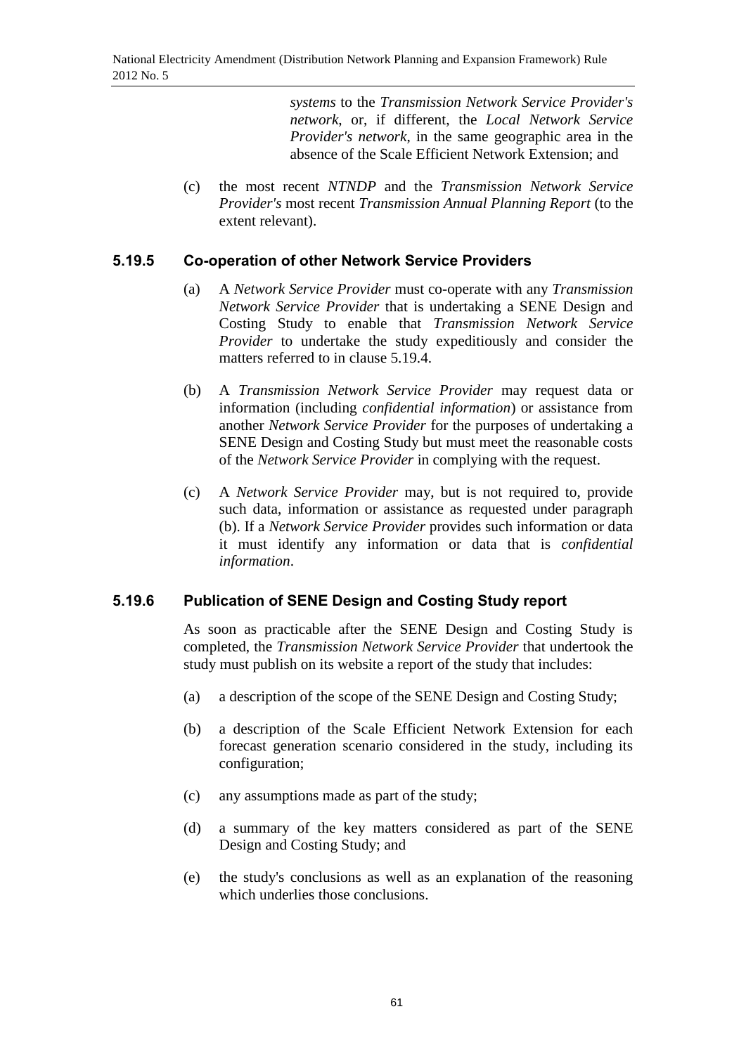*systems* to the *Transmission Network Service Provider's network*, or, if different, the *Local Network Service Provider's network*, in the same geographic area in the absence of the Scale Efficient Network Extension; and

(c) the most recent *NTNDP* and the *Transmission Network Service Provider's* most recent *Transmission Annual Planning Report* (to the extent relevant).

### 5.19.5 Co-operation of other Network Service Providers

(a) A *Network Service Provider* must co-operate with any *Transmission Network Service Provider* that is undertaking a SENE Design and Costing Study to enable that *Transmission Network Service Provider* to undertake the study expeditiously and consider the matters referred to in clause 5.19.4.

(b) A *Transmission Network Service Provider* may request data or information (including *confidential information*) or assistance from another *Network Service Provider* for the purposes of undertaking a SENE Design and Costing Study but must meet the reasonable costs of the *Network Service Provider* in complying with the request.

(c) A *Network Service Provider* may, but is not required to, provide such data, information or assistance as requested under paragraph (b). If a *Network Service Provider* provides such information or data it must identify any information or data that is *confidential information*.

### 5.19.6 Publication of SENE Design and Costing Study report

As soon as practicable after the SENE Design and Costing Study is completed, the *Transmission Network Service Provider* that undertook the study must publish on its website a report of the study that includes:

(a) a description of the scope of the SENE Design and Costing Study;

(b) a description of the Scale Efficient Network Extension for each forecast generation scenario considered in the study, including its configuration;

(c) any assumptions made as part of the study;

(d) a summary of the key matters considered as part of the SENE Design and Costing Study; and

(e) the study's conclusions as well as an explanation of the reasoning which underlies those conclusions.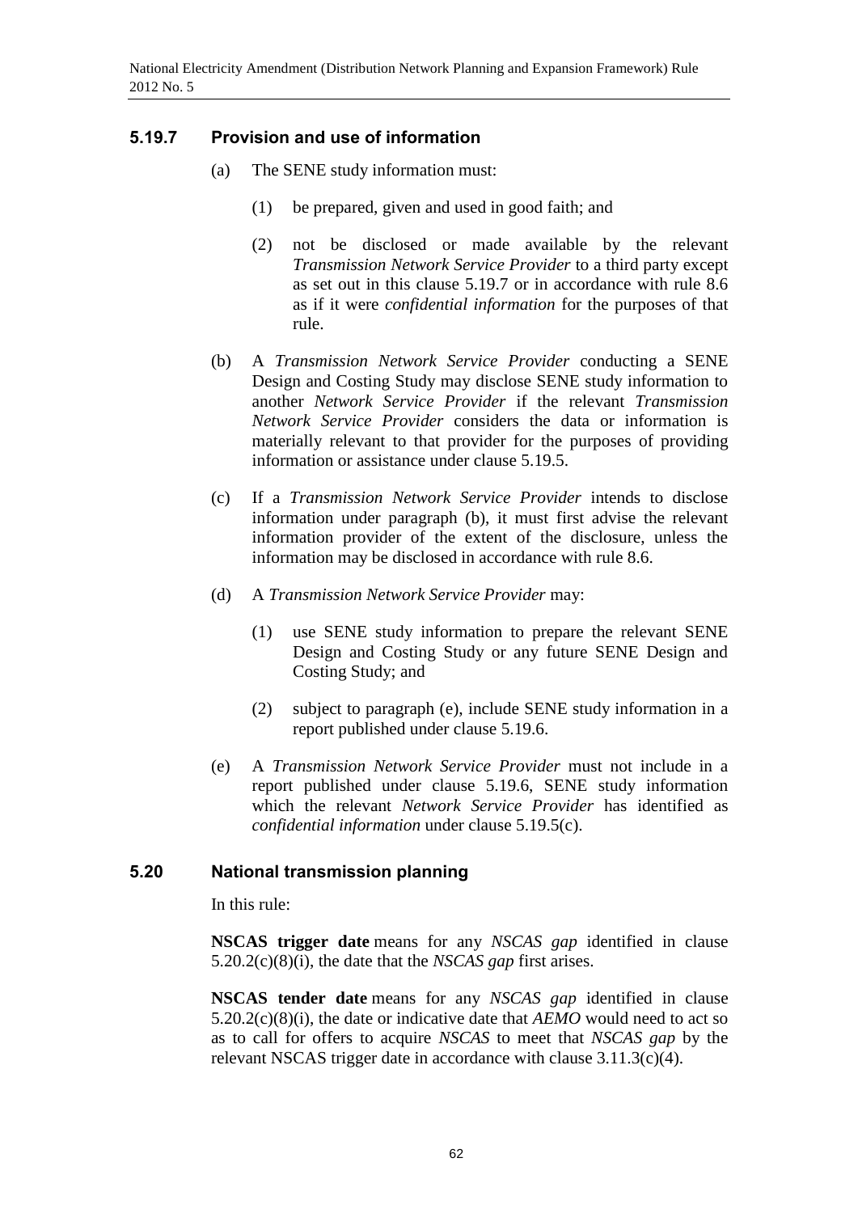### 5.19.7 Provision and use of information

(a) The SENE study information must:

(1) be prepared, given and used in good faith; and

(2) not be disclosed or made available by the relevant *Transmission Network Service Provider* to a third party except as set out in this clause 5.19.7 or in accordance with rule 8.6 as if it were *confidential information* for the purposes of that rule.

(b) A *Transmission Network Service Provider* conducting a SENE Design and Costing Study may disclose SENE study information to another *Network Service Provider* if the relevant *Transmission Network Service Provider* considers the data or information is materially relevant to that provider for the purposes of providing information or assistance under clause 5.19.5.

(c) If a *Transmission Network Service Provider* intends to disclose information under paragraph (b), it must first advise the relevant information provider of the extent of the disclosure, unless the information may be disclosed in accordance with rule 8.6.

(d) A *Transmission Network Service Provider* may:

(1) use SENE study information to prepare the relevant SENE Design and Costing Study or any future SENE Design and Costing Study; and

(2) subject to paragraph (e), include SENE study information in a report published under clause 5.19.6.

(e) A *Transmission Network Service Provider* must not include in a report published under clause 5.19.6, SENE study information which the relevant *Network Service Provider* has identified as *confidential information* under clause 5.19.5(c).

### 5.20 National transmission planning

In this rule:

**NSCAS trigger date** means for any *NSCAS gap* identified in clause 5.20.2(c)(8)(i), the date that the *NSCAS gap* first arises.

**NSCAS tender date** means for any *NSCAS gap* identified in clause 5.20.2(c)(8)(i), the date or indicative date that *AEMO* would need to act so as to call for offers to acquire *NSCAS* to meet that *NSCAS gap* by the relevant NSCAS trigger date in accordance with clause 3.11.3(c)(4).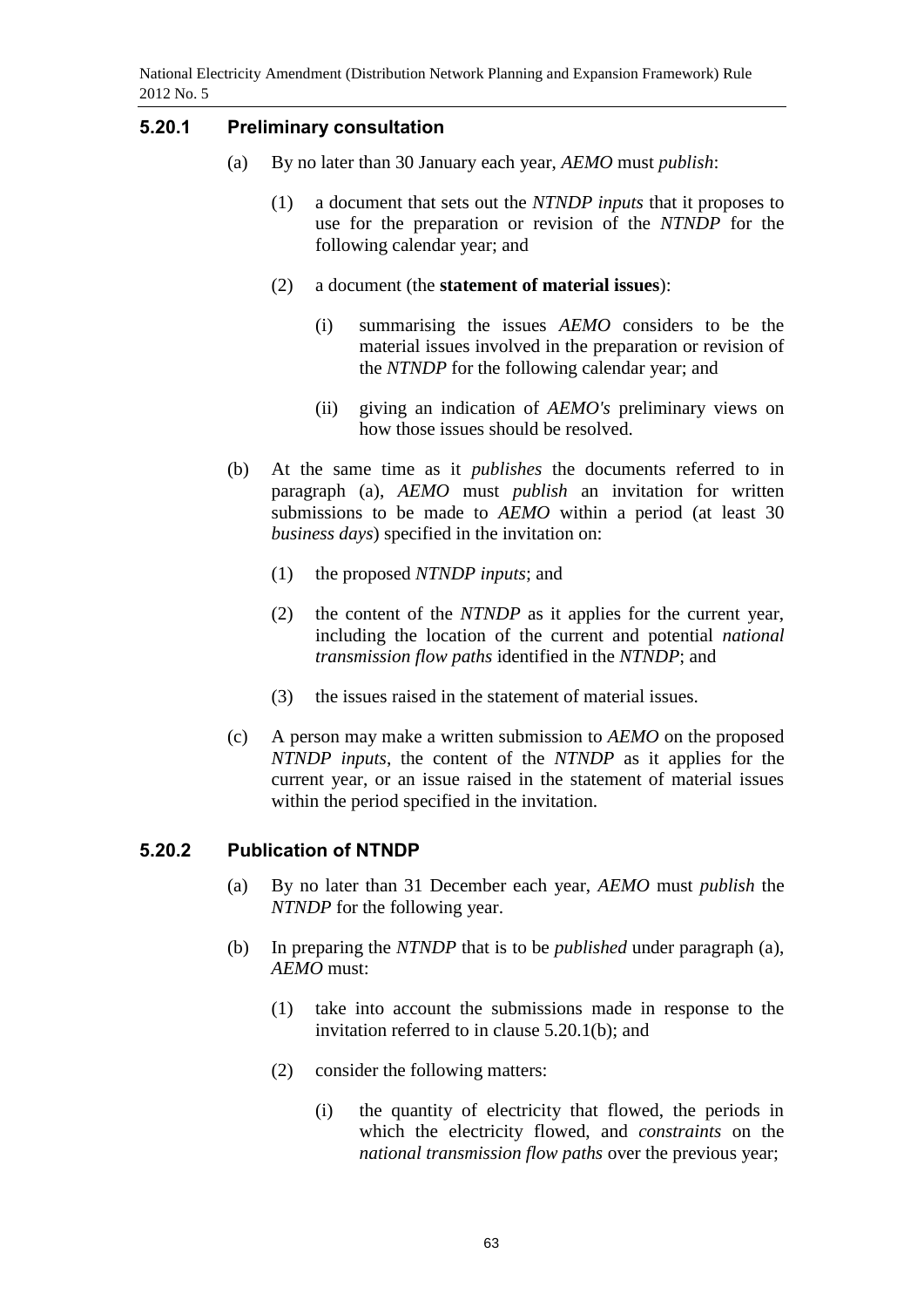### 5.20.1 Preliminary consultation

(a) By no later than 30 January each year, *AEMO* must *publish*:

(1) a document that sets out the *NTNDP inputs* that it proposes to use for the preparation or revision of the *NTNDP* for the following calendar year; and

(2) a document (the **statement of material issues**):

(i) summarising the issues *AEMO* considers to be the material issues involved in the preparation or revision of the *NTNDP* for the following calendar year; and

(ii) giving an indication of *AEMO's* preliminary views on how those issues should be resolved.

(b) At the same time as it *publishes* the documents referred to in paragraph (a), *AEMO* must *publish* an invitation for written submissions to be made to *AEMO* within a period (at least 30 *business days*) specified in the invitation on:

(1) the proposed *NTNDP inputs*; and

(2) the content of the *NTNDP* as it applies for the current year, including the location of the current and potential *national transmission flow paths* identified in the *NTNDP*; and

(3) the issues raised in the statement of material issues.

(c) A person may make a written submission to *AEMO* on the proposed *NTNDP inputs*, the content of the *NTNDP* as it applies for the current year, or an issue raised in the statement of material issues within the period specified in the invitation.

### 5.20.2 Publication of NTNDP

(a) By no later than 31 December each year, *AEMO* must *publish* the *NTNDP* for the following year.

(b) In preparing the *NTNDP* that is to be *published* under paragraph (a), *AEMO* must:

(1) take into account the submissions made in response to the invitation referred to in clause 5.20.1(b); and

(2) consider the following matters:

(i) the quantity of electricity that flowed, the periods in which the electricity flowed, and *constraints* on the *national transmission flow paths* over the previous year;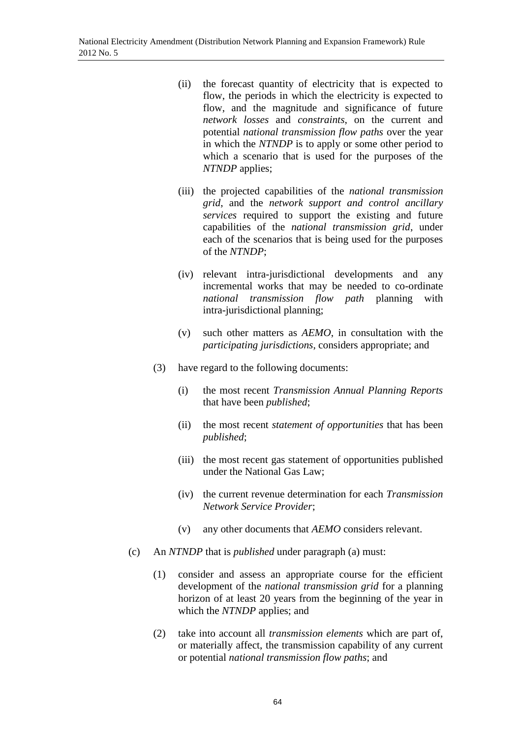(ii) the forecast quantity of electricity that is expected to flow, the periods in which the electricity is expected to flow, and the magnitude and significance of future *network losses* and *constraints*, on the current and potential *national transmission flow paths* over the year in which the *NTNDP* is to apply or some other period to which a scenario that is used for the purposes of the *NTNDP* applies;

(iii) the projected capabilities of the *national transmission grid*, and the *network support and control ancillary services* required to support the existing and future capabilities of the *national transmission grid*, under each of the scenarios that is being used for the purposes of the *NTNDP*;

(iv) relevant intra-jurisdictional developments and any incremental works that may be needed to co-ordinate *national transmission flow path* planning with intra-jurisdictional planning;

(v) such other matters as *AEMO*, in consultation with the *participating jurisdictions*, considers appropriate; and

(3) have regard to the following documents:

(i) the most recent *Transmission Annual Planning Reports* that have been *published*;

(ii) the most recent *statement of opportunities* that has been *published*;

(iii) the most recent gas statement of opportunities published under the National Gas Law;

(iv) the current revenue determination for each *Transmission Network Service Provider*;

(v) any other documents that *AEMO* considers relevant.

(c) An *NTNDP* that is *published* under paragraph (a) must:

(1) consider and assess an appropriate course for the efficient development of the *national transmission grid* for a planning horizon of at least 20 years from the beginning of the year in which the *NTNDP* applies; and

(2) take into account all *transmission elements* which are part of, or materially affect, the transmission capability of any current or potential *national transmission flow paths*; and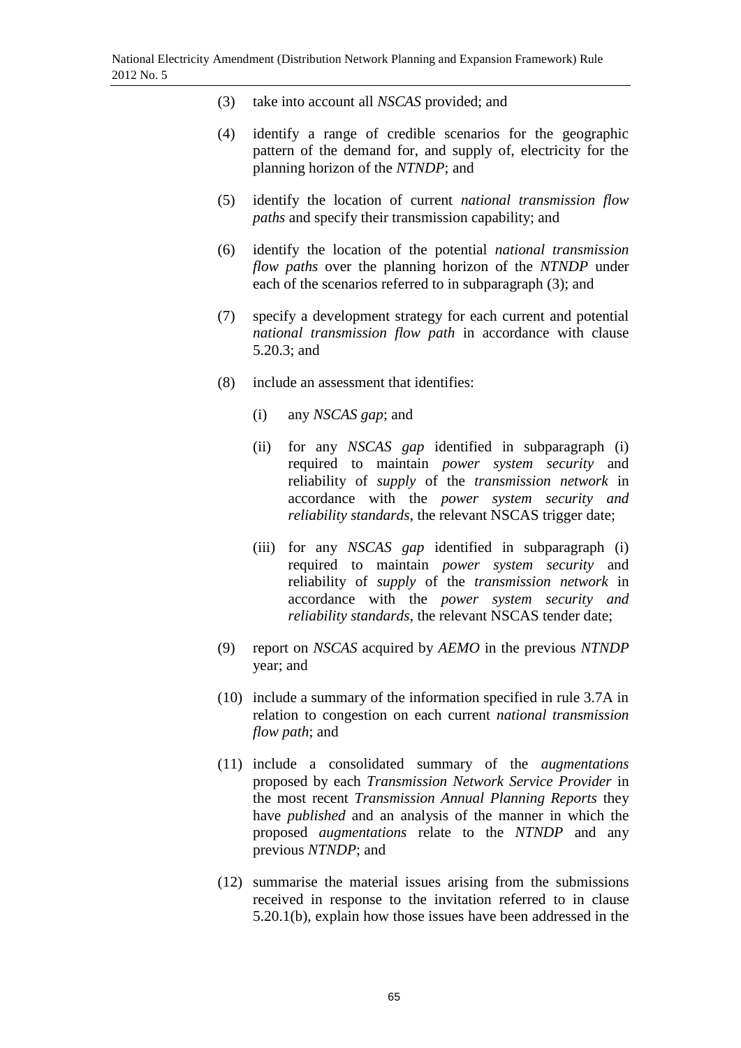(3) take into account all *NSCAS* provided; and

(4) identify a range of credible scenarios for the geographic pattern of the demand for, and supply of, electricity for the planning horizon of the *NTNDP*; and

(5) identify the location of current *national transmission flow paths* and specify their transmission capability; and

(6) identify the location of the potential *national transmission flow paths* over the planning horizon of the *NTNDP* under each of the scenarios referred to in subparagraph (3); and

(7) specify a development strategy for each current and potential *national transmission flow path* in accordance with clause 5.20.3; and

(8) include an assessment that identifies:

  (i) any *NSCAS gap*; and

  (ii) for any *NSCAS gap* identified in subparagraph (i) required to maintain *power system security* and reliability of *supply* of the *transmission network* in accordance with the *power system security and reliability standards*, the relevant NSCAS trigger date;

  (iii) for any *NSCAS gap* identified in subparagraph (i) required to maintain *power system security* and reliability of *supply* of the *transmission network* in accordance with the *power system security and reliability standards*, the relevant NSCAS tender date;

(9) report on *NSCAS* acquired by *AEMO* in the previous *NTNDP* year; and

(10) include a summary of the information specified in rule 3.7A in relation to congestion on each current *national transmission flow path*; and

(11) include a consolidated summary of the *augmentations* proposed by each *Transmission Network Service Provider* in the most recent *Transmission Annual Planning Reports* they have *published* and an analysis of the manner in which the proposed *augmentations* relate to the *NTNDP* and any previous *NTNDP*; and

(12) summarise the material issues arising from the submissions received in response to the invitation referred to in clause 5.20.1(b), explain how those issues have been addressed in the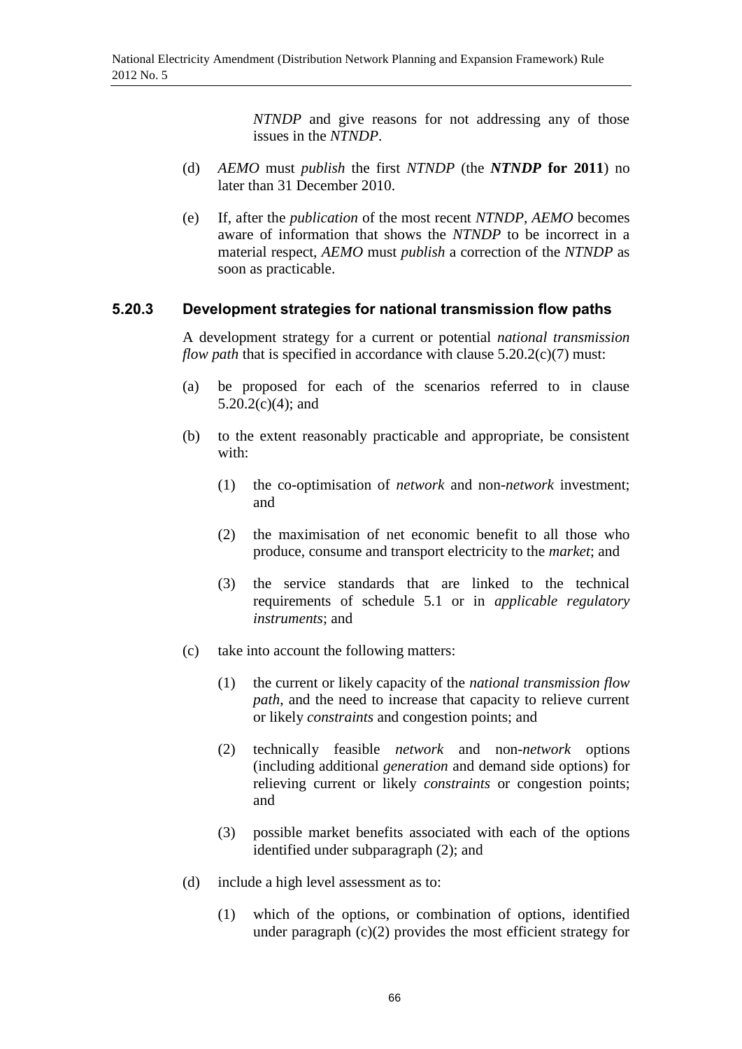*NTNDP* and give reasons for not addressing any of those issues in the *NTNDP*.

(d) *AEMO* must *publish* the first *NTNDP* (the ***NTNDP* for 2011**) no later than 31 December 2010.

(e) If, after the *publication* of the most recent *NTNDP*, *AEMO* becomes aware of information that shows the *NTNDP* to be incorrect in a material respect, *AEMO* must *publish* a correction of the *NTNDP* as soon as practicable.

### 5.20.3 Development strategies for national transmission flow paths

A development strategy for a current or potential *national transmission flow path* that is specified in accordance with clause 5.20.2(c)(7) must:

(a) be proposed for each of the scenarios referred to in clause 5.20.2(c)(4); and

(b) to the extent reasonably practicable and appropriate, be consistent with:

   (1) the co-optimisation of *network* and non-*network* investment; and

   (2) the maximisation of net economic benefit to all those who produce, consume and transport electricity to the *market*; and

   (3) the service standards that are linked to the technical requirements of schedule 5.1 or in *applicable regulatory instruments*; and

(c) take into account the following matters:

   (1) the current or likely capacity of the *national transmission flow path*, and the need to increase that capacity to relieve current or likely *constraints* and congestion points; and

   (2) technically feasible *network* and non-*network* options (including additional *generation* and demand side options) for relieving current or likely *constraints* or congestion points; and

   (3) possible market benefits associated with each of the options identified under subparagraph (2); and

(d) include a high level assessment as to:

   (1) which of the options, or combination of options, identified under paragraph (c)(2) provides the most efficient strategy for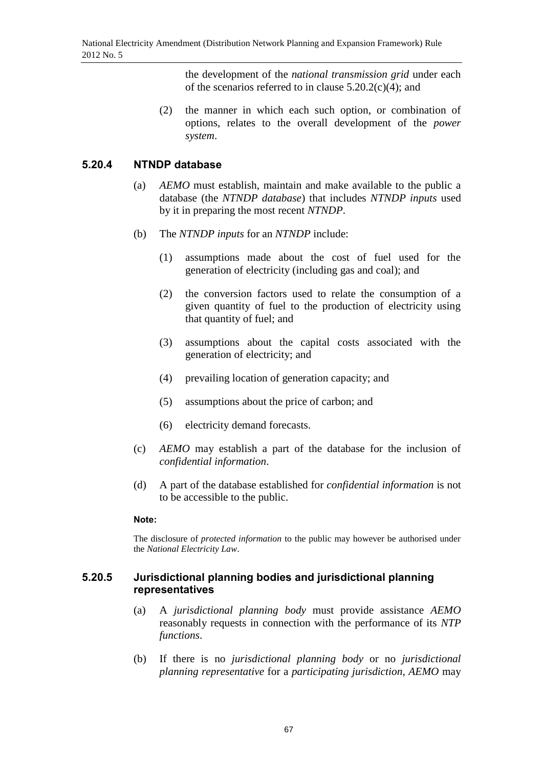the development of the *national transmission grid* under each of the scenarios referred to in clause 5.20.2(c)(4); and

(2) the manner in which each such option, or combination of options, relates to the overall development of the *power system*.

### 5.20.4 NTNDP database

(a) *AEMO* must establish, maintain and make available to the public a database (the *NTNDP database*) that includes *NTNDP inputs* used by it in preparing the most recent *NTNDP*.

(b) The *NTNDP inputs* for an *NTNDP* include:

(1) assumptions made about the cost of fuel used for the generation of electricity (including gas and coal); and

(2) the conversion factors used to relate the consumption of a given quantity of fuel to the production of electricity using that quantity of fuel; and

(3) assumptions about the capital costs associated with the generation of electricity; and

(4) prevailing location of generation capacity; and

(5) assumptions about the price of carbon; and

(6) electricity demand forecasts.

(c) *AEMO* may establish a part of the database for the inclusion of *confidential information*.

(d) A part of the database established for *confidential information* is not to be accessible to the public.

**Note:**

The disclosure of *protected information* to the public may however be authorised under the *National Electricity Law*.

### 5.20.5 Jurisdictional planning bodies and jurisdictional planning representatives

(a) A *jurisdictional planning body* must provide assistance *AEMO* reasonably requests in connection with the performance of its *NTP functions*.

(b) If there is no *jurisdictional planning body* or no *jurisdictional planning representative* for a *participating jurisdiction*, *AEMO* may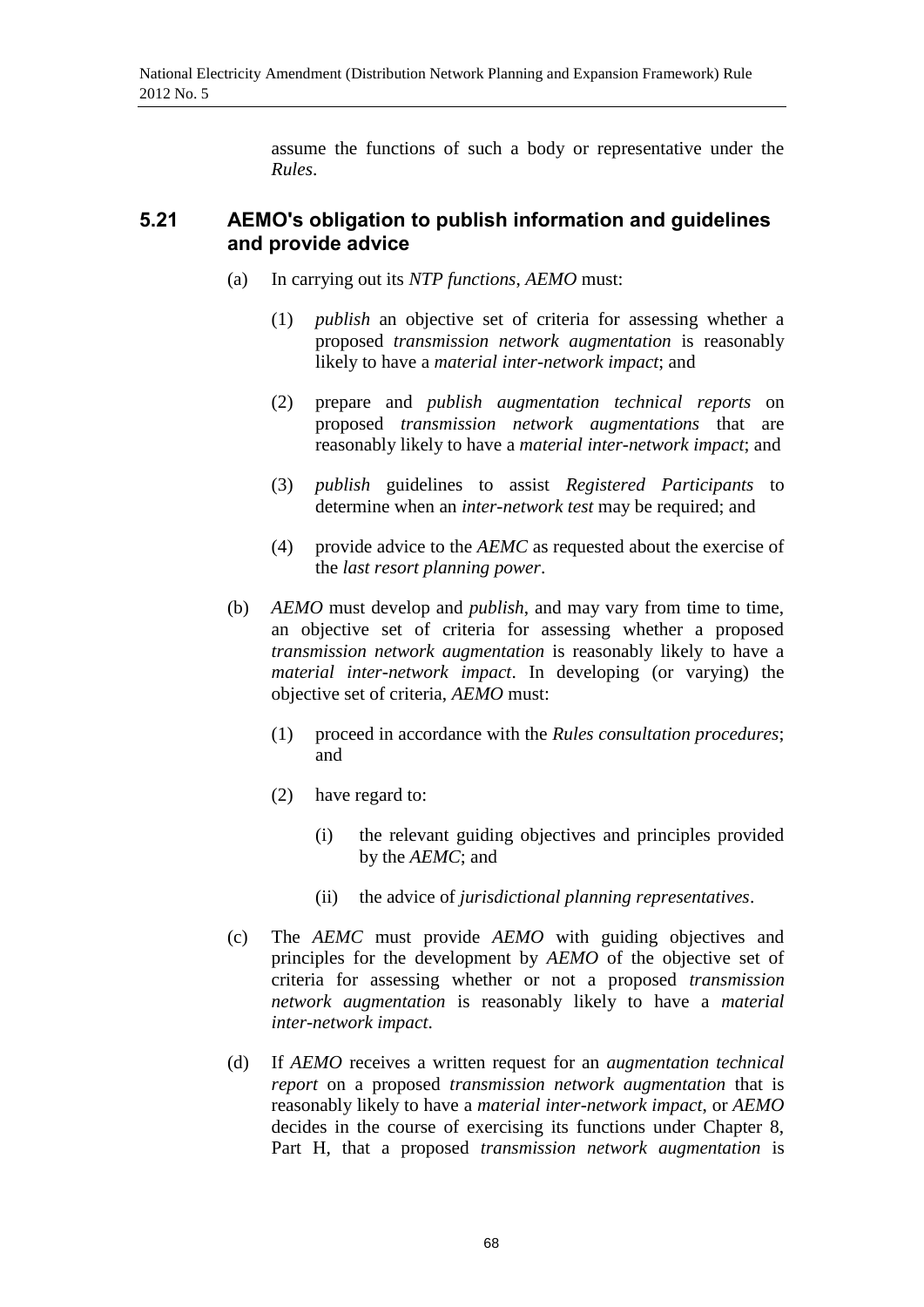assume the functions of such a body or representative under the *Rules*.

## 5.21 AEMO's obligation to publish information and guidelines and provide advice

(a) In carrying out its *NTP functions*, *AEMO* must:

  (1) *publish* an objective set of criteria for assessing whether a proposed *transmission network augmentation* is reasonably likely to have a *material inter-network impact*; and

  (2) prepare and *publish augmentation technical reports* on proposed *transmission network augmentations* that are reasonably likely to have a *material inter-network impact*; and

  (3) *publish* guidelines to assist *Registered Participants* to determine when an *inter-network test* may be required; and

  (4) provide advice to the *AEMC* as requested about the exercise of the *last resort planning power*.

(b) *AEMO* must develop and *publish*, and may vary from time to time, an objective set of criteria for assessing whether a proposed *transmission network augmentation* is reasonably likely to have a *material inter-network impact*. In developing (or varying) the objective set of criteria, *AEMO* must:

  (1) proceed in accordance with the *Rules consultation procedures*; and

  (2) have regard to:

    (i) the relevant guiding objectives and principles provided by the *AEMC*; and

    (ii) the advice of *jurisdictional planning representatives*.

(c) The *AEMC* must provide *AEMO* with guiding objectives and principles for the development by *AEMO* of the objective set of criteria for assessing whether or not a proposed *transmission network augmentation* is reasonably likely to have a *material inter-network impact*.

(d) If *AEMO* receives a written request for an *augmentation technical report* on a proposed *transmission network augmentation* that is reasonably likely to have a *material inter-network impact*, or *AEMO* decides in the course of exercising its functions under Chapter 8, Part H, that a proposed *transmission network augmentation* is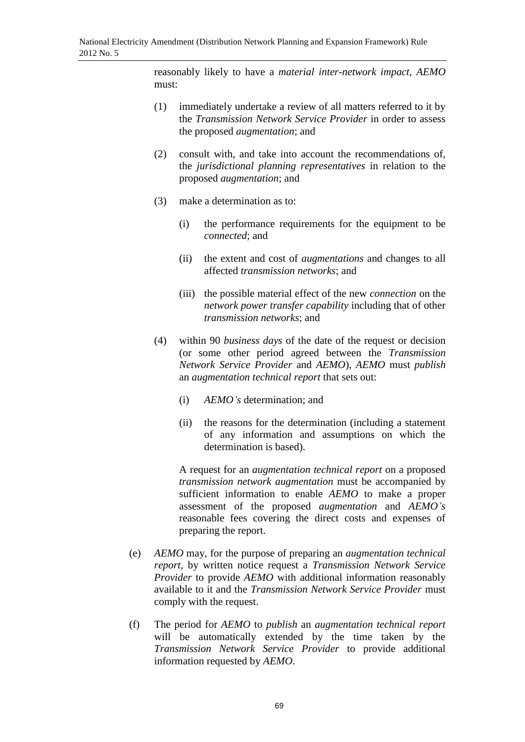reasonably likely to have a *material inter-network impact*, *AEMO* must:

(1) immediately undertake a review of all matters referred to it by the *Transmission Network Service Provider* in order to assess the proposed *augmentation*; and

(2) consult with, and take into account the recommendations of, the *jurisdictional planning representatives* in relation to the proposed *augmentation*; and

(3) make a determination as to:

(i) the performance requirements for the equipment to be *connected*; and

(ii) the extent and cost of *augmentations* and changes to all affected *transmission networks*; and

(iii) the possible material effect of the new *connection* on the *network power transfer capability* including that of other *transmission networks*; and

(4) within 90 *business days* of the date of the request or decision (or some other period agreed between the *Transmission Network Service Provider* and *AEMO*), *AEMO* must *publish* an *augmentation technical report* that sets out:

(i) *AEMO's* determination; and

(ii) the reasons for the determination (including a statement of any information and assumptions on which the determination is based).

A request for an *augmentation technical report* on a proposed *transmission network augmentation* must be accompanied by sufficient information to enable *AEMO* to make a proper assessment of the proposed *augmentation* and *AEMO's* reasonable fees covering the direct costs and expenses of preparing the report.

(e) *AEMO* may, for the purpose of preparing an *augmentation technical report*, by written notice request a *Transmission Network Service Provider* to provide *AEMO* with additional information reasonably available to it and the *Transmission Network Service Provider* must comply with the request.

(f) The period for *AEMO* to *publish* an *augmentation technical report* will be automatically extended by the time taken by the *Transmission Network Service Provider* to provide additional information requested by *AEMO*.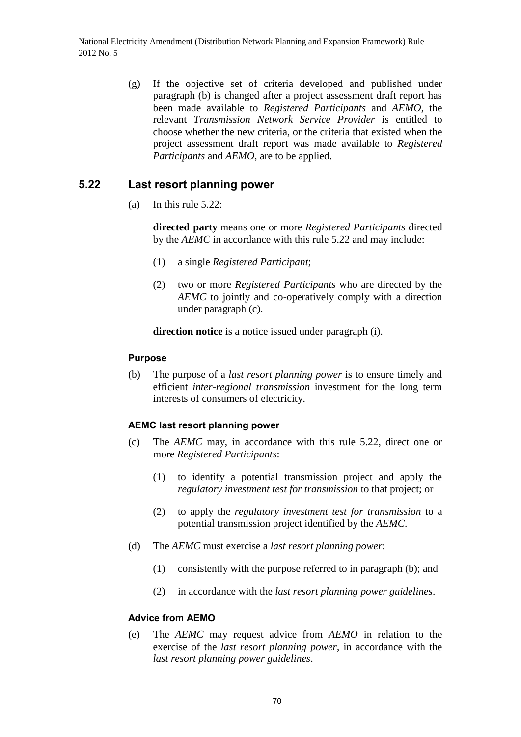(g) If the objective set of criteria developed and published under paragraph (b) is changed after a project assessment draft report has been made available to *Registered Participants* and *AEMO*, the relevant *Transmission Network Service Provider* is entitled to choose whether the new criteria, or the criteria that existed when the project assessment draft report was made available to *Registered Participants* and *AEMO*, are to be applied.

## 5.22 Last resort planning power

(a) In this rule 5.22:

**directed party** means one or more *Registered Participants* directed by the *AEMC* in accordance with this rule 5.22 and may include:

(1) a single *Registered Participant*;

(2) two or more *Registered Participants* who are directed by the *AEMC* to jointly and co-operatively comply with a direction under paragraph (c).

**direction notice** is a notice issued under paragraph (i).

### Purpose

(b) The purpose of a *last resort planning power* is to ensure timely and efficient *inter-regional transmission* investment for the long term interests of consumers of electricity.

### AEMC last resort planning power

(c) The *AEMC* may, in accordance with this rule 5.22, direct one or more *Registered Participants*:

(1) to identify a potential transmission project and apply the *regulatory investment test for transmission* to that project; or

(2) to apply the *regulatory investment test for transmission* to a potential transmission project identified by the *AEMC*.

(d) The *AEMC* must exercise a *last resort planning power*:

(1) consistently with the purpose referred to in paragraph (b); and

(2) in accordance with the *last resort planning power guidelines*.

### Advice from AEMO

(e) The *AEMC* may request advice from *AEMO* in relation to the exercise of the *last resort planning power*, in accordance with the *last resort planning power guidelines*.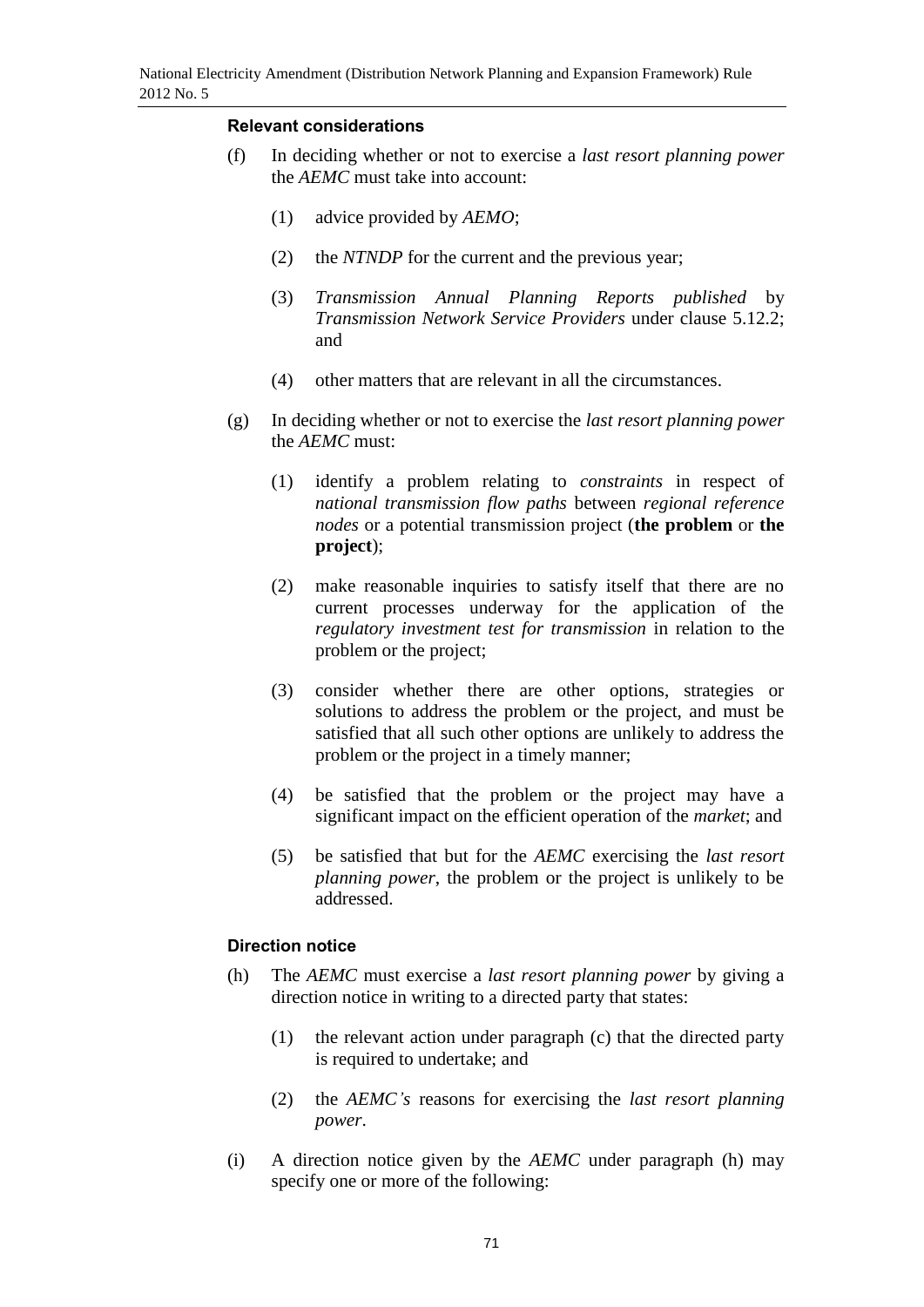#### Relevant considerations

(f) In deciding whether or not to exercise a *last resort planning power* the *AEMC* must take into account:

  (1) advice provided by *AEMO*;

  (2) the *NTNDP* for the current and the previous year;

  (3) *Transmission Annual Planning Reports published* by *Transmission Network Service Providers* under clause 5.12.2; and

  (4) other matters that are relevant in all the circumstances.

(g) In deciding whether or not to exercise the *last resort planning power* the *AEMC* must:

  (1) identify a problem relating to *constraints* in respect of *national transmission flow paths* between *regional reference nodes* or a potential transmission project (**the problem** or **the project**);

  (2) make reasonable inquiries to satisfy itself that there are no current processes underway for the application of the *regulatory investment test for transmission* in relation to the problem or the project;

  (3) consider whether there are other options, strategies or solutions to address the problem or the project, and must be satisfied that all such other options are unlikely to address the problem or the project in a timely manner;

  (4) be satisfied that the problem or the project may have a significant impact on the efficient operation of the *market*; and

  (5) be satisfied that but for the *AEMC* exercising the *last resort planning power*, the problem or the project is unlikely to be addressed.

#### Direction notice

(h) The *AEMC* must exercise a *last resort planning power* by giving a direction notice in writing to a directed party that states:

  (1) the relevant action under paragraph (c) that the directed party is required to undertake; and

  (2) the *AEMC's* reasons for exercising the *last resort planning power*.

(i) A direction notice given by the *AEMC* under paragraph (h) may specify one or more of the following: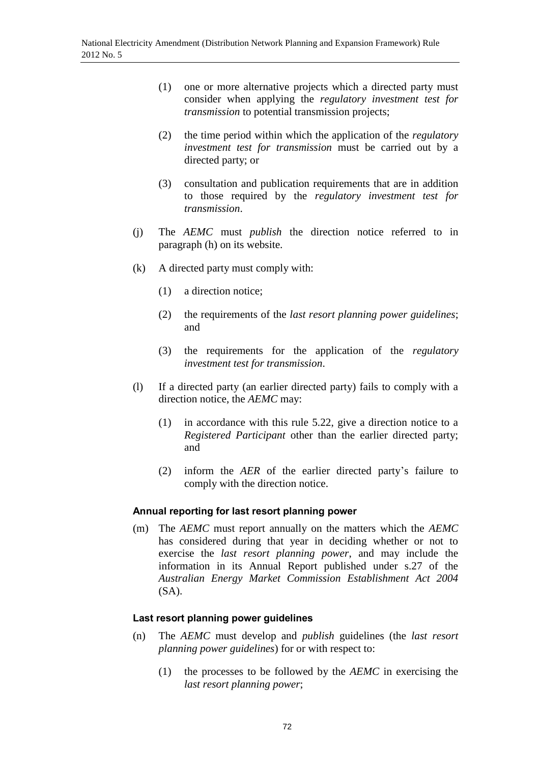(1) one or more alternative projects which a directed party must consider when applying the *regulatory investment test for transmission* to potential transmission projects;

(2) the time period within which the application of the *regulatory investment test for transmission* must be carried out by a directed party; or

(3) consultation and publication requirements that are in addition to those required by the *regulatory investment test for transmission*.

(j) The *AEMC* must *publish* the direction notice referred to in paragraph (h) on its website.

(k) A directed party must comply with:

(1) a direction notice;

(2) the requirements of the *last resort planning power guidelines*; and

(3) the requirements for the application of the *regulatory investment test for transmission*.

(l) If a directed party (an earlier directed party) fails to comply with a direction notice, the *AEMC* may:

(1) in accordance with this rule 5.22, give a direction notice to a *Registered Participant* other than the earlier directed party; and

(2) inform the *AER* of the earlier directed party's failure to comply with the direction notice.

**Annual reporting for last resort planning power**

(m) The *AEMC* must report annually on the matters which the *AEMC* has considered during that year in deciding whether or not to exercise the *last resort planning power*, and may include the information in its Annual Report published under s.27 of the *Australian Energy Market Commission Establishment Act 2004* (SA).

**Last resort planning power guidelines**

(n) The *AEMC* must develop and *publish* guidelines (the *last resort planning power guidelines*) for or with respect to:

(1) the processes to be followed by the *AEMC* in exercising the *last resort planning power*;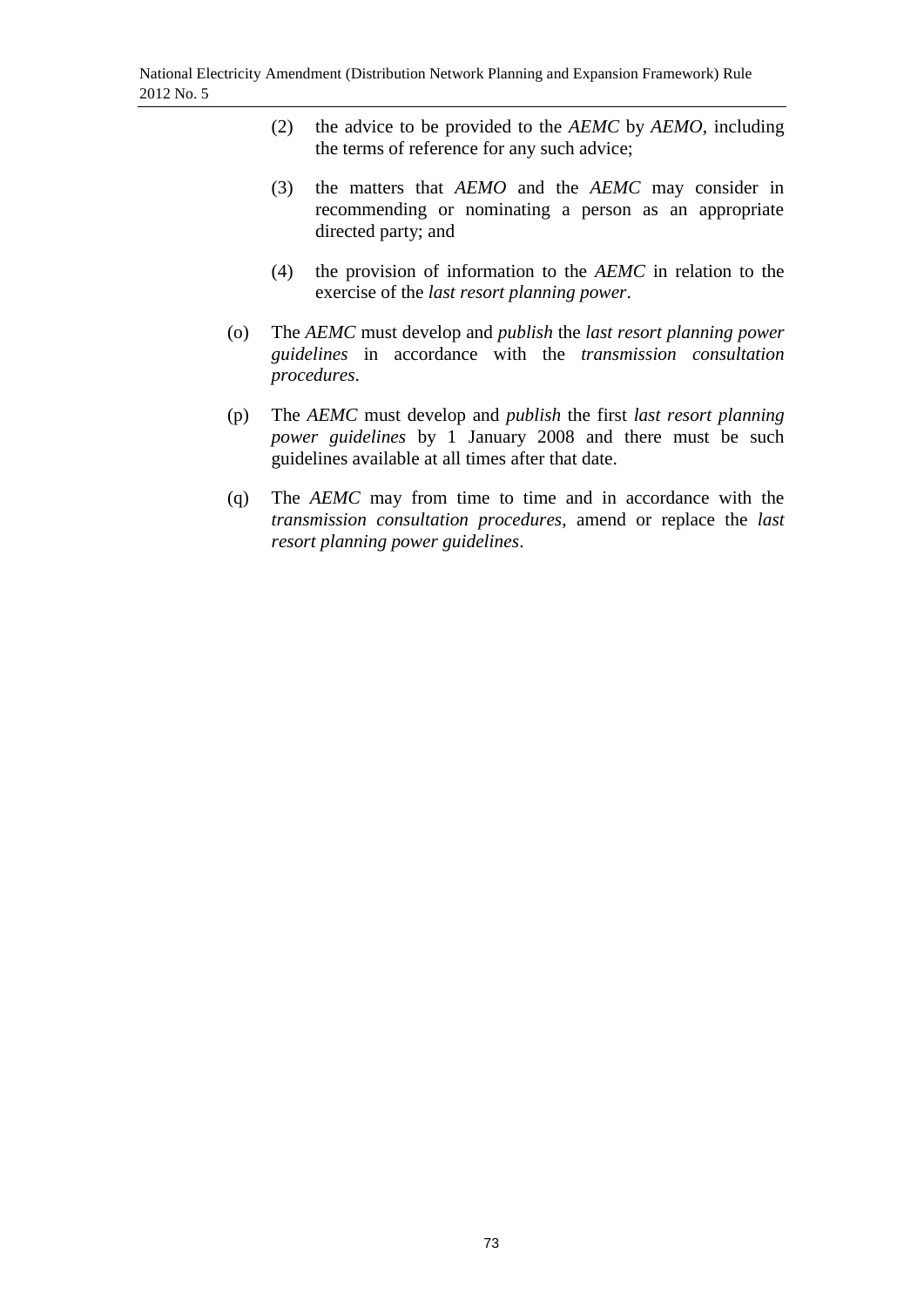(2) the advice to be provided to the *AEMC* by *AEMO*, including the terms of reference for any such advice;

(3) the matters that *AEMO* and the *AEMC* may consider in recommending or nominating a person as an appropriate directed party; and

(4) the provision of information to the *AEMC* in relation to the exercise of the *last resort planning power*.

(o) The *AEMC* must develop and *publish* the *last resort planning power guidelines* in accordance with the *transmission consultation procedures*.

(p) The *AEMC* must develop and *publish* the first *last resort planning power guidelines* by 1 January 2008 and there must be such guidelines available at all times after that date.

(q) The *AEMC* may from time to time and in accordance with the *transmission consultation procedures*, amend or replace the *last resort planning power guidelines*.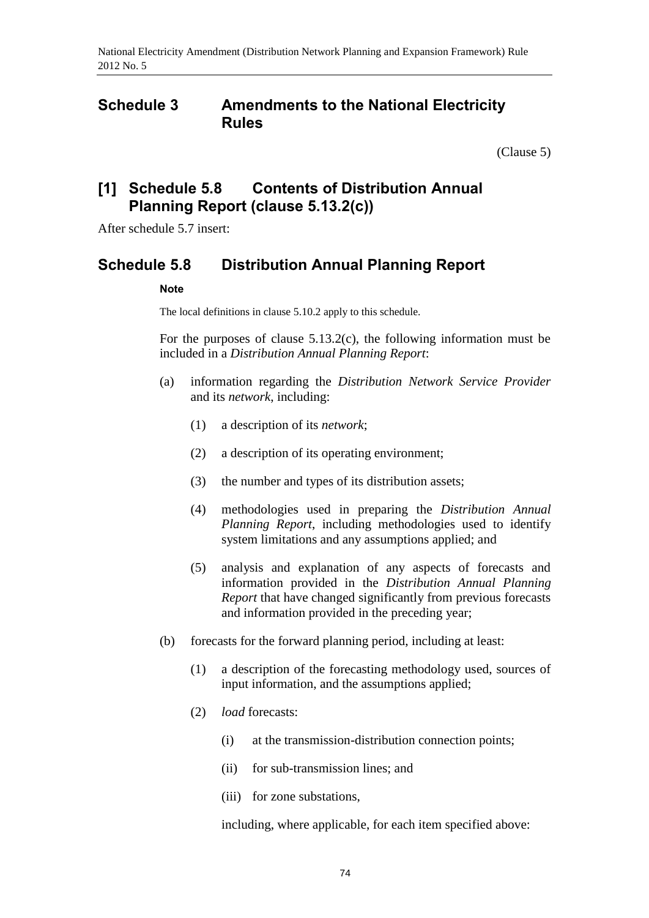# Schedule 3 Amendments to the National Electricity Rules

(Clause 5)

## [1] Schedule 5.8 Contents of Distribution Annual Planning Report (clause 5.13.2(c))

After schedule 5.7 insert:

## Schedule 5.8 Distribution Annual Planning Report

**Note**

The local definitions in clause 5.10.2 apply to this schedule.

For the purposes of clause 5.13.2(c), the following information must be included in a *Distribution Annual Planning Report*:

(a) information regarding the *Distribution Network Service Provider* and its *network*, including:

(1) a description of its *network*;

(2) a description of its operating environment;

(3) the number and types of its distribution assets;

(4) methodologies used in preparing the *Distribution Annual Planning Report*, including methodologies used to identify system limitations and any assumptions applied; and

(5) analysis and explanation of any aspects of forecasts and information provided in the *Distribution Annual Planning Report* that have changed significantly from previous forecasts and information provided in the preceding year;

(b) forecasts for the forward planning period, including at least:

(1) a description of the forecasting methodology used, sources of input information, and the assumptions applied;

(2) *load* forecasts:

(i) at the transmission-distribution connection points;

(ii) for sub-transmission lines; and

(iii) for zone substations,

including, where applicable, for each item specified above: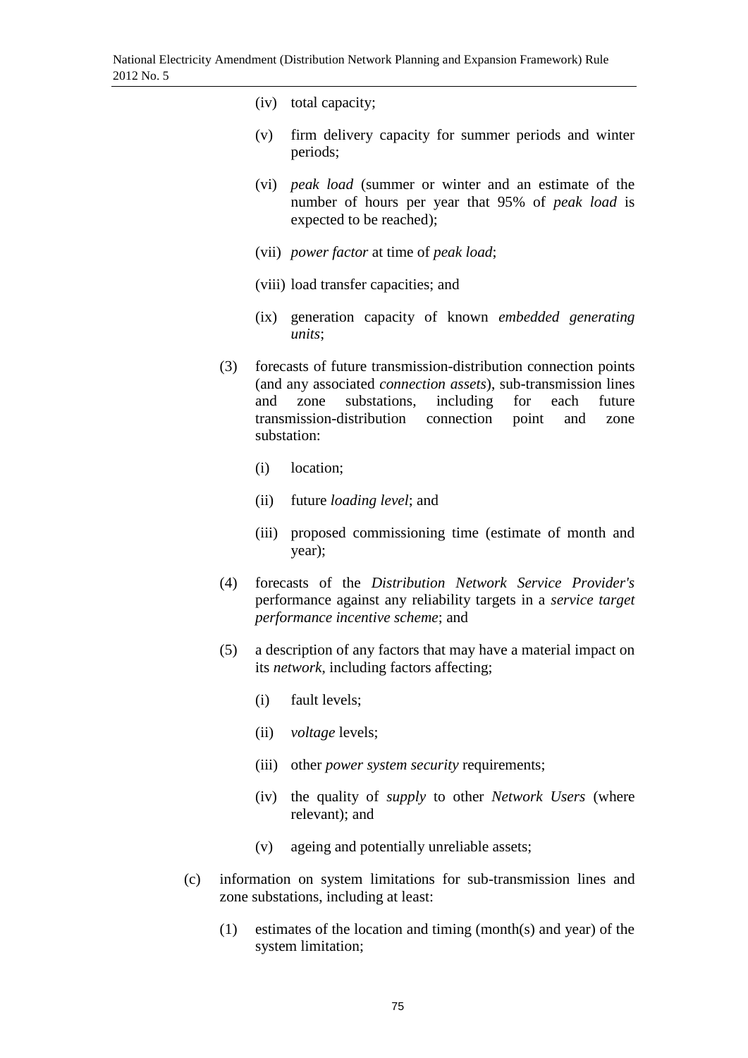- (iv) total capacity;
- (v) firm delivery capacity for summer periods and winter periods;
- (vi) *peak load* (summer or winter and an estimate of the number of hours per year that 95% of *peak load* is expected to be reached);
- (vii) *power factor* at time of *peak load*;
- (viii) load transfer capacities; and
- (ix) generation capacity of known *embedded generating units*;

(3) forecasts of future transmission-distribution connection points (and any associated *connection assets*), sub-transmission lines and zone substations, including for each future transmission-distribution connection point and zone substation:

- (i) location;
- (ii) future *loading level*; and
- (iii) proposed commissioning time (estimate of month and year);

(4) forecasts of the *Distribution Network Service Provider's* performance against any reliability targets in a *service target performance incentive scheme*; and

(5) a description of any factors that may have a material impact on its *network*, including factors affecting;

- (i) fault levels;
- (ii) *voltage* levels;
- (iii) other *power system security* requirements;
- (iv) the quality of *supply* to other *Network Users* (where relevant); and
- (v) ageing and potentially unreliable assets;

(c) information on system limitations for sub-transmission lines and zone substations, including at least:

(1) estimates of the location and timing (month(s) and year) of the system limitation;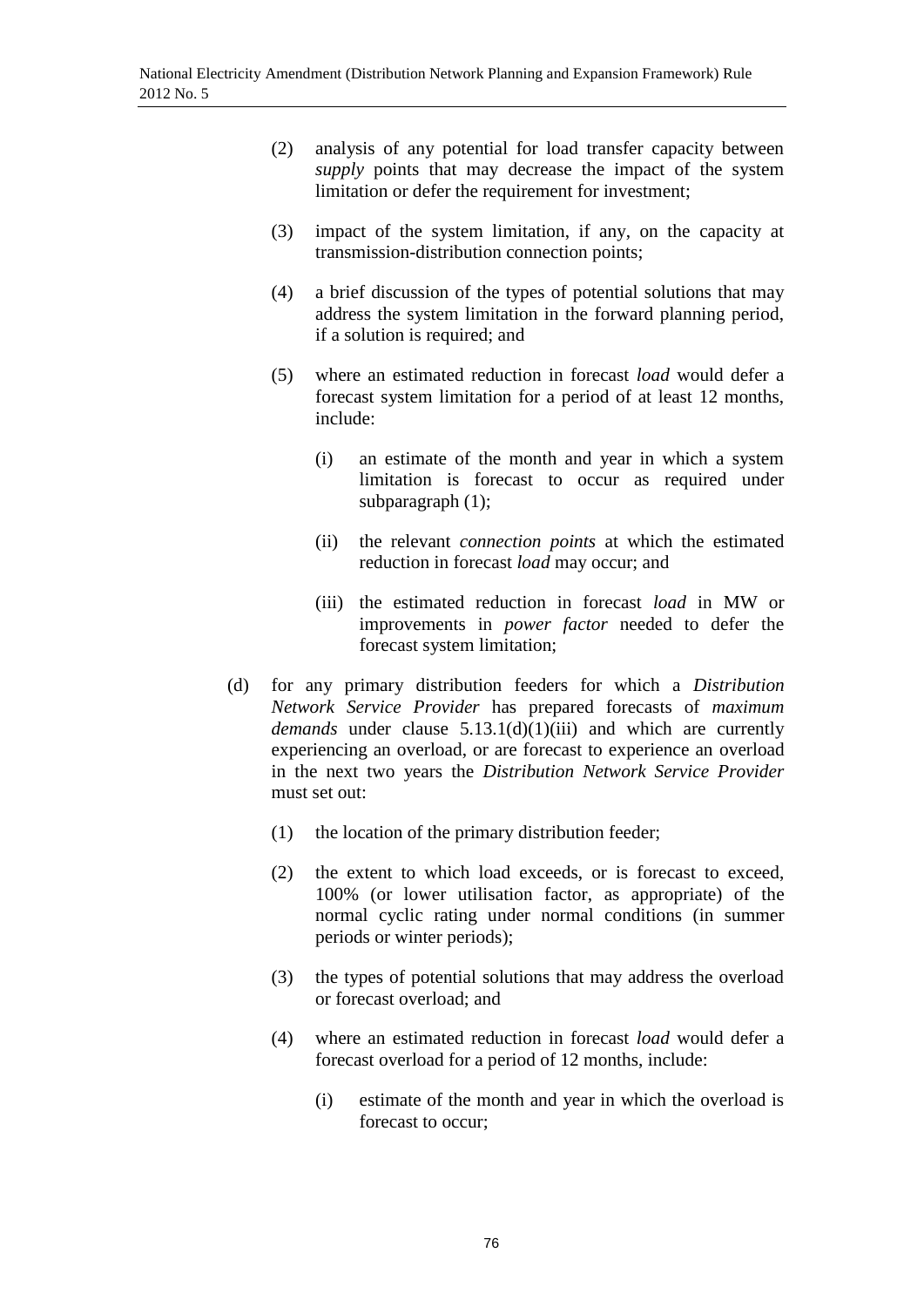(2) analysis of any potential for load transfer capacity between *supply* points that may decrease the impact of the system limitation or defer the requirement for investment;

(3) impact of the system limitation, if any, on the capacity at transmission-distribution connection points;

(4) a brief discussion of the types of potential solutions that may address the system limitation in the forward planning period, if a solution is required; and

(5) where an estimated reduction in forecast *load* would defer a forecast system limitation for a period of at least 12 months, include:

   (i) an estimate of the month and year in which a system limitation is forecast to occur as required under subparagraph (1);

   (ii) the relevant *connection points* at which the estimated reduction in forecast *load* may occur; and

   (iii) the estimated reduction in forecast *load* in MW or improvements in *power factor* needed to defer the forecast system limitation;

(d) for any primary distribution feeders for which a *Distribution Network Service Provider* has prepared forecasts of *maximum demands* under clause 5.13.1(d)(1)(iii) and which are currently experiencing an overload, or are forecast to experience an overload in the next two years the *Distribution Network Service Provider* must set out:

(1) the location of the primary distribution feeder;

(2) the extent to which load exceeds, or is forecast to exceed, 100% (or lower utilisation factor, as appropriate) of the normal cyclic rating under normal conditions (in summer periods or winter periods);

(3) the types of potential solutions that may address the overload or forecast overload; and

(4) where an estimated reduction in forecast *load* would defer a forecast overload for a period of 12 months, include:

   (i) estimate of the month and year in which the overload is forecast to occur;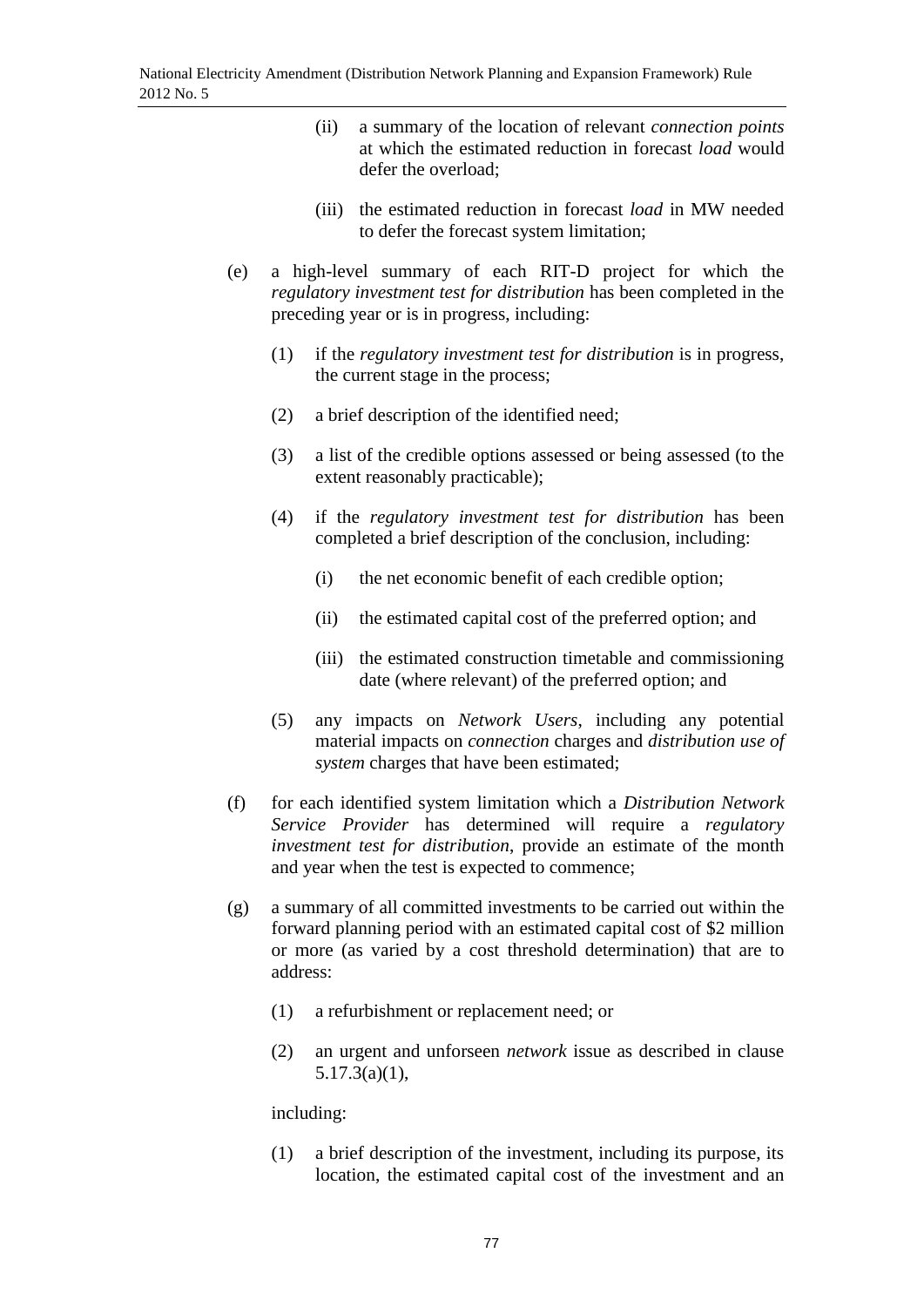- (ii) a summary of the location of relevant *connection points* at which the estimated reduction in forecast *load* would defer the overload;
- (iii) the estimated reduction in forecast *load* in MW needed to defer the forecast system limitation;

(e) a high-level summary of each RIT-D project for which the *regulatory investment test for distribution* has been completed in the preceding year or is in progress, including:

- (1) if the *regulatory investment test for distribution* is in progress, the current stage in the process;
- (2) a brief description of the identified need;
- (3) a list of the credible options assessed or being assessed (to the extent reasonably practicable);
- (4) if the *regulatory investment test for distribution* has been completed a brief description of the conclusion, including:
  - (i) the net economic benefit of each credible option;
  - (ii) the estimated capital cost of the preferred option; and
  - (iii) the estimated construction timetable and commissioning date (where relevant) of the preferred option; and
- (5) any impacts on *Network Users*, including any potential material impacts on *connection* charges and *distribution use of system* charges that have been estimated;

(f) for each identified system limitation which a *Distribution Network Service Provider* has determined will require a *regulatory investment test for distribution*, provide an estimate of the month and year when the test is expected to commence;

(g) a summary of all committed investments to be carried out within the forward planning period with an estimated capital cost of $2 million or more (as varied by a cost threshold determination) that are to address:

- (1) a refurbishment or replacement need; or
- (2) an urgent and unforseen *network* issue as described in clause 5.17.3(a)(1),

including:

- (1) a brief description of the investment, including its purpose, its location, the estimated capital cost of the investment and an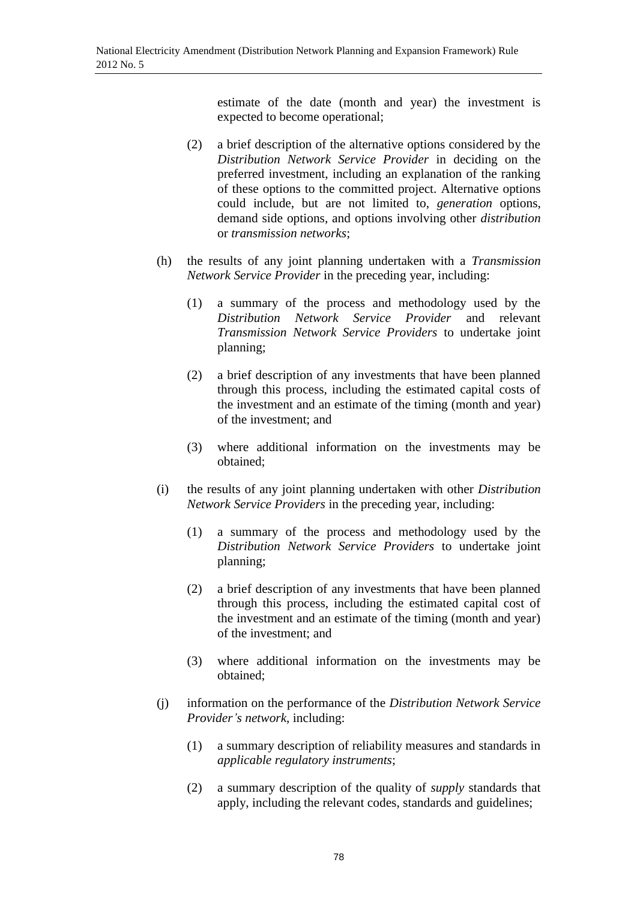estimate of the date (month and year) the investment is expected to become operational;

(2) a brief description of the alternative options considered by the *Distribution Network Service Provider* in deciding on the preferred investment, including an explanation of the ranking of these options to the committed project. Alternative options could include, but are not limited to, *generation* options, demand side options, and options involving other *distribution* or *transmission networks*;

(h) the results of any joint planning undertaken with a *Transmission Network Service Provider* in the preceding year, including:

(1) a summary of the process and methodology used by the *Distribution Network Service Provider* and relevant *Transmission Network Service Providers* to undertake joint planning;

(2) a brief description of any investments that have been planned through this process, including the estimated capital costs of the investment and an estimate of the timing (month and year) of the investment; and

(3) where additional information on the investments may be obtained;

(i) the results of any joint planning undertaken with other *Distribution Network Service Providers* in the preceding year, including:

(1) a summary of the process and methodology used by the *Distribution Network Service Providers* to undertake joint planning;

(2) a brief description of any investments that have been planned through this process, including the estimated capital cost of the investment and an estimate of the timing (month and year) of the investment; and

(3) where additional information on the investments may be obtained;

(j) information on the performance of the *Distribution Network Service Provider's network*, including:

(1) a summary description of reliability measures and standards in *applicable regulatory instruments*;

(2) a summary description of the quality of *supply* standards that apply, including the relevant codes, standards and guidelines;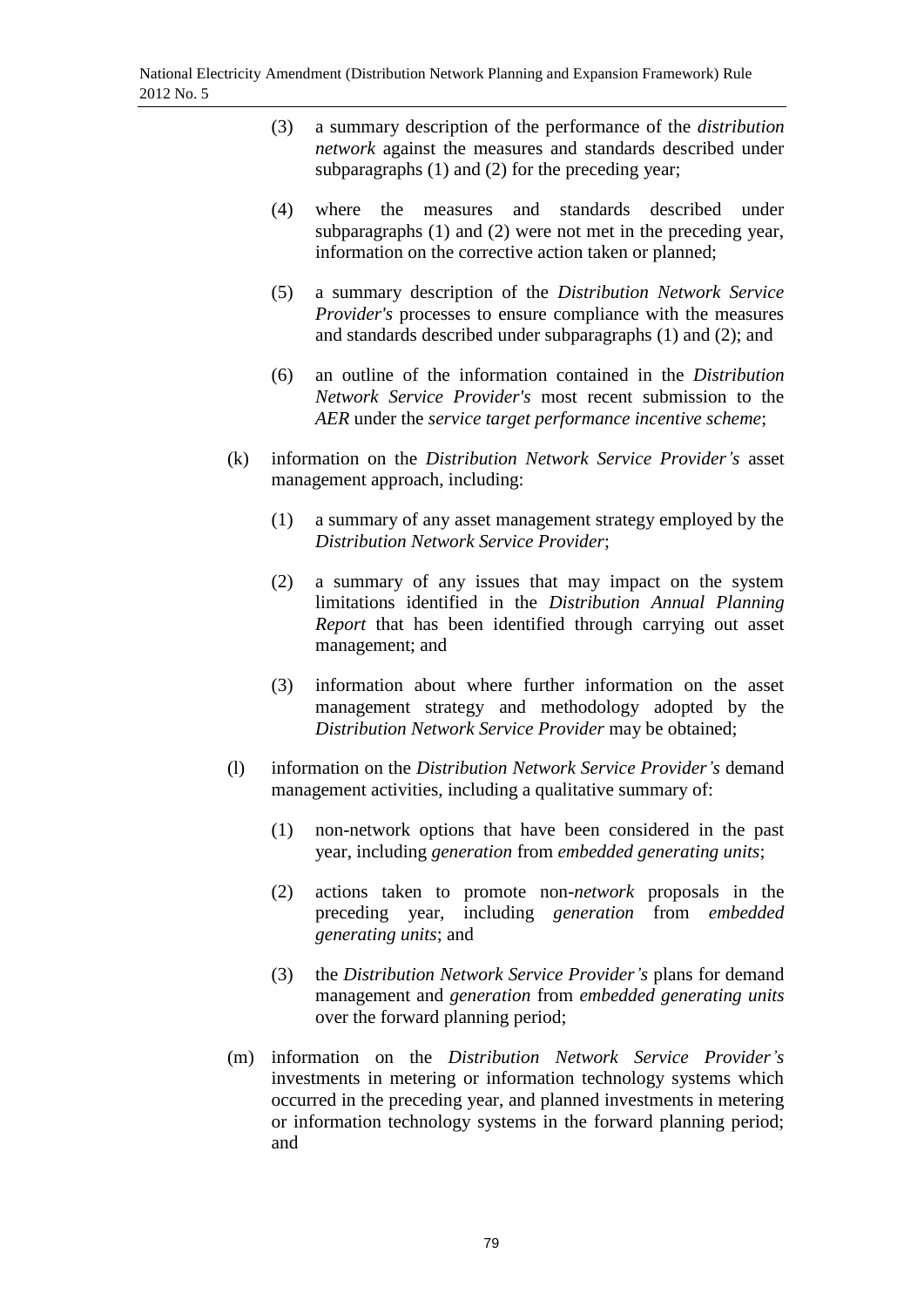(3) a summary description of the performance of the *distribution network* against the measures and standards described under subparagraphs (1) and (2) for the preceding year;

(4) where the measures and standards described under subparagraphs (1) and (2) were not met in the preceding year, information on the corrective action taken or planned;

(5) a summary description of the *Distribution Network Service Provider's* processes to ensure compliance with the measures and standards described under subparagraphs (1) and (2); and

(6) an outline of the information contained in the *Distribution Network Service Provider's* most recent submission to the *AER* under the *service target performance incentive scheme*;

(k) information on the *Distribution Network Service Provider's* asset management approach, including:

(1) a summary of any asset management strategy employed by the *Distribution Network Service Provider*;

(2) a summary of any issues that may impact on the system limitations identified in the *Distribution Annual Planning Report* that has been identified through carrying out asset management; and

(3) information about where further information on the asset management strategy and methodology adopted by the *Distribution Network Service Provider* may be obtained;

(l) information on the *Distribution Network Service Provider's* demand management activities, including a qualitative summary of:

(1) non-network options that have been considered in the past year, including *generation* from *embedded generating units*;

(2) actions taken to promote non-*network* proposals in the preceding year, including *generation* from *embedded generating units*; and

(3) the *Distribution Network Service Provider's* plans for demand management and *generation* from *embedded generating units* over the forward planning period;

(m) information on the *Distribution Network Service Provider's* investments in metering or information technology systems which occurred in the preceding year, and planned investments in metering or information technology systems in the forward planning period; and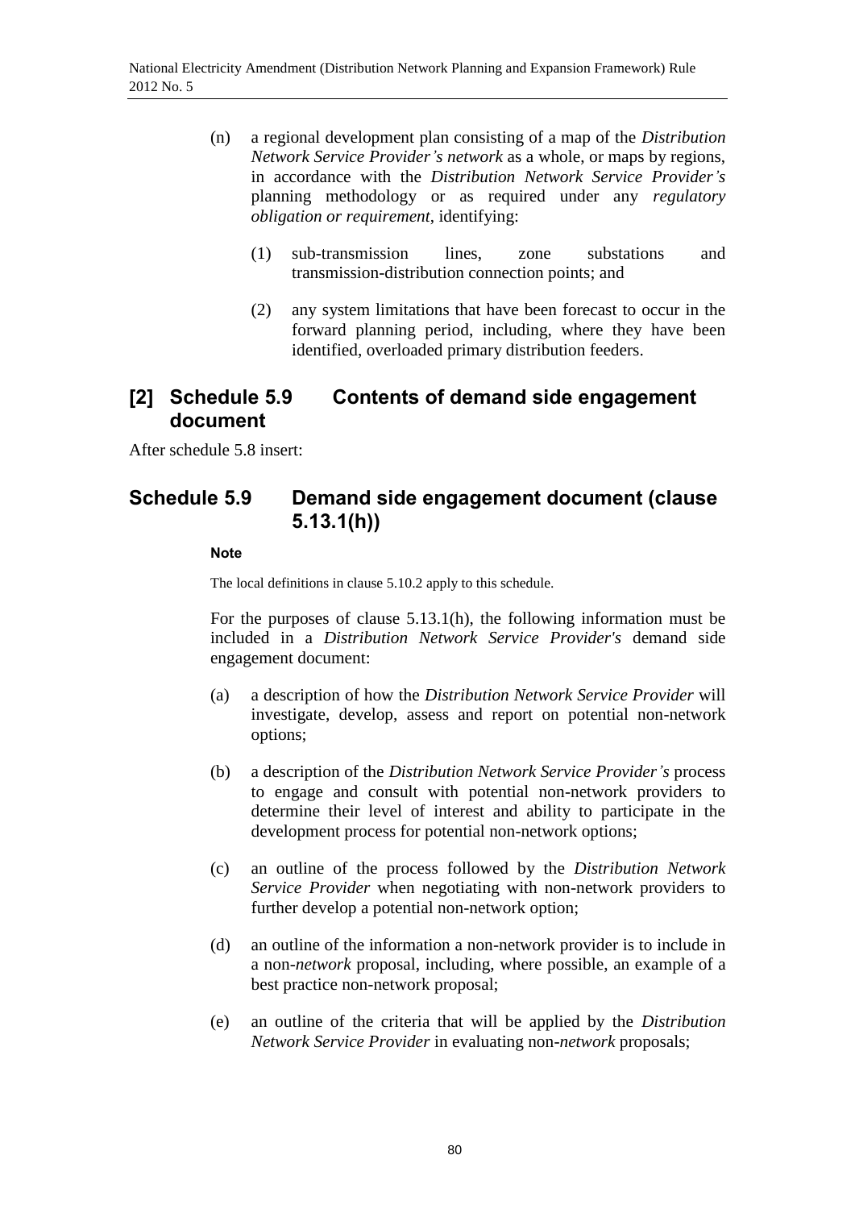(n) a regional development plan consisting of a map of the *Distribution Network Service Provider's network* as a whole, or maps by regions, in accordance with the *Distribution Network Service Provider's* planning methodology or as required under any *regulatory obligation or requirement*, identifying:

   (1) sub-transmission lines, zone substations and transmission-distribution connection points; and

   (2) any system limitations that have been forecast to occur in the forward planning period, including, where they have been identified, overloaded primary distribution feeders.

## [2] Schedule 5.9 Contents of demand side engagement document

After schedule 5.8 insert:

## Schedule 5.9 Demand side engagement document (clause 5.13.1(h))

**Note**

The local definitions in clause 5.10.2 apply to this schedule.

For the purposes of clause 5.13.1(h), the following information must be included in a *Distribution Network Service Provider's* demand side engagement document:

(a) a description of how the *Distribution Network Service Provider* will investigate, develop, assess and report on potential non-network options;

(b) a description of the *Distribution Network Service Provider's* process to engage and consult with potential non-network providers to determine their level of interest and ability to participate in the development process for potential non-network options;

(c) an outline of the process followed by the *Distribution Network Service Provider* when negotiating with non-network providers to further develop a potential non-network option;

(d) an outline of the information a non-network provider is to include in a non-*network* proposal, including, where possible, an example of a best practice non-network proposal;

(e) an outline of the criteria that will be applied by the *Distribution Network Service Provider* in evaluating non-*network* proposals;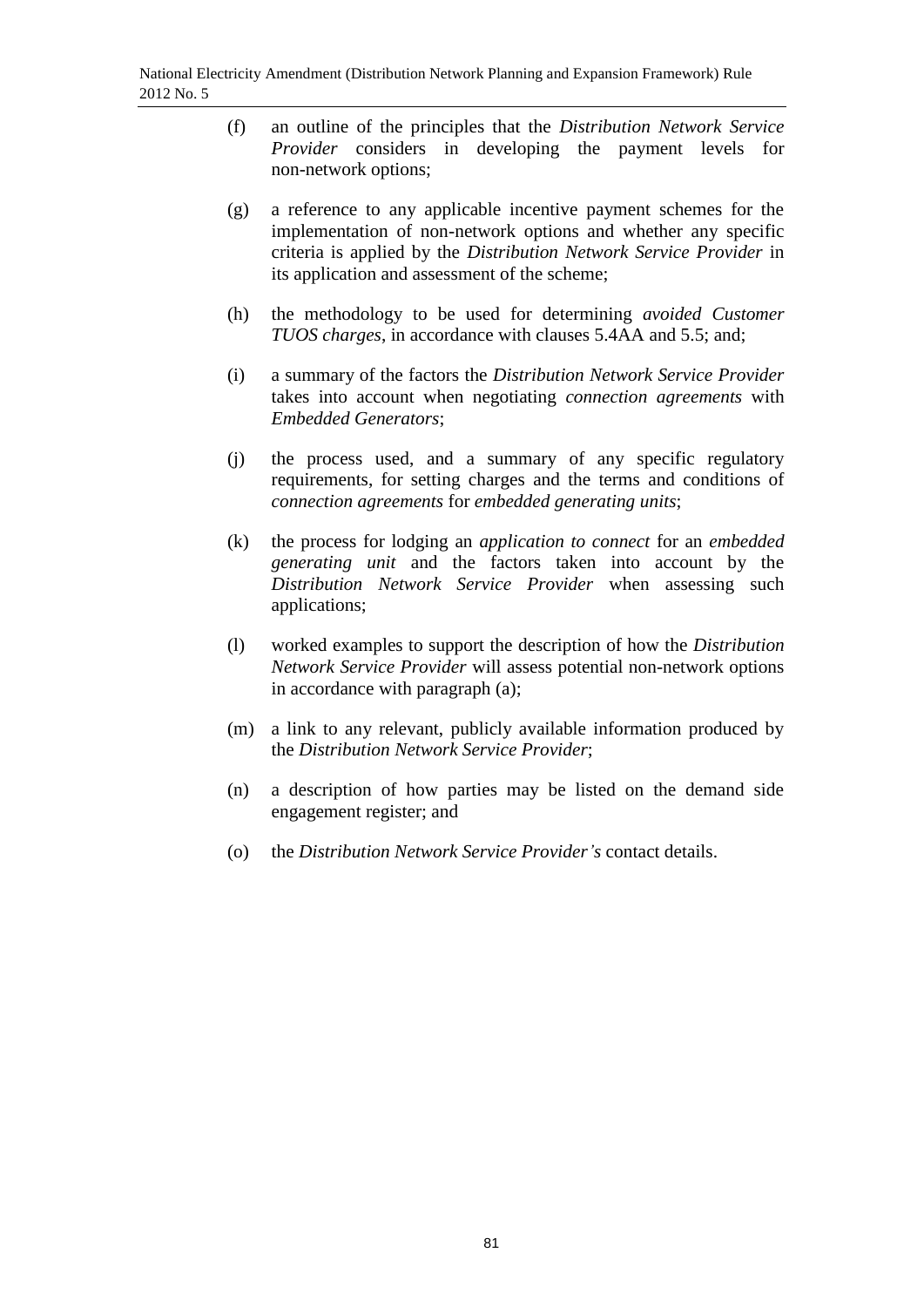(f) an outline of the principles that the *Distribution Network Service Provider* considers in developing the payment levels for non-network options;

(g) a reference to any applicable incentive payment schemes for the implementation of non-network options and whether any specific criteria is applied by the *Distribution Network Service Provider* in its application and assessment of the scheme;

(h) the methodology to be used for determining *avoided Customer TUOS charges*, in accordance with clauses 5.4AA and 5.5; and;

(i) a summary of the factors the *Distribution Network Service Provider* takes into account when negotiating *connection agreements* with *Embedded Generators*;

(j) the process used, and a summary of any specific regulatory requirements, for setting charges and the terms and conditions of *connection agreements* for *embedded generating units*;

(k) the process for lodging an *application to connect* for an *embedded generating unit* and the factors taken into account by the *Distribution Network Service Provider* when assessing such applications;

(l) worked examples to support the description of how the *Distribution Network Service Provider* will assess potential non-network options in accordance with paragraph (a);

(m) a link to any relevant, publicly available information produced by the *Distribution Network Service Provider*;

(n) a description of how parties may be listed on the demand side engagement register; and

(o) the *Distribution Network Service Provider's* contact details.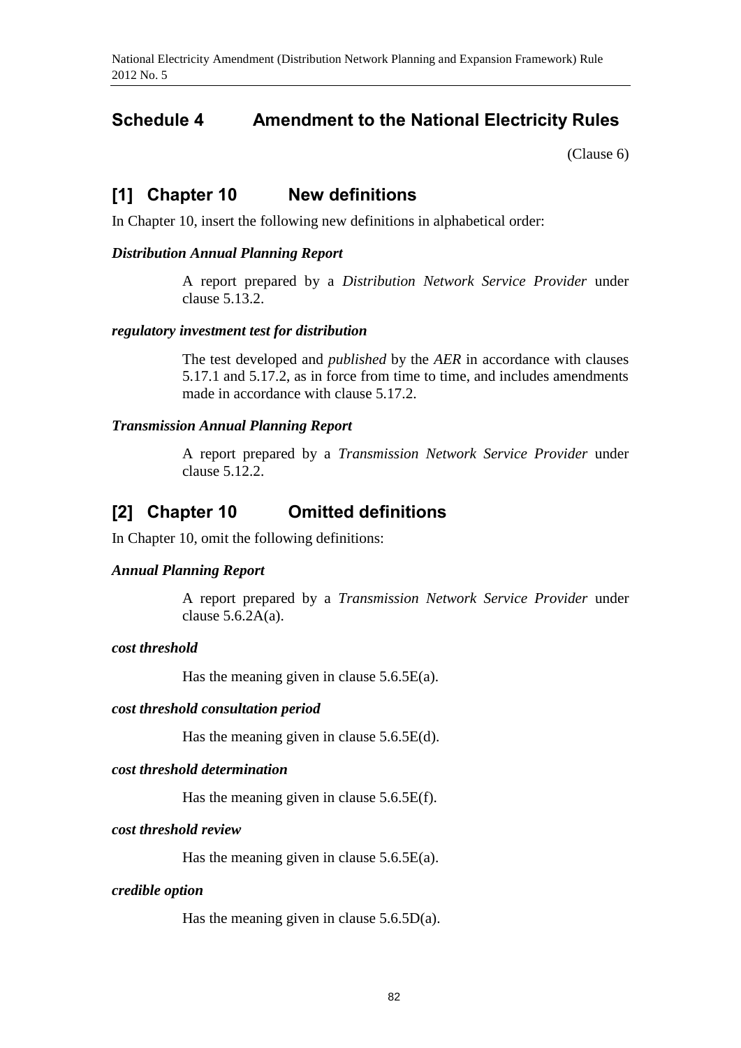## Schedule 4 Amendment to the National Electricity Rules

(Clause 6)

## [1] Chapter 10 New definitions

In Chapter 10, insert the following new definitions in alphabetical order:

***Distribution Annual Planning Report***

A report prepared by a *Distribution Network Service Provider* under clause 5.13.2.

***regulatory investment test for distribution***

The test developed and *published* by the *AER* in accordance with clauses 5.17.1 and 5.17.2, as in force from time to time, and includes amendments made in accordance with clause 5.17.2.

***Transmission Annual Planning Report***

A report prepared by a *Transmission Network Service Provider* under clause 5.12.2.

## [2] Chapter 10 Omitted definitions

In Chapter 10, omit the following definitions:

***Annual Planning Report***

A report prepared by a *Transmission Network Service Provider* under clause 5.6.2A(a).

***cost threshold***

Has the meaning given in clause 5.6.5E(a).

***cost threshold consultation period***

Has the meaning given in clause 5.6.5E(d).

***cost threshold determination***

Has the meaning given in clause 5.6.5E(f).

***cost threshold review***

Has the meaning given in clause 5.6.5E(a).

***credible option***

Has the meaning given in clause 5.6.5D(a).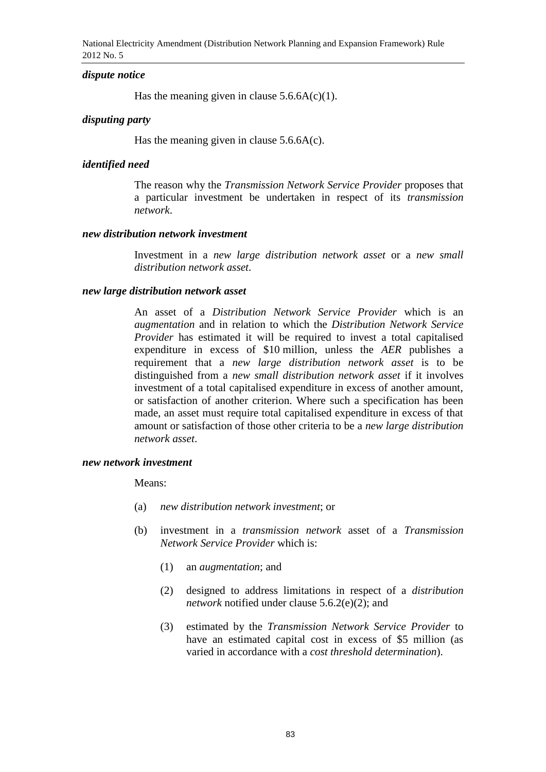***dispute notice***

Has the meaning given in clause 5.6.6A(c)(1).

***disputing party***

Has the meaning given in clause 5.6.6A(c).

***identified need***

The reason why the *Transmission Network Service Provider* proposes that a particular investment be undertaken in respect of its *transmission network*.

***new distribution network investment***

Investment in a *new large distribution network asset* or a *new small distribution network asset*.

***new large distribution network asset***

An asset of a *Distribution Network Service Provider* which is an *augmentation* and in relation to which the *Distribution Network Service Provider* has estimated it will be required to invest a total capitalised expenditure in excess of \$10 million, unless the *AER* publishes a requirement that a *new large distribution network asset* is to be distinguished from a *new small distribution network asset* if it involves investment of a total capitalised expenditure in excess of another amount, or satisfaction of another criterion. Where such a specification has been made, an asset must require total capitalised expenditure in excess of that amount or satisfaction of those other criteria to be a *new large distribution network asset*.

***new network investment***

Means:

(a) *new distribution network investment*; or

(b) investment in a *transmission network* asset of a *Transmission Network Service Provider* which is:

  (1) an *augmentation*; and

  (2) designed to address limitations in respect of a *distribution network* notified under clause 5.6.2(e)(2); and

  (3) estimated by the *Transmission Network Service Provider* to have an estimated capital cost in excess of \$5 million (as varied in accordance with a *cost threshold determination*).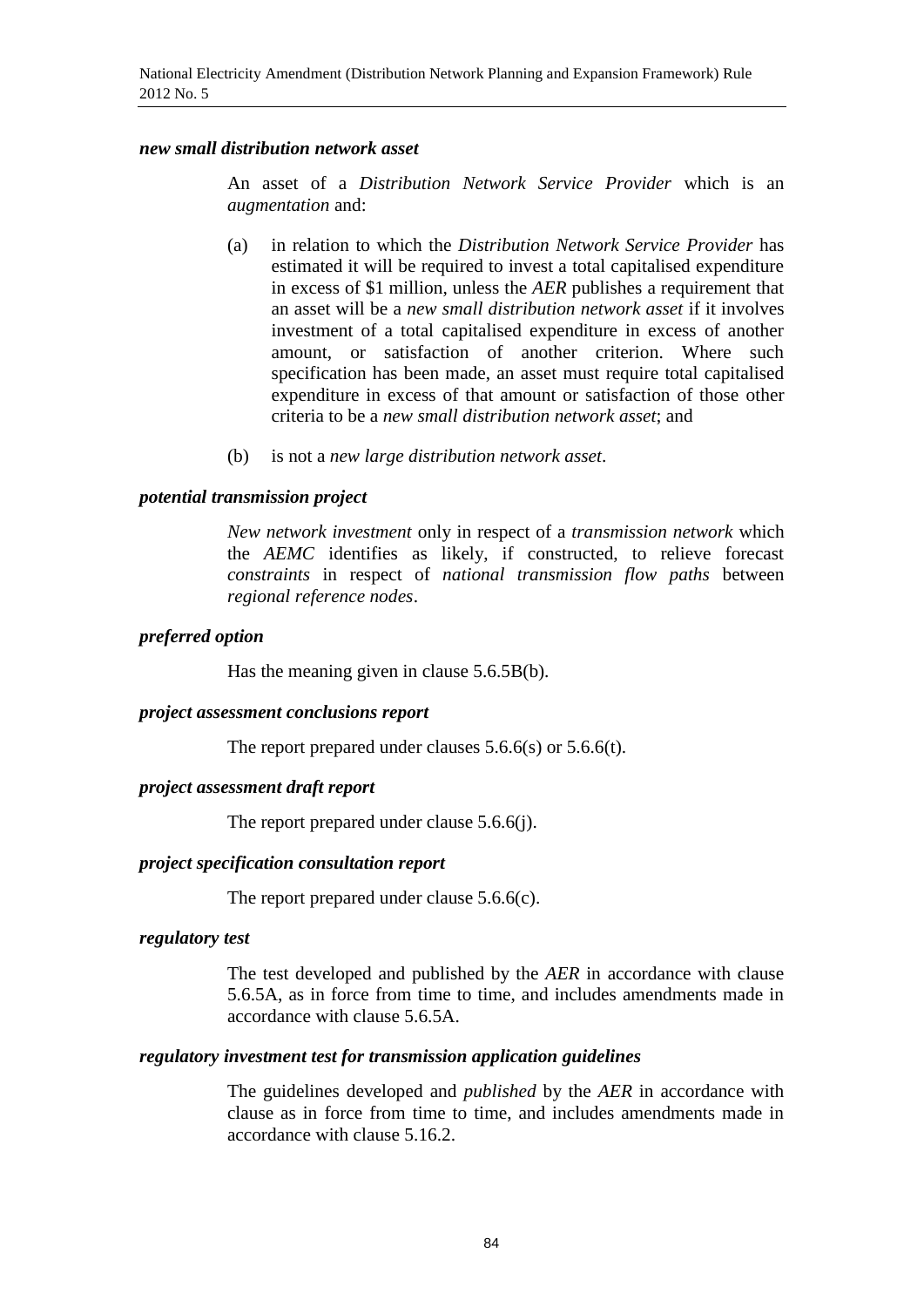***new small distribution network asset***

An asset of a *Distribution Network Service Provider* which is an *augmentation* and:

(a) in relation to which the *Distribution Network Service Provider* has estimated it will be required to invest a total capitalised expenditure in excess of $1 million, unless the *AER* publishes a requirement that an asset will be a *new small distribution network asset* if it involves investment of a total capitalised expenditure in excess of another amount, or satisfaction of another criterion. Where such specification has been made, an asset must require total capitalised expenditure in excess of that amount or satisfaction of those other criteria to be a *new small distribution network asset*; and

(b) is not a *new large distribution network asset*.

***potential transmission project***

*New network investment* only in respect of a *transmission network* which the *AEMC* identifies as likely, if constructed, to relieve forecast *constraints* in respect of *national transmission flow paths* between *regional reference nodes*.

***preferred option***

Has the meaning given in clause 5.6.5B(b).

***project assessment conclusions report***

The report prepared under clauses 5.6.6(s) or 5.6.6(t).

***project assessment draft report***

The report prepared under clause 5.6.6(j).

***project specification consultation report***

The report prepared under clause 5.6.6(c).

***regulatory test***

The test developed and published by the *AER* in accordance with clause 5.6.5A, as in force from time to time, and includes amendments made in accordance with clause 5.6.5A.

***regulatory investment test for transmission application guidelines***

The guidelines developed and *published* by the *AER* in accordance with clause as in force from time to time, and includes amendments made in accordance with clause 5.16.2.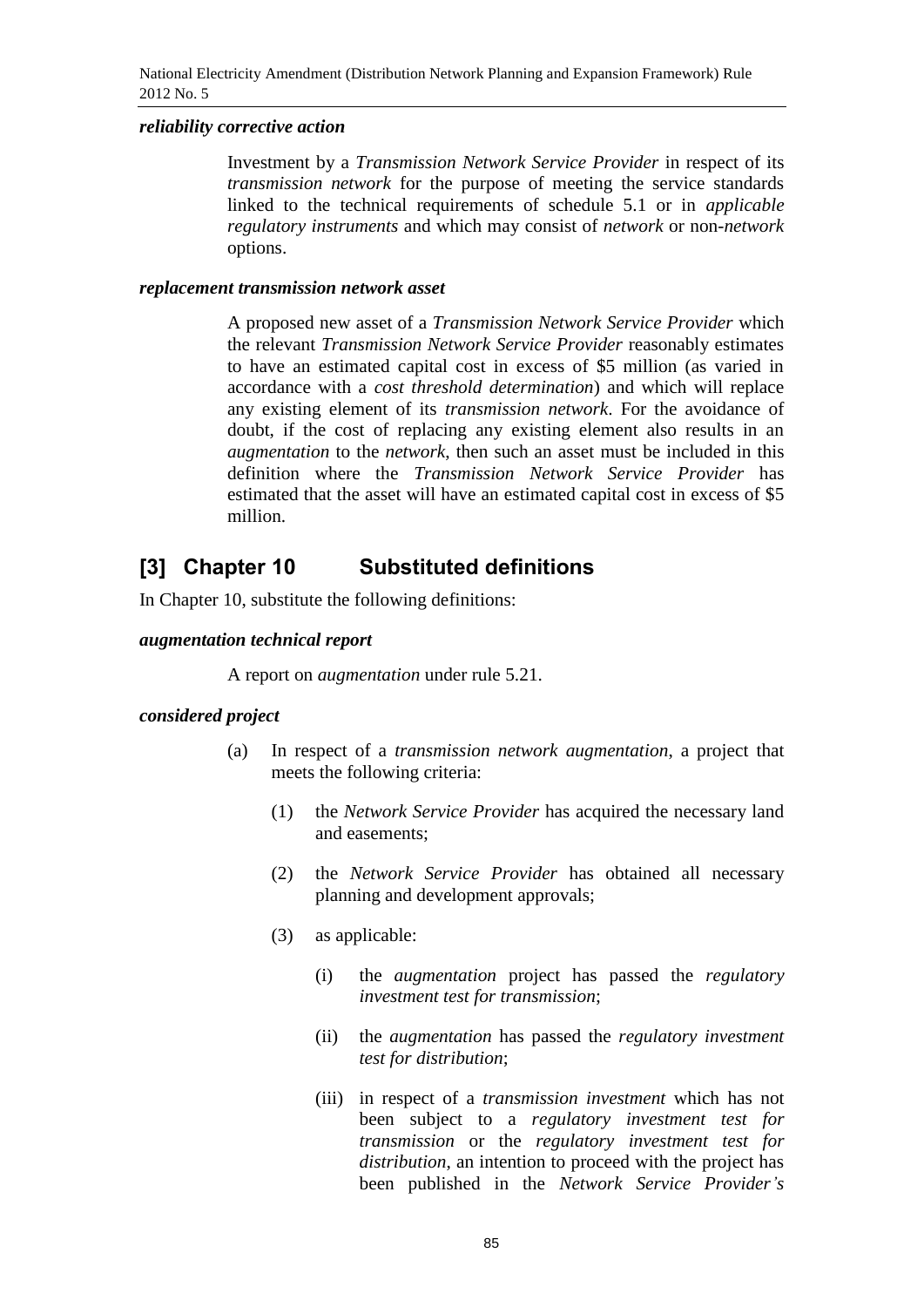***reliability corrective action***

Investment by a *Transmission Network Service Provider* in respect of its *transmission network* for the purpose of meeting the service standards linked to the technical requirements of schedule 5.1 or in *applicable regulatory instruments* and which may consist of *network* or non-*network* options.

***replacement transmission network asset***

A proposed new asset of a *Transmission Network Service Provider* which the relevant *Transmission Network Service Provider* reasonably estimates to have an estimated capital cost in excess of $5 million (as varied in accordance with a *cost threshold determination*) and which will replace any existing element of its *transmission network*. For the avoidance of doubt, if the cost of replacing any existing element also results in an *augmentation* to the *network*, then such an asset must be included in this definition where the *Transmission Network Service Provider* has estimated that the asset will have an estimated capital cost in excess of $5 million.

## [3] Chapter 10 Substituted definitions

In Chapter 10, substitute the following definitions:

***augmentation technical report***

A report on *augmentation* under rule 5.21.

***considered project***

(a) In respect of a *transmission network augmentation*, a project that meets the following criteria:

(1) the *Network Service Provider* has acquired the necessary land and easements;

(2) the *Network Service Provider* has obtained all necessary planning and development approvals;

(3) as applicable:

(i) the *augmentation* project has passed the *regulatory investment test for transmission*;

(ii) the *augmentation* has passed the *regulatory investment test for distribution*;

(iii) in respect of a *transmission investment* which has not been subject to a *regulatory investment test for transmission* or the *regulatory investment test for distribution*, an intention to proceed with the project has been published in the *Network Service Provider's*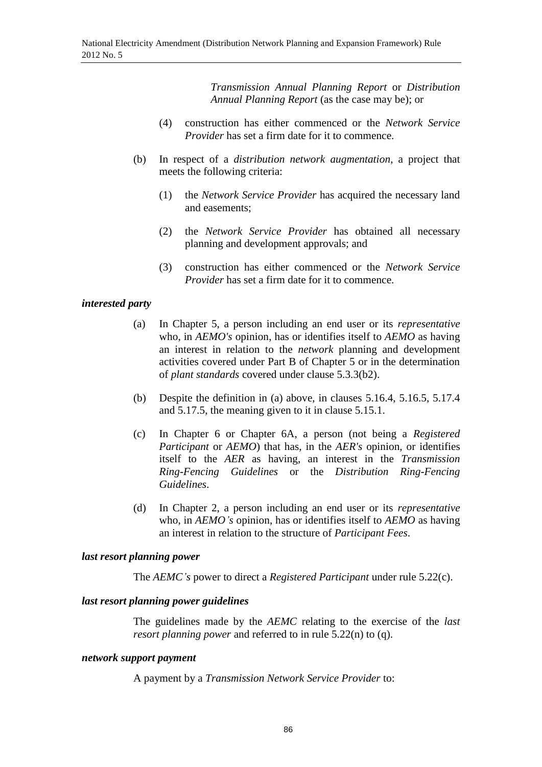*Transmission Annual Planning Report* or *Distribution Annual Planning Report* (as the case may be); or

(4) construction has either commenced or the *Network Service Provider* has set a firm date for it to commence.

(b) In respect of a *distribution network augmentation*, a project that meets the following criteria:

(1) the *Network Service Provider* has acquired the necessary land and easements;

(2) the *Network Service Provider* has obtained all necessary planning and development approvals; and

(3) construction has either commenced or the *Network Service Provider* has set a firm date for it to commence.

***interested party***

(a) In Chapter 5, a person including an end user or its *representative* who, in *AEMO's* opinion, has or identifies itself to *AEMO* as having an interest in relation to the *network* planning and development activities covered under Part B of Chapter 5 or in the determination of *plant standards* covered under clause 5.3.3(b2).

(b) Despite the definition in (a) above, in clauses 5.16.4, 5.16.5, 5.17.4 and 5.17.5, the meaning given to it in clause 5.15.1.

(c) In Chapter 6 or Chapter 6A, a person (not being a *Registered Participant* or *AEMO*) that has, in the *AER's* opinion, or identifies itself to the *AER* as having, an interest in the *Transmission Ring-Fencing Guidelines* or the *Distribution Ring-Fencing Guidelines*.

(d) In Chapter 2, a person including an end user or its *representative* who, in *AEMO's* opinion, has or identifies itself to *AEMO* as having an interest in relation to the structure of *Participant Fees*.

***last resort planning power***

The *AEMC's* power to direct a *Registered Participant* under rule 5.22(c).

***last resort planning power guidelines***

The guidelines made by the *AEMC* relating to the exercise of the *last resort planning power* and referred to in rule 5.22(n) to (q).

***network support payment***

A payment by a *Transmission Network Service Provider* to: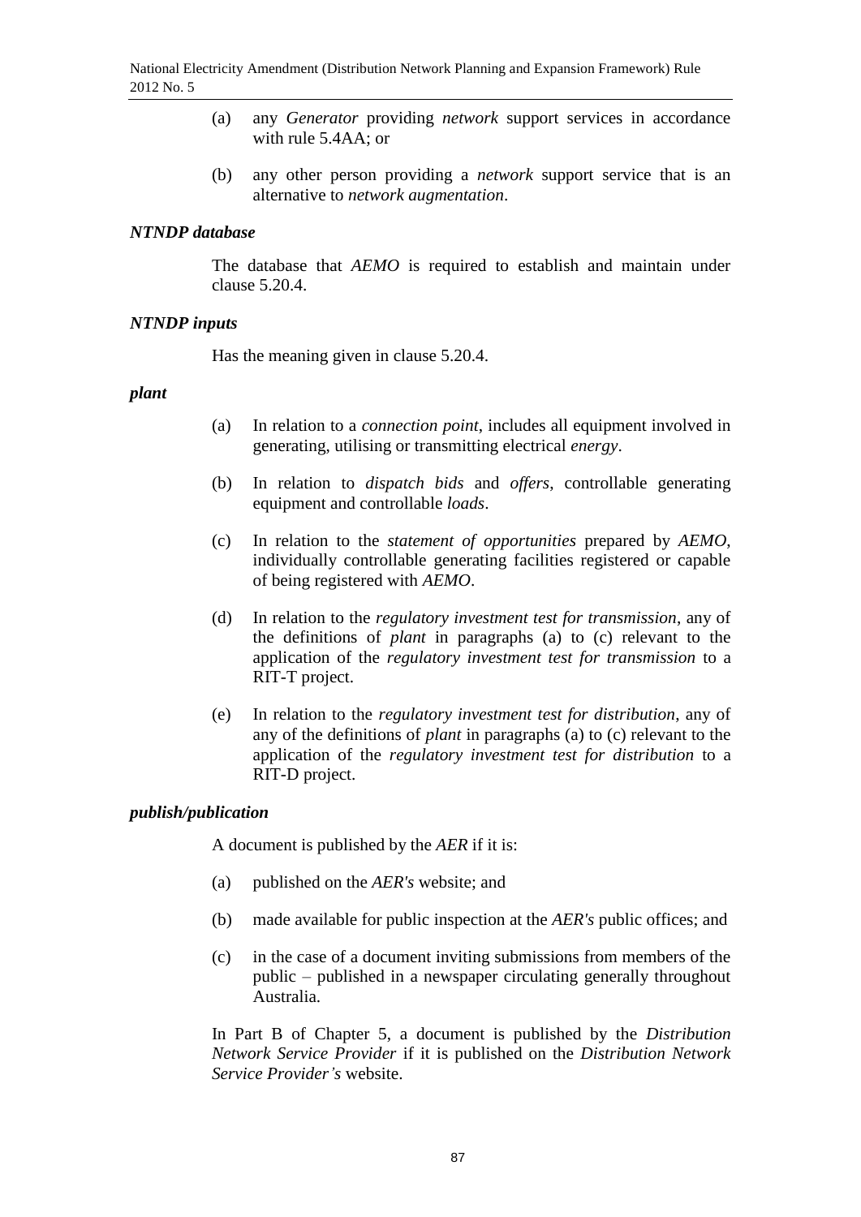(a) any *Generator* providing *network* support services in accordance with rule 5.4AA; or

(b) any other person providing a *network* support service that is an alternative to *network augmentation*.

***NTNDP database***

The database that *AEMO* is required to establish and maintain under clause 5.20.4.

***NTNDP inputs***

Has the meaning given in clause 5.20.4.

***plant***

(a) In relation to a *connection point*, includes all equipment involved in generating, utilising or transmitting electrical *energy*.

(b) In relation to *dispatch bids* and *offers*, controllable generating equipment and controllable *loads*.

(c) In relation to the *statement of opportunities* prepared by *AEMO*, individually controllable generating facilities registered or capable of being registered with *AEMO*.

(d) In relation to the *regulatory investment test for transmission*, any of the definitions of *plant* in paragraphs (a) to (c) relevant to the application of the *regulatory investment test for transmission* to a RIT-T project.

(e) In relation to the *regulatory investment test for distribution*, any of any of the definitions of *plant* in paragraphs (a) to (c) relevant to the application of the *regulatory investment test for distribution* to a RIT-D project.

***publish/publication***

A document is published by the *AER* if it is:

(a) published on the *AER's* website; and

(b) made available for public inspection at the *AER's* public offices; and

(c) in the case of a document inviting submissions from members of the public – published in a newspaper circulating generally throughout Australia.

In Part B of Chapter 5, a document is published by the *Distribution Network Service Provider* if it is published on the *Distribution Network Service Provider's* website.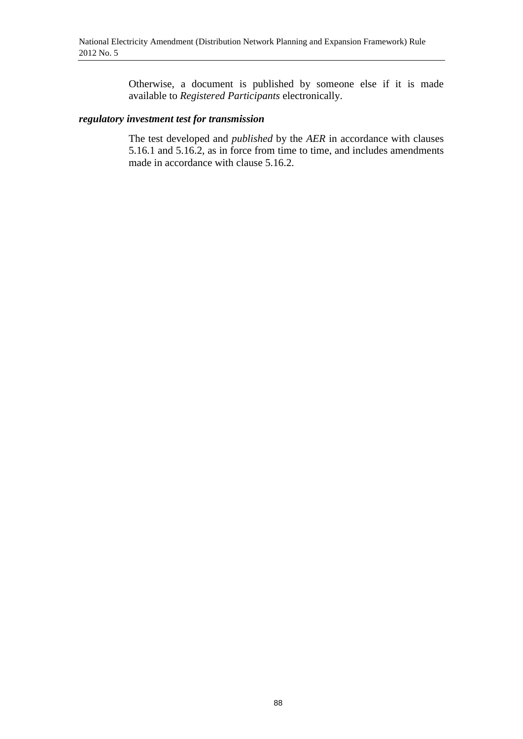Otherwise, a document is published by someone else if it is made available to *Registered Participants* electronically.

***regulatory investment test for transmission***

The test developed and *published* by the *AER* in accordance with clauses 5.16.1 and 5.16.2, as in force from time to time, and includes amendments made in accordance with clause 5.16.2.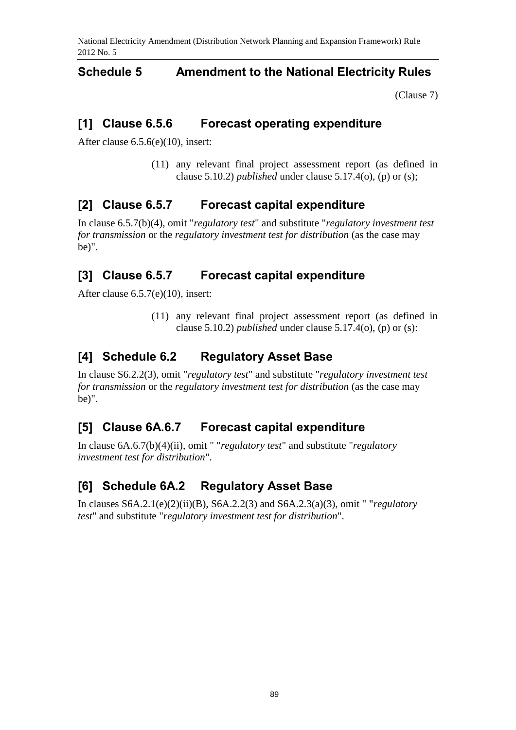## Schedule 5 Amendment to the National Electricity Rules

(Clause 7)

### [1] Clause 6.5.6 Forecast operating expenditure

After clause 6.5.6(e)(10), insert:

> (11) any relevant final project assessment report (as defined in clause 5.10.2) *published* under clause 5.17.4(o), (p) or (s);

### [2] Clause 6.5.7 Forecast capital expenditure

In clause 6.5.7(b)(4), omit "*regulatory test*" and substitute "*regulatory investment test for transmission* or the *regulatory investment test for distribution* (as the case may be)".

### [3] Clause 6.5.7 Forecast capital expenditure

After clause 6.5.7(e)(10), insert:

> (11) any relevant final project assessment report (as defined in clause 5.10.2) *published* under clause 5.17.4(o), (p) or (s):

### [4] Schedule 6.2 Regulatory Asset Base

In clause S6.2.2(3), omit "*regulatory test*" and substitute "*regulatory investment test for transmission* or the *regulatory investment test for distribution* (as the case may be)".

### [5] Clause 6A.6.7 Forecast capital expenditure

In clause 6A.6.7(b)(4)(ii), omit " "*regulatory test*" and substitute "*regulatory investment test for distribution*".

### [6] Schedule 6A.2 Regulatory Asset Base

In clauses S6A.2.1(e)(2)(ii)(B), S6A.2.2(3) and S6A.2.3(a)(3), omit " "*regulatory test*" and substitute "*regulatory investment test for distribution*".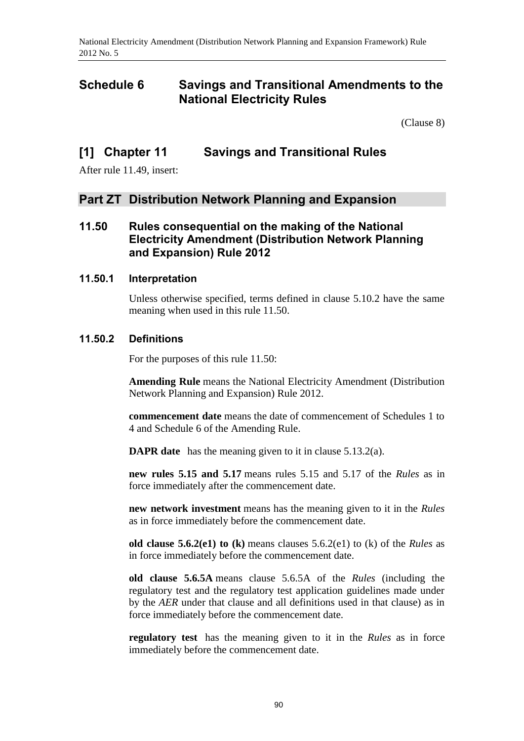# Schedule 6 Savings and Transitional Amendments to the National Electricity Rules

(Clause 8)

## [1] Chapter 11 Savings and Transitional Rules

After rule 11.49, insert:

## Part ZT Distribution Network Planning and Expansion

### 11.50 Rules consequential on the making of the National Electricity Amendment (Distribution Network Planning and Expansion) Rule 2012

#### 11.50.1 Interpretation

Unless otherwise specified, terms defined in clause 5.10.2 have the same meaning when used in this rule 11.50.

#### 11.50.2 Definitions

For the purposes of this rule 11.50:

**Amending Rule** means the National Electricity Amendment (Distribution Network Planning and Expansion) Rule 2012.

**commencement date** means the date of commencement of Schedules 1 to 4 and Schedule 6 of the Amending Rule.

**DAPR date** has the meaning given to it in clause 5.13.2(a).

**new rules 5.15 and 5.17** means rules 5.15 and 5.17 of the *Rules* as in force immediately after the commencement date.

**new network investment** means has the meaning given to it in the *Rules* as in force immediately before the commencement date.

**old clause 5.6.2(e1) to (k)** means clauses 5.6.2(e1) to (k) of the *Rules* as in force immediately before the commencement date.

**old clause 5.6.5A** means clause 5.6.5A of the *Rules* (including the regulatory test and the regulatory test application guidelines made under by the *AER* under that clause and all definitions used in that clause) as in force immediately before the commencement date.

**regulatory test** has the meaning given to it in the *Rules* as in force immediately before the commencement date.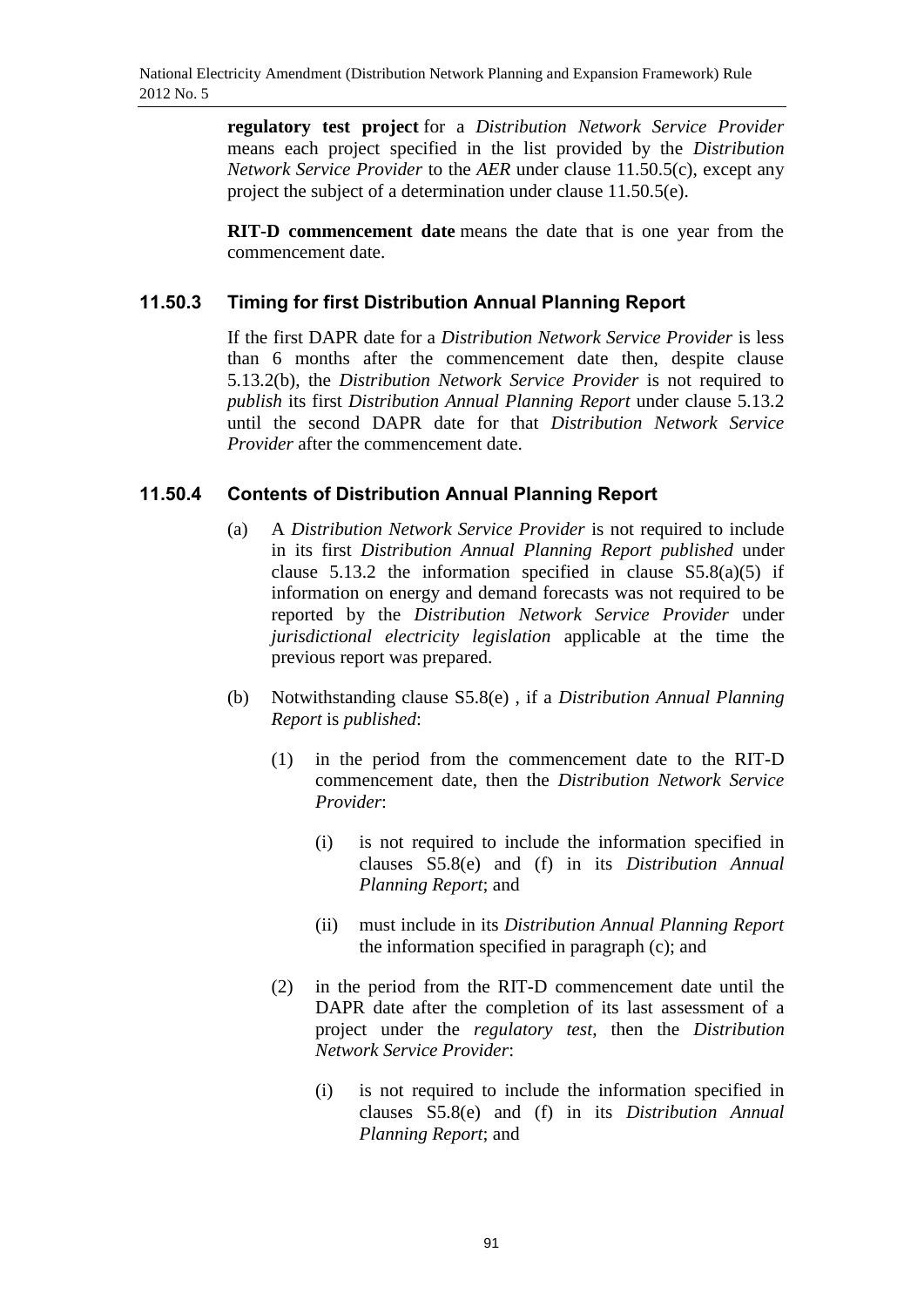**regulatory test project** for a *Distribution Network Service Provider* means each project specified in the list provided by the *Distribution Network Service Provider* to the *AER* under clause 11.50.5(c), except any project the subject of a determination under clause 11.50.5(e).

**RIT-D commencement date** means the date that is one year from the commencement date.

### 11.50.3 Timing for first Distribution Annual Planning Report

If the first DAPR date for a *Distribution Network Service Provider* is less than 6 months after the commencement date then, despite clause 5.13.2(b), the *Distribution Network Service Provider* is not required to *publish* its first *Distribution Annual Planning Report* under clause 5.13.2 until the second DAPR date for that *Distribution Network Service Provider* after the commencement date.

### 11.50.4 Contents of Distribution Annual Planning Report

(a) A *Distribution Network Service Provider* is not required to include in its first *Distribution Annual Planning Report published* under clause 5.13.2 the information specified in clause S5.8(a)(5) if information on energy and demand forecasts was not required to be reported by the *Distribution Network Service Provider* under *jurisdictional electricity legislation* applicable at the time the previous report was prepared.

(b) Notwithstanding clause S5.8(e) , if a *Distribution Annual Planning Report* is *published*:

(1) in the period from the commencement date to the RIT-D commencement date, then the *Distribution Network Service Provider*:

(i) is not required to include the information specified in clauses S5.8(e) and (f) in its *Distribution Annual Planning Report*; and

(ii) must include in its *Distribution Annual Planning Report* the information specified in paragraph (c); and

(2) in the period from the RIT-D commencement date until the DAPR date after the completion of its last assessment of a project under the *regulatory test*, then the *Distribution Network Service Provider*:

(i) is not required to include the information specified in clauses S5.8(e) and (f) in its *Distribution Annual Planning Report*; and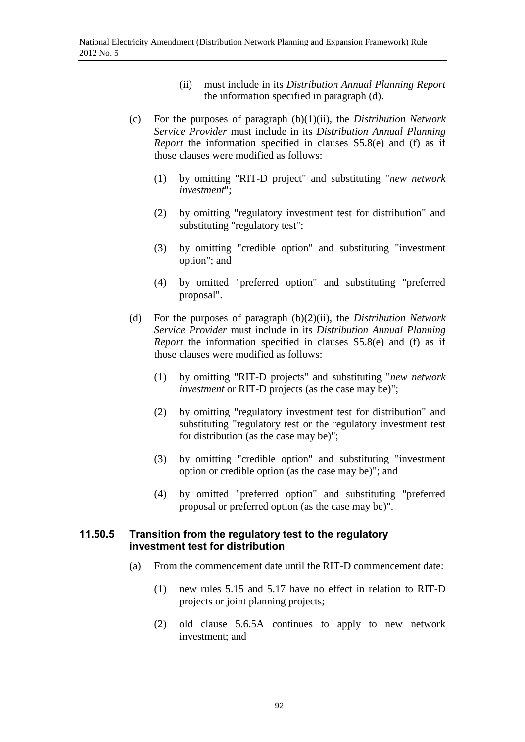(ii) must include in its *Distribution Annual Planning Report* the information specified in paragraph (d).

(c) For the purposes of paragraph (b)(1)(ii), the *Distribution Network Service Provider* must include in its *Distribution Annual Planning Report* the information specified in clauses S5.8(e) and (f) as if those clauses were modified as follows:

(1) by omitting "RIT-D project" and substituting "*new network investment*";

(2) by omitting "regulatory investment test for distribution" and substituting "regulatory test";

(3) by omitting "credible option" and substituting "investment option"; and

(4) by omitted "preferred option" and substituting "preferred proposal".

(d) For the purposes of paragraph (b)(2)(ii), the *Distribution Network Service Provider* must include in its *Distribution Annual Planning Report* the information specified in clauses S5.8(e) and (f) as if those clauses were modified as follows:

(1) by omitting "RIT-D projects" and substituting "*new network investment* or RIT-D projects (as the case may be)";

(2) by omitting "regulatory investment test for distribution" and substituting "regulatory test or the regulatory investment test for distribution (as the case may be)";

(3) by omitting "credible option" and substituting "investment option or credible option (as the case may be)"; and

(4) by omitted "preferred option" and substituting "preferred proposal or preferred option (as the case may be)".

### 11.50.5 Transition from the regulatory test to the regulatory investment test for distribution

(a) From the commencement date until the RIT-D commencement date:

(1) new rules 5.15 and 5.17 have no effect in relation to RIT-D projects or joint planning projects;

(2) old clause 5.6.5A continues to apply to new network investment; and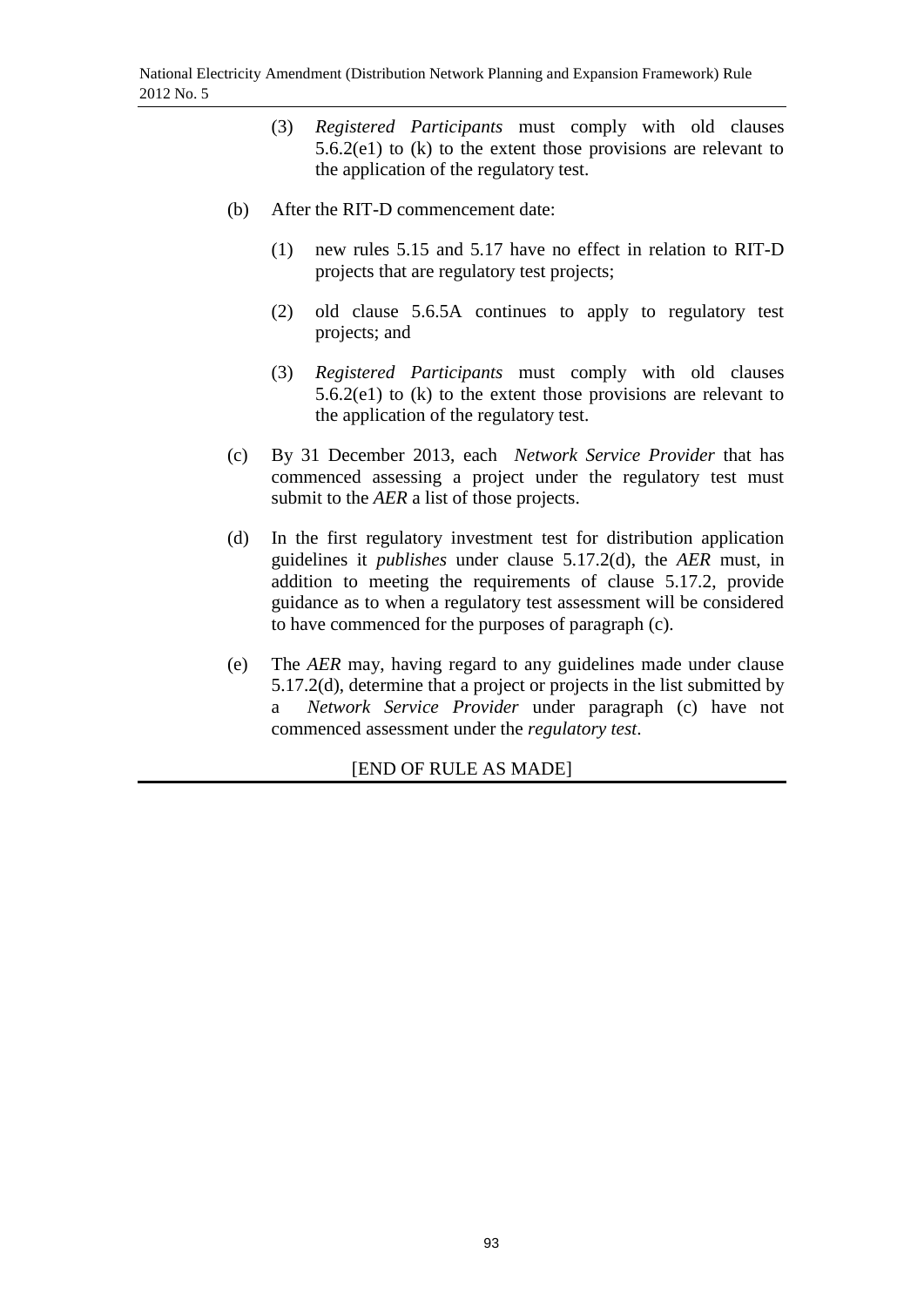(3) *Registered Participants* must comply with old clauses 5.6.2(e1) to (k) to the extent those provisions are relevant to the application of the regulatory test.

(b) After the RIT-D commencement date:

(1) new rules 5.15 and 5.17 have no effect in relation to RIT-D projects that are regulatory test projects;

(2) old clause 5.6.5A continues to apply to regulatory test projects; and

(3) *Registered Participants* must comply with old clauses 5.6.2(e1) to (k) to the extent those provisions are relevant to the application of the regulatory test.

(c) By 31 December 2013, each *Network Service Provider* that has commenced assessing a project under the regulatory test must submit to the *AER* a list of those projects.

(d) In the first regulatory investment test for distribution application guidelines it *publishes* under clause 5.17.2(d), the *AER* must, in addition to meeting the requirements of clause 5.17.2, provide guidance as to when a regulatory test assessment will be considered to have commenced for the purposes of paragraph (c).

(e) The *AER* may, having regard to any guidelines made under clause 5.17.2(d), determine that a project or projects in the list submitted by a *Network Service Provider* under paragraph (c) have not commenced assessment under the *regulatory test*.

[END OF RULE AS MADE]